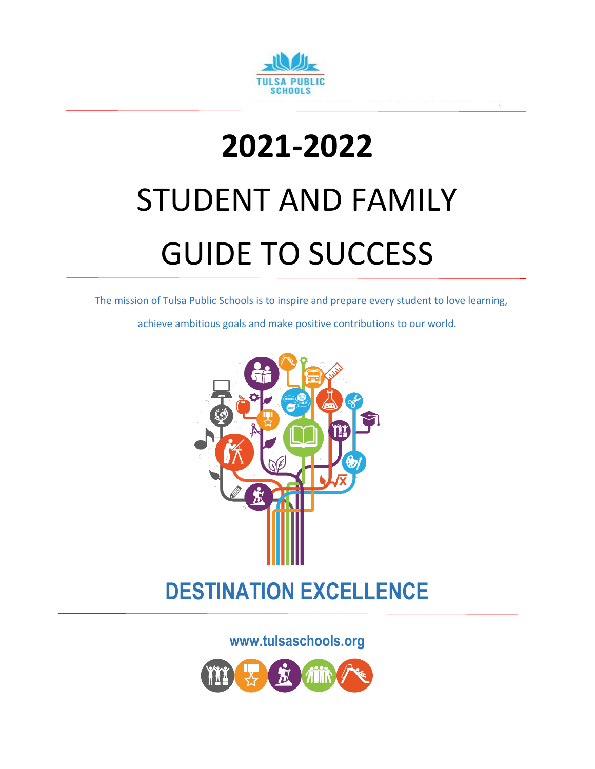TULSA PUBLIC SCHOOLS

# 2021-2022

# STUDENT AND FAMILY GUIDE TO SUCCESS

The mission of Tulsa Public Schools is to inspire and prepare every student to love learning, achieve ambitious goals and make positive contributions to our world.

## DESTINATION EXCELLENCE

www.tulsaschools.org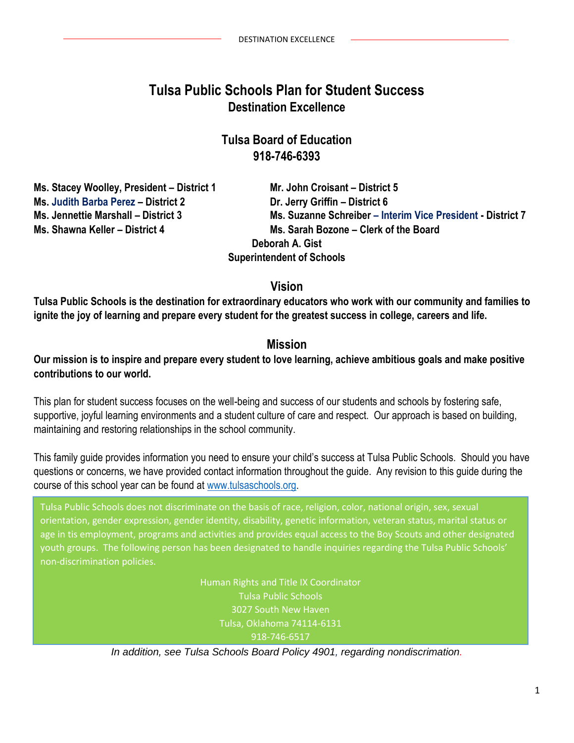# Tulsa Public Schools Plan for Student Success

## Destination Excellence

## Tulsa Board of Education

## 918-746-6393

**Ms. Stacey Woolley, President – District 1**
**Ms. Judith Barba Perez – District 2**
**Ms. Jennettie Marshall – District 3**
**Ms. Shawna Keller – District 4**
**Mr. John Croisant – District 5**
**Dr. Jerry Griffin – District 6**
**Ms. Suzanne Schreiber – Interim Vice President - District 7**
**Ms. Sarah Bozone – Clerk of the Board**

**Deborah A. Gist**
**Superintendent of Schools**

## Vision

**Tulsa Public Schools is the destination for extraordinary educators who work with our community and families to ignite the joy of learning and prepare every student for the greatest success in college, careers and life.**

## Mission

**Our mission is to inspire and prepare every student to love learning, achieve ambitious goals and make positive contributions to our world.**

This plan for student success focuses on the well-being and success of our students and schools by fostering safe, supportive, joyful learning environments and a student culture of care and respect. Our approach is based on building, maintaining and restoring relationships in the school community.

This family guide provides information you need to ensure your child's success at Tulsa Public Schools. Should you have questions or concerns, we have provided contact information throughout the guide. Any revision to this guide during the course of this school year can be found at www.tulsaschools.org.

Tulsa Public Schools does not discriminate on the basis of race, religion, color, national origin, sex, sexual orientation, gender expression, gender identity, disability, genetic information, veteran status, marital status or age in tis employment, programs and activities and provides equal access to the Boy Scouts and other designated youth groups. The following person has been designated to handle inquiries regarding the Tulsa Public Schools' non-discrimination policies.

Human Rights and Title IX Coordinator
Tulsa Public Schools
3027 South New Haven
Tulsa, Oklahoma 74114-6131
918-746-6517

*In addition, see Tulsa Schools Board Policy 4901, regarding nondiscrimation.*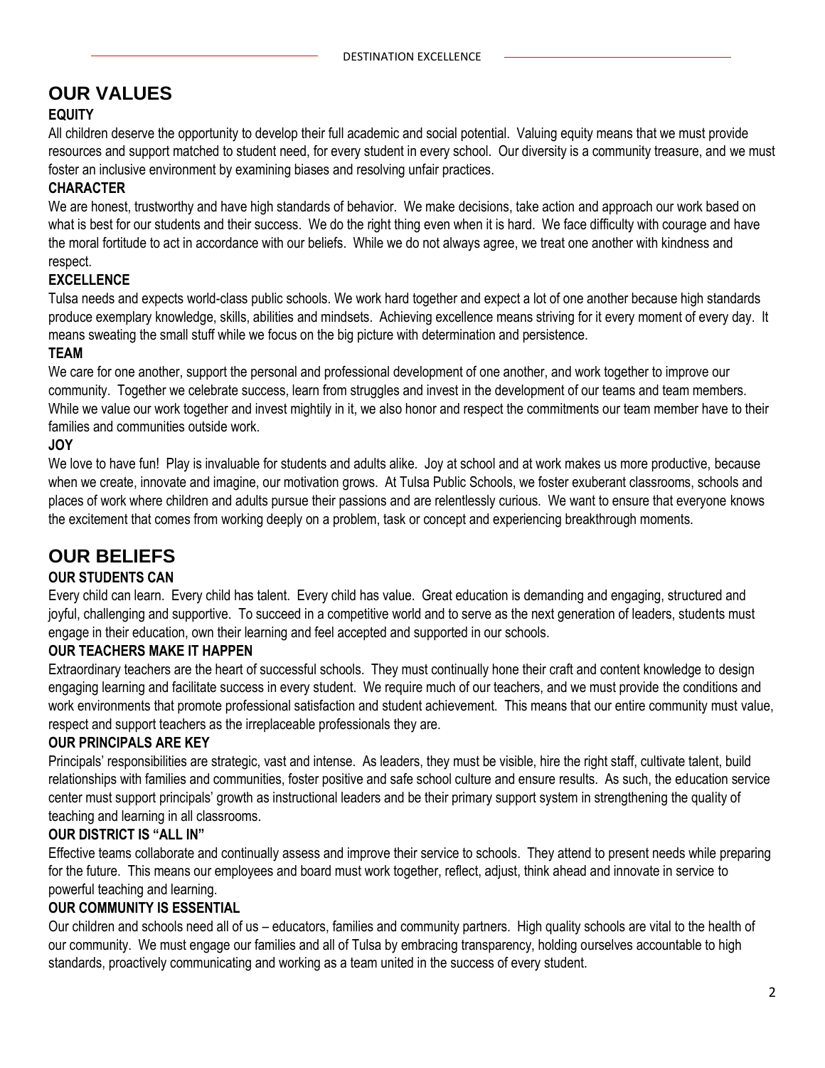# OUR VALUES

### EQUITY

All children deserve the opportunity to develop their full academic and social potential. Valuing equity means that we must provide resources and support matched to student need, for every student in every school. Our diversity is a community treasure, and we must foster an inclusive environment by examining biases and resolving unfair practices.

### CHARACTER

We are honest, trustworthy and have high standards of behavior. We make decisions, take action and approach our work based on what is best for our students and their success. We do the right thing even when it is hard. We face difficulty with courage and have the moral fortitude to act in accordance with our beliefs. While we do not always agree, we treat one another with kindness and respect.

### EXCELLENCE

Tulsa needs and expects world-class public schools. We work hard together and expect a lot of one another because high standards produce exemplary knowledge, skills, abilities and mindsets. Achieving excellence means striving for it every moment of every day. It means sweating the small stuff while we focus on the big picture with determination and persistence.

### TEAM

We care for one another, support the personal and professional development of one another, and work together to improve our community. Together we celebrate success, learn from struggles and invest in the development of our teams and team members. While we value our work together and invest mightily in it, we also honor and respect the commitments our team member have to their families and communities outside work.

### JOY

We love to have fun! Play is invaluable for students and adults alike. Joy at school and at work makes us more productive, because when we create, innovate and imagine, our motivation grows. At Tulsa Public Schools, we foster exuberant classrooms, schools and places of work where children and adults pursue their passions and are relentlessly curious. We want to ensure that everyone knows the excitement that comes from working deeply on a problem, task or concept and experiencing breakthrough moments.

# OUR BELIEFS

### OUR STUDENTS CAN

Every child can learn. Every child has talent. Every child has value. Great education is demanding and engaging, structured and joyful, challenging and supportive. To succeed in a competitive world and to serve as the next generation of leaders, students must engage in their education, own their learning and feel accepted and supported in our schools.

### OUR TEACHERS MAKE IT HAPPEN

Extraordinary teachers are the heart of successful schools. They must continually hone their craft and content knowledge to design engaging learning and facilitate success in every student. We require much of our teachers, and we must provide the conditions and work environments that promote professional satisfaction and student achievement. This means that our entire community must value, respect and support teachers as the irreplaceable professionals they are.

### OUR PRINCIPALS ARE KEY

Principals' responsibilities are strategic, vast and intense. As leaders, they must be visible, hire the right staff, cultivate talent, build relationships with families and communities, foster positive and safe school culture and ensure results. As such, the education service center must support principals' growth as instructional leaders and be their primary support system in strengthening the quality of teaching and learning in all classrooms.

### OUR DISTRICT IS "ALL IN"

Effective teams collaborate and continually assess and improve their service to schools. They attend to present needs while preparing for the future. This means our employees and board must work together, reflect, adjust, think ahead and innovate in service to powerful teaching and learning.

### OUR COMMUNITY IS ESSENTIAL

Our children and schools need all of us – educators, families and community partners. High quality schools are vital to the health of our community. We must engage our families and all of Tulsa by embracing transparency, holding ourselves accountable to high standards, proactively communicating and working as a team united in the success of every student.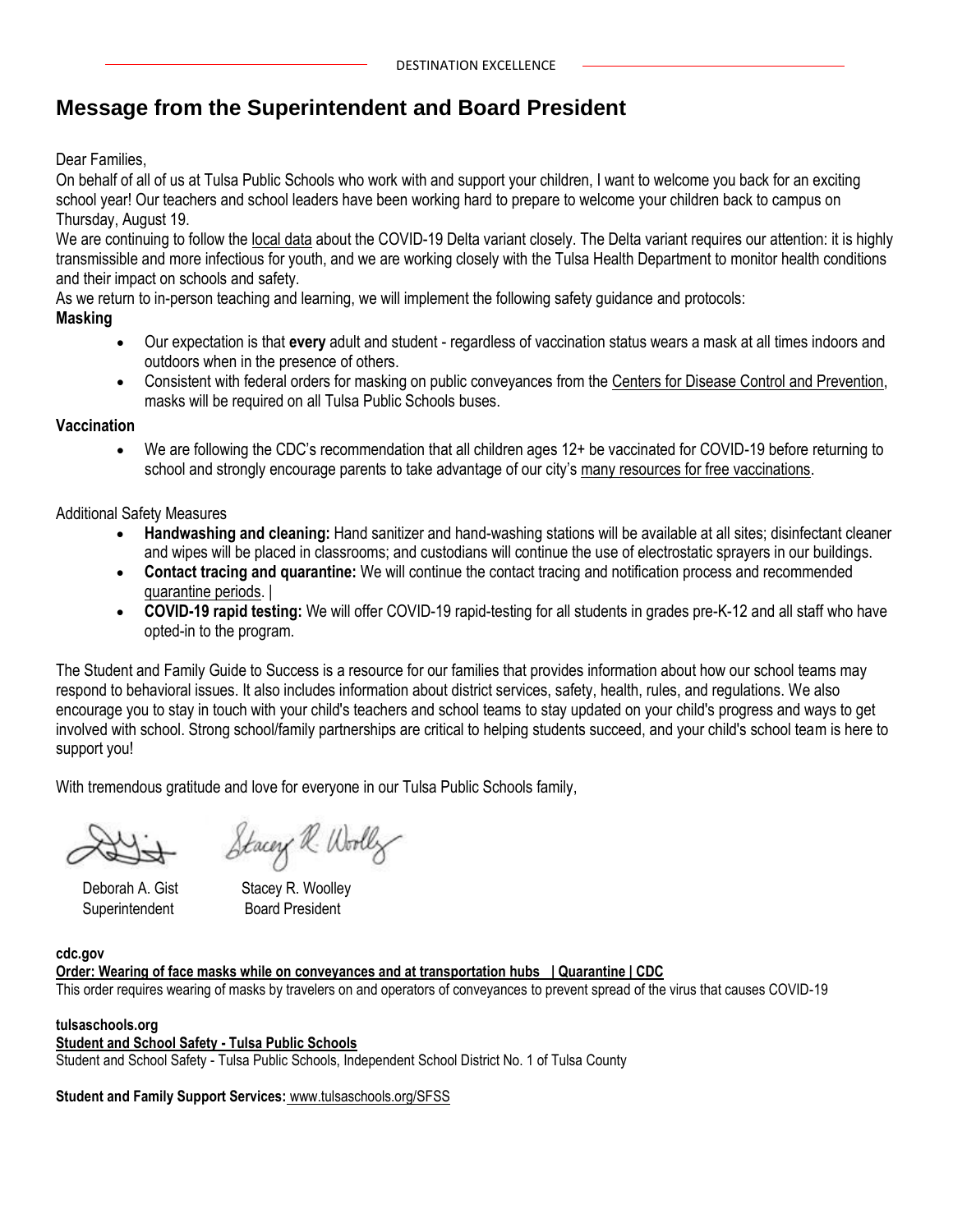# Message from the Superintendent and Board President

Dear Families,

On behalf of all of us at Tulsa Public Schools who work with and support your children, I want to welcome you back for an exciting school year! Our teachers and school leaders have been working hard to prepare to welcome your children back to campus on Thursday, August 19.

We are continuing to follow the local data about the COVID-19 Delta variant closely. The Delta variant requires our attention: it is highly transmissible and more infectious for youth, and we are working closely with the Tulsa Health Department to monitor health conditions and their impact on schools and safety.

As we return to in-person teaching and learning, we will implement the following safety guidance and protocols:

**Masking**

- Our expectation is that **every** adult and student - regardless of vaccination status wears a mask at all times indoors and outdoors when in the presence of others.
- Consistent with federal orders for masking on public conveyances from the Centers for Disease Control and Prevention, masks will be required on all Tulsa Public Schools buses.

**Vaccination**

- We are following the CDC's recommendation that all children ages 12+ be vaccinated for COVID-19 before returning to school and strongly encourage parents to take advantage of our city's many resources for free vaccinations.

Additional Safety Measures

- **Handwashing and cleaning:** Hand sanitizer and hand-washing stations will be available at all sites; disinfectant cleaner and wipes will be placed in classrooms; and custodians will continue the use of electrostatic sprayers in our buildings.
- **Contact tracing and quarantine:** We will continue the contact tracing and notification process and recommended quarantine periods. |
- **COVID-19 rapid testing:** We will offer COVID-19 rapid-testing for all students in grades pre-K-12 and all staff who have opted-in to the program.

The Student and Family Guide to Success is a resource for our families that provides information about how our school teams may respond to behavioral issues. It also includes information about district services, safety, health, rules, and regulations. We also encourage you to stay in touch with your child's teachers and school teams to stay updated on your child's progress and ways to get involved with school. Strong school/family partnerships are critical to helping students succeed, and your child's school team is here to support you!

With tremendous gratitude and love for everyone in our Tulsa Public Schools family,

Deborah A. Gist
Superintendent

Stacey R. Woolley
Board President

**cdc.gov**
**Order: Wearing of face masks while on conveyances and at transportation hubs | Quarantine | CDC**
This order requires wearing of masks by travelers on and operators of conveyances to prevent spread of the virus that causes COVID-19

**tulsaschools.org**
**Student and School Safety - Tulsa Public Schools**
Student and School Safety - Tulsa Public Schools, Independent School District No. 1 of Tulsa County

**Student and Family Support Services:** www.tulsaschools.org/SFSS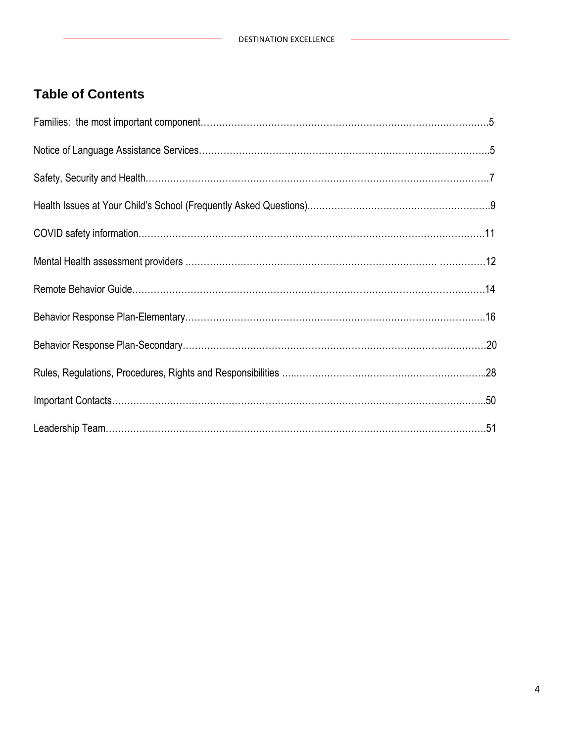## Table of Contents

Families: the most important component……………………………………………………………………………………5

Notice of Language Assistance Services…………………………………………………………………………………..5

Safety, Security and Health……………………………………………………………………………………………………7

Health Issues at Your Child's School (Frequently Asked Questions)..…………………………………………………9

COVID safety information……………………………………………………………………………………………………11

Mental Health assessment providers ……………………………………………………………………… ……………12

Remote Behavior Guide………………………………………………………………………………………………………14

Behavior Response Plan-Elementary………………………………………………………………………………….…16

Behavior Response Plan-Secondary………………………………………………………………………………………20

Rules, Regulations, Procedures, Rights and Responsibilities …..……………………………………………………..28

Important Contacts……………………………………………………………………………………………………………..50

Leadership Team…………………………………………………………………………………………………………………51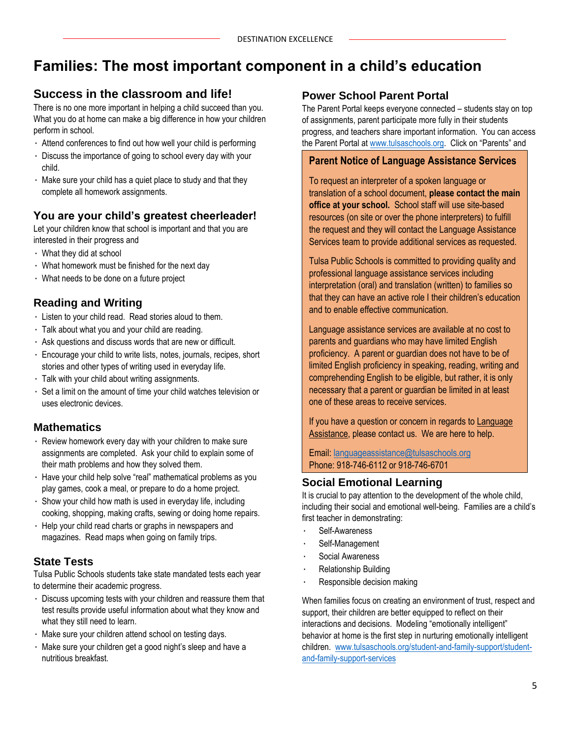# Families: The most important component in a child's education

## Success in the classroom and life!

There is no one more important in helping a child succeed than you. What you do at home can make a big difference in how your children perform in school.

- Attend conferences to find out how well your child is performing
- Discuss the importance of going to school every day with your child.
- Make sure your child has a quiet place to study and that they complete all homework assignments.

## You are your child's greatest cheerleader!

Let your children know that school is important and that you are interested in their progress and

- What they did at school
- What homework must be finished for the next day
- What needs to be done on a future project

## Reading and Writing

- Listen to your child read. Read stories aloud to them.
- Talk about what you and your child are reading.
- Ask questions and discuss words that are new or difficult.
- Encourage your child to write lists, notes, journals, recipes, short stories and other types of writing used in everyday life.
- Talk with your child about writing assignments.
- Set a limit on the amount of time your child watches television or uses electronic devices.

## Mathematics

- Review homework every day with your children to make sure assignments are completed. Ask your child to explain some of their math problems and how they solved them.
- Have your child help solve "real" mathematical problems as you play games, cook a meal, or prepare to do a home project.
- Show your child how math is used in everyday life, including cooking, shopping, making crafts, sewing or doing home repairs.
- Help your child read charts or graphs in newspapers and magazines. Read maps when going on family trips.

## State Tests

Tulsa Public Schools students take state mandated tests each year to determine their academic progress.

- Discuss upcoming tests with your children and reassure them that test results provide useful information about what they know and what they still need to learn.
- Make sure your children attend school on testing days.
- Make sure your children get a good night's sleep and have a nutritious breakfast.

## Power School Parent Portal

The Parent Portal keeps everyone connected – students stay on top of assignments, parent participate more fully in their students progress, and teachers share important information. You can access the Parent Portal at www.tulsaschools.org. Click on "Parents" and

### Parent Notice of Language Assistance Services

To request an interpreter of a spoken language or translation of a school document, **please contact the main office at your school.** School staff will use site-based resources (on site or over the phone interpreters) to fulfill the request and they will contact the Language Assistance Services team to provide additional services as requested.

Tulsa Public Schools is committed to providing quality and professional language assistance services including interpretation (oral) and translation (written) to families so that they can have an active role I their children's education and to enable effective communication.

Language assistance services are available at no cost to parents and guardians who may have limited English proficiency. A parent or guardian does not have to be of limited English proficiency in speaking, reading, writing and comprehending English to be eligible, but rather, it is only necessary that a parent or guardian be limited in at least one of these areas to receive services.

If you have a question or concern in regards to Language Assistance, please contact us. We are here to help.

Email: languageassistance@tulsaschools.org
Phone: 918-746-6112 or 918-746-6701

## Social Emotional Learning

It is crucial to pay attention to the development of the whole child, including their social and emotional well-being. Families are a child's first teacher in demonstrating:

- Self-Awareness
- Self-Management
- Social Awareness
- Relationship Building
- Responsible decision making

When families focus on creating an environment of trust, respect and support, their children are better equipped to reflect on their interactions and decisions. Modeling "emotionally intelligent" behavior at home is the first step in nurturing emotionally intelligent children. www.tulsaschools.org/student-and-family-support/student-and-family-support-services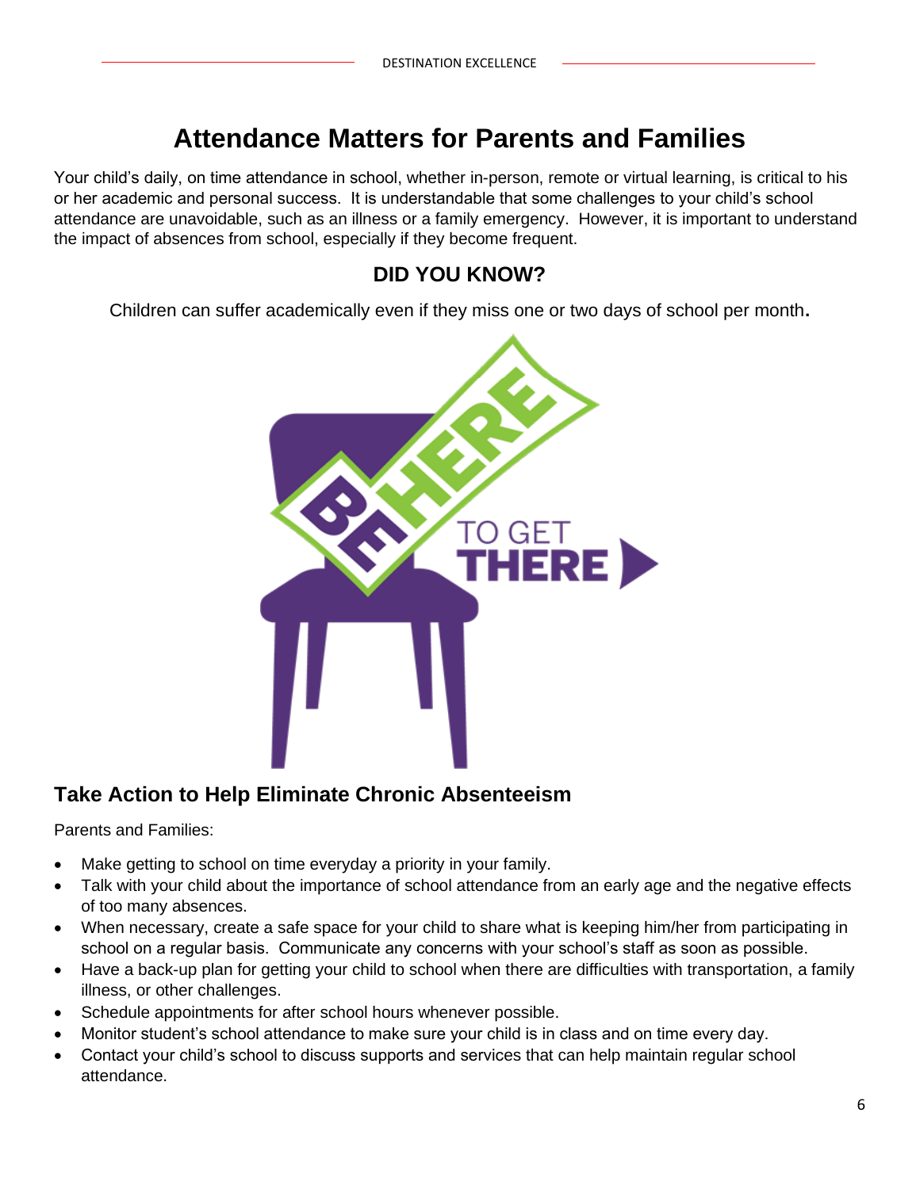# Attendance Matters for Parents and Families

Your child's daily, on time attendance in school, whether in-person, remote or virtual learning, is critical to his or her academic and personal success. It is understandable that some challenges to your child's school attendance are unavoidable, such as an illness or a family emergency. However, it is important to understand the impact of absences from school, especially if they become frequent.

### DID YOU KNOW?

Children can suffer academically even if they miss one or two days of school per month**.**

## Take Action to Help Eliminate Chronic Absenteeism

Parents and Families:

- Make getting to school on time everyday a priority in your family.
- Talk with your child about the importance of school attendance from an early age and the negative effects of too many absences.
- When necessary, create a safe space for your child to share what is keeping him/her from participating in school on a regular basis. Communicate any concerns with your school's staff as soon as possible.
- Have a back-up plan for getting your child to school when there are difficulties with transportation, a family illness, or other challenges.
- Schedule appointments for after school hours whenever possible.
- Monitor student's school attendance to make sure your child is in class and on time every day.
- Contact your child's school to discuss supports and services that can help maintain regular school attendance.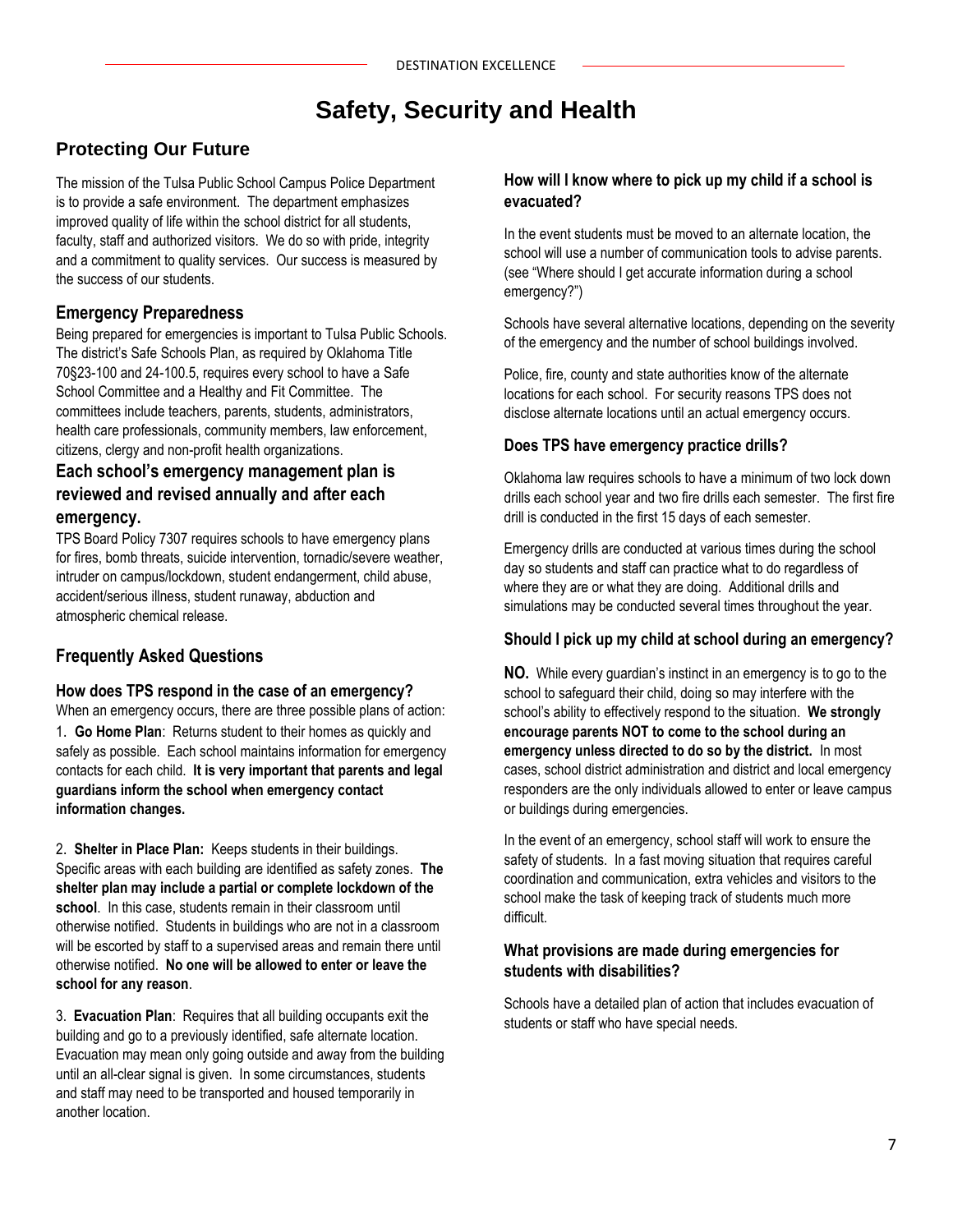# Safety, Security and Health

## Protecting Our Future

The mission of the Tulsa Public School Campus Police Department is to provide a safe environment. The department emphasizes improved quality of life within the school district for all students, faculty, staff and authorized visitors. We do so with pride, integrity and a commitment to quality services. Our success is measured by the success of our students.

### Emergency Preparedness

Being prepared for emergencies is important to Tulsa Public Schools. The district's Safe Schools Plan, as required by Oklahoma Title 70§23-100 and 24-100.5, requires every school to have a Safe School Committee and a Healthy and Fit Committee. The committees include teachers, parents, students, administrators, health care professionals, community members, law enforcement, citizens, clergy and non-profit health organizations.

### Each school's emergency management plan is reviewed and revised annually and after each emergency.

TPS Board Policy 7307 requires schools to have emergency plans for fires, bomb threats, suicide intervention, tornadic/severe weather, intruder on campus/lockdown, student endangerment, child abuse, accident/serious illness, student runaway, abduction and atmospheric chemical release.

### Frequently Asked Questions

#### How does TPS respond in the case of an emergency?

When an emergency occurs, there are three possible plans of action:

1. **Go Home Plan**: Returns student to their homes as quickly and safely as possible. Each school maintains information for emergency contacts for each child. **It is very important that parents and legal guardians inform the school when emergency contact information changes.**

2. **Shelter in Place Plan:** Keeps students in their buildings. Specific areas with each building are identified as safety zones. **The shelter plan may include a partial or complete lockdown of the school**. In this case, students remain in their classroom until otherwise notified. Students in buildings who are not in a classroom will be escorted by staff to a supervised areas and remain there until otherwise notified. **No one will be allowed to enter or leave the school for any reason**.

3. **Evacuation Plan**: Requires that all building occupants exit the building and go to a previously identified, safe alternate location. Evacuation may mean only going outside and away from the building until an all-clear signal is given. In some circumstances, students and staff may need to be transported and housed temporarily in another location.

#### How will I know where to pick up my child if a school is evacuated?

In the event students must be moved to an alternate location, the school will use a number of communication tools to advise parents. (see "Where should I get accurate information during a school emergency?")

Schools have several alternative locations, depending on the severity of the emergency and the number of school buildings involved.

Police, fire, county and state authorities know of the alternate locations for each school. For security reasons TPS does not disclose alternate locations until an actual emergency occurs.

#### Does TPS have emergency practice drills?

Oklahoma law requires schools to have a minimum of two lock down drills each school year and two fire drills each semester. The first fire drill is conducted in the first 15 days of each semester.

Emergency drills are conducted at various times during the school day so students and staff can practice what to do regardless of where they are or what they are doing. Additional drills and simulations may be conducted several times throughout the year.

#### Should I pick up my child at school during an emergency?

**NO.** While every guardian's instinct in an emergency is to go to the school to safeguard their child, doing so may interfere with the school's ability to effectively respond to the situation. **We strongly encourage parents NOT to come to the school during an emergency unless directed to do so by the district.** In most cases, school district administration and district and local emergency responders are the only individuals allowed to enter or leave campus or buildings during emergencies.

In the event of an emergency, school staff will work to ensure the safety of students. In a fast moving situation that requires careful coordination and communication, extra vehicles and visitors to the school make the task of keeping track of students much more difficult.

#### What provisions are made during emergencies for students with disabilities?

Schools have a detailed plan of action that includes evacuation of students or staff who have special needs.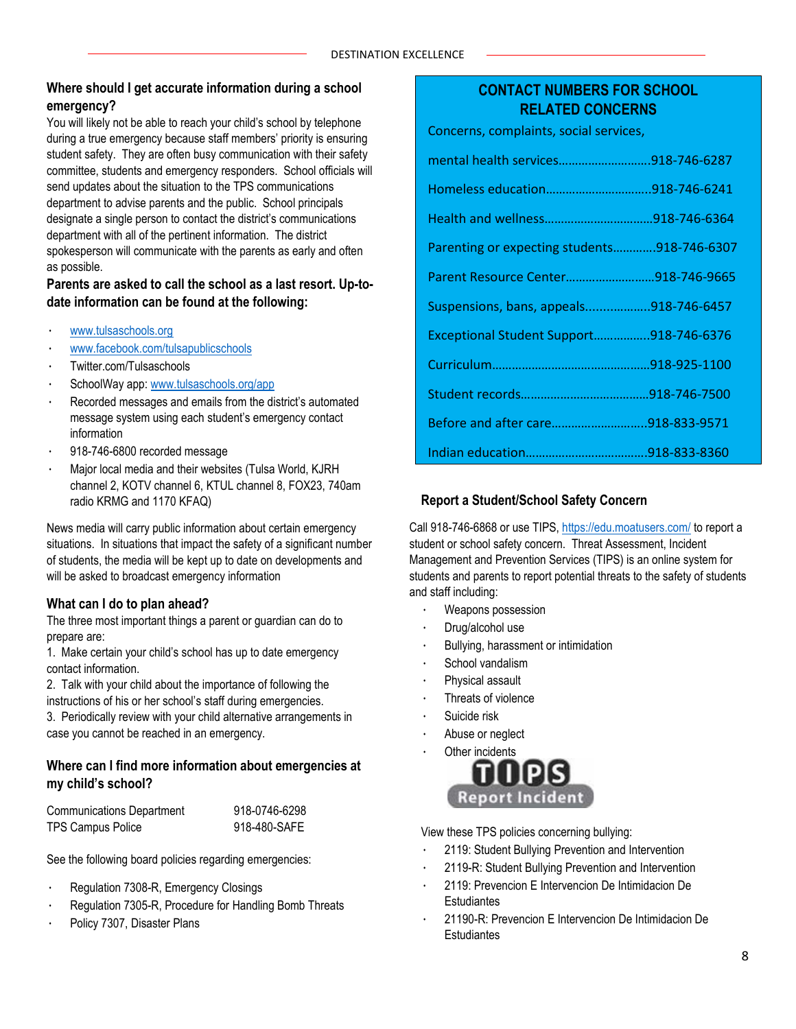## Where should I get accurate information during a school emergency?

You will likely not be able to reach your child's school by telephone during a true emergency because staff members' priority is ensuring student safety. They are often busy communication with their safety committee, students and emergency responders. School officials will send updates about the situation to the TPS communications department to advise parents and the public. School principals designate a single person to contact the district's communications department with all of the pertinent information. The district spokesperson will communicate with the parents as early and often as possible.

**Parents are asked to call the school as a last resort. Up-to-date information can be found at the following:**

- www.tulsaschools.org
- www.facebook.com/tulsapublicschools
- Twitter.com/Tulsaschools
- SchoolWay app: www.tulsaschools.org/app
- Recorded messages and emails from the district's automated message system using each student's emergency contact information
- 918-746-6800 recorded message
- Major local media and their websites (Tulsa World, KJRH channel 2, KOTV channel 6, KTUL channel 8, FOX23, 740am radio KRMG and 1170 KFAQ)

News media will carry public information about certain emergency situations. In situations that impact the safety of a significant number of students, the media will be kept up to date on developments and will be asked to broadcast emergency information

## What can I do to plan ahead?

The three most important things a parent or guardian can do to prepare are:

1. Make certain your child's school has up to date emergency contact information.
2. Talk with your child about the importance of following the instructions of his or her school's staff during emergencies.
3. Periodically review with your child alternative arrangements in case you cannot be reached in an emergency.

## Where can I find more information about emergencies at my child's school?

| | |
|---|---|
| Communications Department | 918-0746-6298 |
| TPS Campus Police | 918-480-SAFE |

See the following board policies regarding emergencies:

- Regulation 7308-R, Emergency Closings
- Regulation 7305-R, Procedure for Handling Bomb Threats
- Policy 7307, Disaster Plans

## CONTACT NUMBERS FOR SCHOOL RELATED CONCERNS

Concerns, complaints, social services,

mental health services............................918-746-6287

Homeless education................................918-746-6241

Health and wellness.................................918-746-6364

Parenting or expecting students.............918-746-6307

Parent Resource Center...........................918-746-9665

Suspensions, bans, appeals....................918-746-6457

Exceptional Student Support.................918-746-6376

Curriculum...............................................918-925-1100

Student records.......................................918-746-7500

Before and after care..............................918-833-9571

Indian education.....................................918-833-8360

## Report a Student/School Safety Concern

Call 918-746-6868 or use TIPS, https://edu.moatusers.com/ to report a student or school safety concern. Threat Assessment, Incident Management and Prevention Services (TIPS) is an online system for students and parents to report potential threats to the safety of students and staff including:

- Weapons possession
- Drug/alcohol use
- Bullying, harassment or intimidation
- School vandalism
- Physical assault
- Threats of violence
- Suicide risk
- Abuse or neglect
- Other incidents

TIPS Report Incident

View these TPS policies concerning bullying:

- 2119: Student Bullying Prevention and Intervention
- 2119-R: Student Bullying Prevention and Intervention
- 2119: Prevencion E Intervencion De Intimidacion De Estudiantes
- 21190-R: Prevencion E Intervencion De Intimidacion De Estudiantes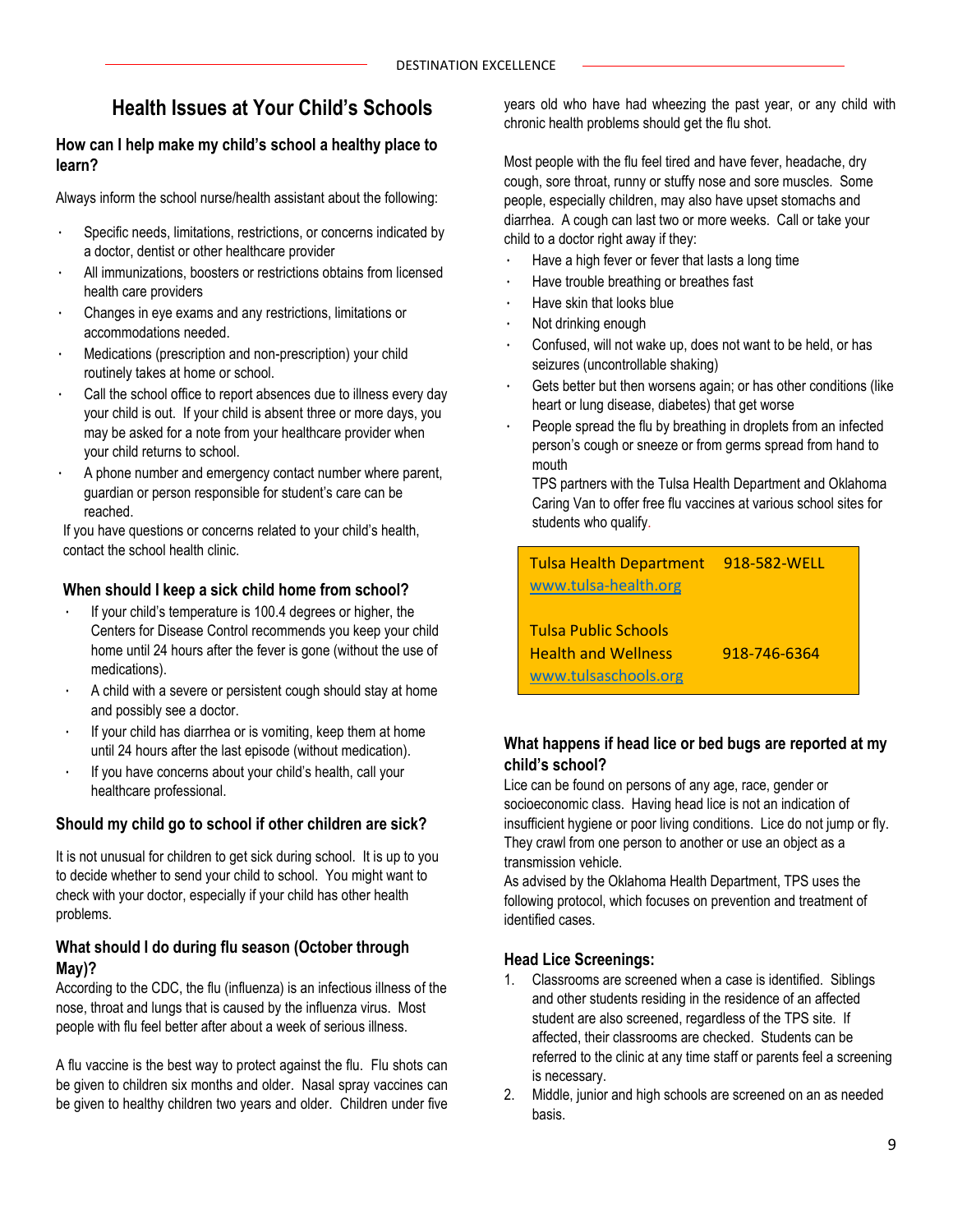# Health Issues at Your Child's Schools

### How can I help make my child's school a healthy place to learn?

Always inform the school nurse/health assistant about the following:

- Specific needs, limitations, restrictions, or concerns indicated by a doctor, dentist or other healthcare provider
- All immunizations, boosters or restrictions obtains from licensed health care providers
- Changes in eye exams and any restrictions, limitations or accommodations needed.
- Medications (prescription and non-prescription) your child routinely takes at home or school.
- Call the school office to report absences due to illness every day your child is out. If your child is absent three or more days, you may be asked for a note from your healthcare provider when your child returns to school.
- A phone number and emergency contact number where parent, guardian or person responsible for student's care can be reached.

If you have questions or concerns related to your child's health, contact the school health clinic.

### When should I keep a sick child home from school?

- If your child's temperature is 100.4 degrees or higher, the Centers for Disease Control recommends you keep your child home until 24 hours after the fever is gone (without the use of medications).
- A child with a severe or persistent cough should stay at home and possibly see a doctor.
- If your child has diarrhea or is vomiting, keep them at home until 24 hours after the last episode (without medication).
- If you have concerns about your child's health, call your healthcare professional.

### Should my child go to school if other children are sick?

It is not unusual for children to get sick during school. It is up to you to decide whether to send your child to school. You might want to check with your doctor, especially if your child has other health problems.

### What should I do during flu season (October through May)?

According to the CDC, the flu (influenza) is an infectious illness of the nose, throat and lungs that is caused by the influenza virus. Most people with flu feel better after about a week of serious illness.

A flu vaccine is the best way to protect against the flu. Flu shots can be given to children six months and older. Nasal spray vaccines can be given to healthy children two years and older. Children under five years old who have had wheezing the past year, or any child with chronic health problems should get the flu shot.

Most people with the flu feel tired and have fever, headache, dry cough, sore throat, runny or stuffy nose and sore muscles. Some people, especially children, may also have upset stomachs and diarrhea. A cough can last two or more weeks. Call or take your child to a doctor right away if they:

- Have a high fever or fever that lasts a long time
- Have trouble breathing or breathes fast
- Have skin that looks blue
- Not drinking enough
- Confused, will not wake up, does not want to be held, or has seizures (uncontrollable shaking)
- Gets better but then worsens again; or has other conditions (like heart or lung disease, diabetes) that get worse
- People spread the flu by breathing in droplets from an infected person's cough or sneeze or from germs spread from hand to mouth

  TPS partners with the Tulsa Health Department and Oklahoma Caring Van to offer free flu vaccines at various school sites for students who qualify.

| | |
|---|---|
| Tulsa Health Department<br>www.tulsa-health.org | 918-582-WELL |
| Tulsa Public Schools<br>Health and Wellness<br>www.tulsaschools.org | 918-746-6364 |

### What happens if head lice or bed bugs are reported at my child's school?

Lice can be found on persons of any age, race, gender or socioeconomic class. Having head lice is not an indication of insufficient hygiene or poor living conditions. Lice do not jump or fly. They crawl from one person to another or use an object as a transmission vehicle.

As advised by the Oklahoma Health Department, TPS uses the following protocol, which focuses on prevention and treatment of identified cases.

### Head Lice Screenings:

1. Classrooms are screened when a case is identified. Siblings and other students residing in the residence of an affected student are also screened, regardless of the TPS site. If affected, their classrooms are checked. Students can be referred to the clinic at any time staff or parents feel a screening is necessary.
2. Middle, junior and high schools are screened on an as needed basis.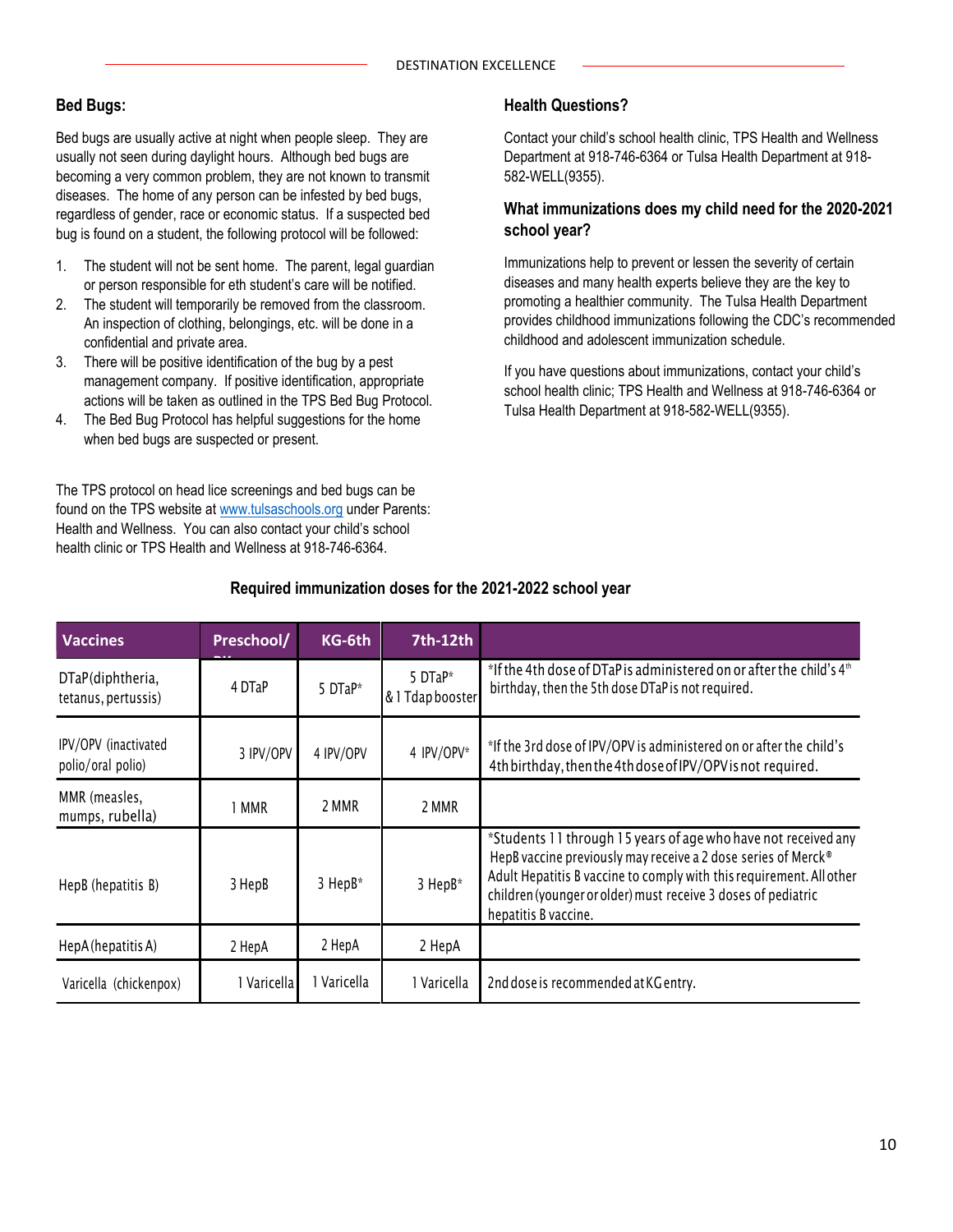### Bed Bugs:

Bed bugs are usually active at night when people sleep. They are usually not seen during daylight hours. Although bed bugs are becoming a very common problem, they are not known to transmit diseases. The home of any person can be infested by bed bugs, regardless of gender, race or economic status. If a suspected bed bug is found on a student, the following protocol will be followed:

1. The student will not be sent home. The parent, legal guardian or person responsible for eth student's care will be notified.
2. The student will temporarily be removed from the classroom. An inspection of clothing, belongings, etc. will be done in a confidential and private area.
3. There will be positive identification of the bug by a pest management company. If positive identification, appropriate actions will be taken as outlined in the TPS Bed Bug Protocol.
4. The Bed Bug Protocol has helpful suggestions for the home when bed bugs are suspected or present.

The TPS protocol on head lice screenings and bed bugs can be found on the TPS website at www.tulsaschools.org under Parents: Health and Wellness. You can also contact your child's school health clinic or TPS Health and Wellness at 918-746-6364.

### Health Questions?

Contact your child's school health clinic, TPS Health and Wellness Department at 918-746-6364 or Tulsa Health Department at 918-582-WELL(9355).

### What immunizations does my child need for the 2020-2021 school year?

Immunizations help to prevent or lessen the severity of certain diseases and many health experts believe they are the key to promoting a healthier community. The Tulsa Health Department provides childhood immunizations following the CDC's recommended childhood and adolescent immunization schedule.

If you have questions about immunizations, contact your child's school health clinic; TPS Health and Wellness at 918-746-6364 or Tulsa Health Department at 918-582-WELL(9355).

### Required immunization doses for the 2021-2022 school year

| Vaccines | Preschool/PK | KG-6th | 7th-12th | |
|---|---|---|---|---|
| DTaP(diphtheria, tetanus, pertussis) | 4 DTaP | 5 DTaP* | 5 DTaP* & 1 Tdap booster | *If the 4th dose of DTaP is administered on or after the child's 4th birthday, then the 5th dose DTaP is not required. |
| IPV/OPV (inactivated polio/oral polio) | 3 IPV/OPV | 4 IPV/OPV | 4 IPV/OPV* | *If the 3rd dose of IPV/OPV is administered on or after the child's 4th birthday, then the 4th dose of IPV/OPV is not required. |
| MMR (measles, mumps, rubella) | 1 MMR | 2 MMR | 2 MMR | |
| HepB (hepatitis B) | 3 HepB | 3 HepB* | 3 HepB* | *Students 11 through 15 years of age who have not received any HepB vaccine previously may receive a 2 dose series of Merck® Adult Hepatitis B vaccine to comply with this requirement. All other children (younger or older) must receive 3 doses of pediatric hepatitis B vaccine. |
| HepA (hepatitis A) | 2 HepA | 2 HepA | 2 HepA | |
| Varicella (chickenpox) | 1 Varicella | 1 Varicella | 1 Varicella | 2nd dose is recommended at KG entry. |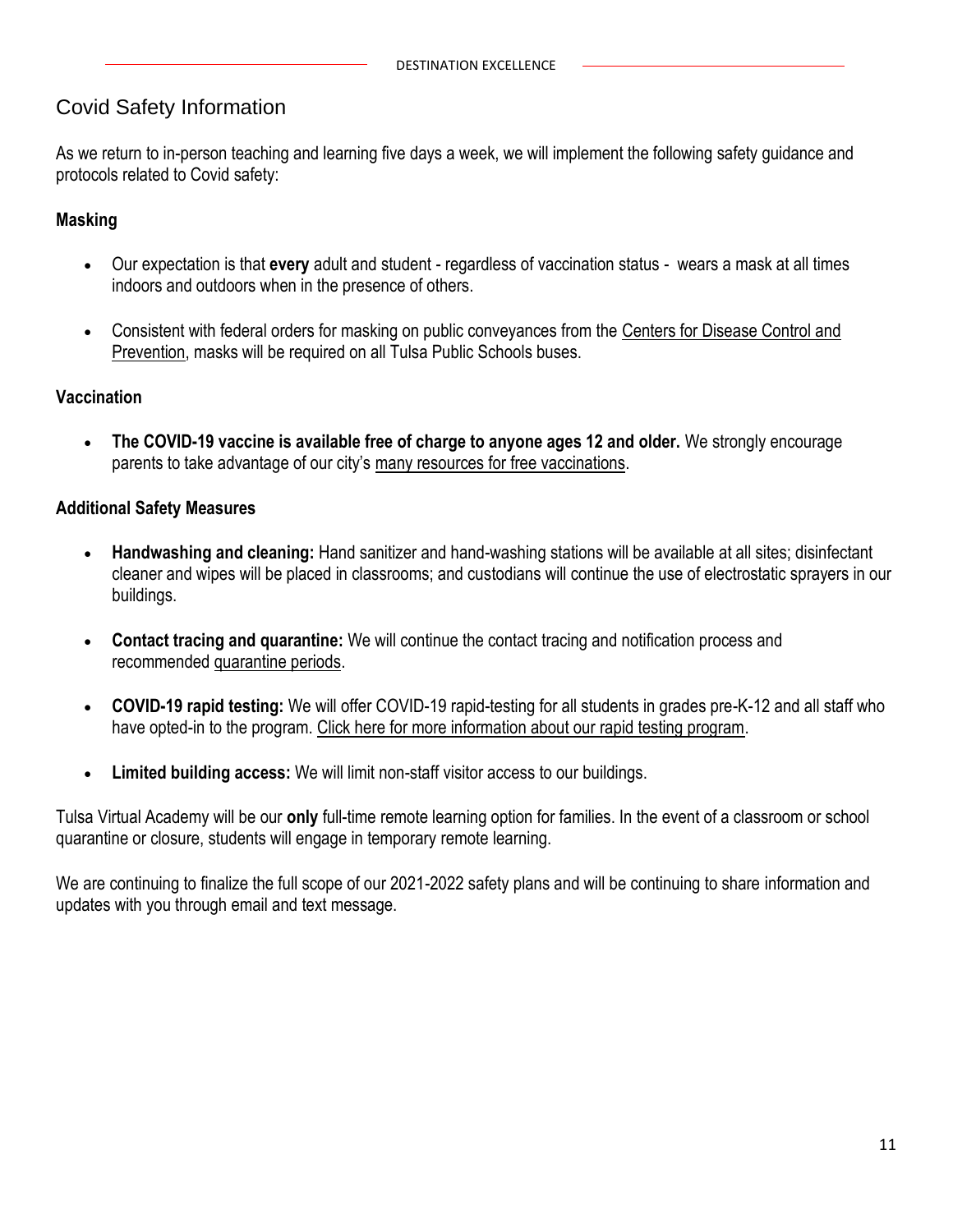## Covid Safety Information

As we return to in-person teaching and learning five days a week, we will implement the following safety guidance and protocols related to Covid safety:

### Masking

- Our expectation is that **every** adult and student - regardless of vaccination status - wears a mask at all times indoors and outdoors when in the presence of others.
- Consistent with federal orders for masking on public conveyances from the Centers for Disease Control and Prevention, masks will be required on all Tulsa Public Schools buses.

### Vaccination

- **The COVID-19 vaccine is available free of charge to anyone ages 12 and older.** We strongly encourage parents to take advantage of our city's many resources for free vaccinations.

### Additional Safety Measures

- **Handwashing and cleaning:** Hand sanitizer and hand-washing stations will be available at all sites; disinfectant cleaner and wipes will be placed in classrooms; and custodians will continue the use of electrostatic sprayers in our buildings.
- **Contact tracing and quarantine:** We will continue the contact tracing and notification process and recommended quarantine periods.
- **COVID-19 rapid testing:** We will offer COVID-19 rapid-testing for all students in grades pre-K-12 and all staff who have opted-in to the program. Click here for more information about our rapid testing program.
- **Limited building access:** We will limit non-staff visitor access to our buildings.

Tulsa Virtual Academy will be our **only** full-time remote learning option for families. In the event of a classroom or school quarantine or closure, students will engage in temporary remote learning.

We are continuing to finalize the full scope of our 2021-2022 safety plans and will be continuing to share information and updates with you through email and text message.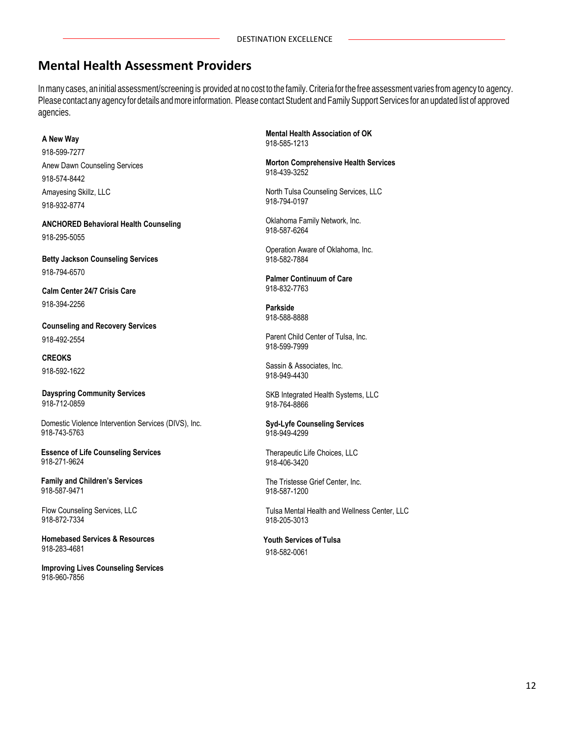## Mental Health Assessment Providers

In many cases, an initial assessment/screening is provided at no cost to the family. Criteria for the free assessment varies from agency to agency. Please contact any agency for details and more information. Please contact Student and Family Support Services for an updated list of approved agencies.

**A New Way**
918-599-7277

Anew Dawn Counseling Services
918-574-8442

Amayesing Skillz, LLC
918-932-8774

**ANCHORED Behavioral Health Counseling**
918-295-5055

**Betty Jackson Counseling Services**
918-794-6570

**Calm Center 24/7 Crisis Care**
918-394-2256

**Counseling and Recovery Services**
918-492-2554

**CREOKS**
918-592-1622

**Dayspring Community Services**
918-712-0859

Domestic Violence Intervention Services (DIVS), Inc.
918-743-5763

**Essence of Life Counseling Services**
918-271-9624

**Family and Children's Services**
918-587-9471

Flow Counseling Services, LLC
918-872-7334

**Homebased Services & Resources**
918-283-4681

**Improving Lives Counseling Services**
918-960-7856

**Mental Health Association of OK**
918-585-1213

**Morton Comprehensive Health Services**
918-439-3252

North Tulsa Counseling Services, LLC
918-794-0197

Oklahoma Family Network, Inc.
918-587-6264

Operation Aware of Oklahoma, Inc.
918-582-7884

**Palmer Continuum of Care**
918-832-7763

**Parkside**
918-588-8888

Parent Child Center of Tulsa, Inc.
918-599-7999

Sassin & Associates, Inc.
918-949-4430

SKB Integrated Health Systems, LLC
918-764-8866

**Syd-Lyfe Counseling Services**
918-949-4299

Therapeutic Life Choices, LLC
918-406-3420

The Tristesse Grief Center, Inc.
918-587-1200

Tulsa Mental Health and Wellness Center, LLC
918-205-3013

**Youth Services of Tulsa**
918-582-0061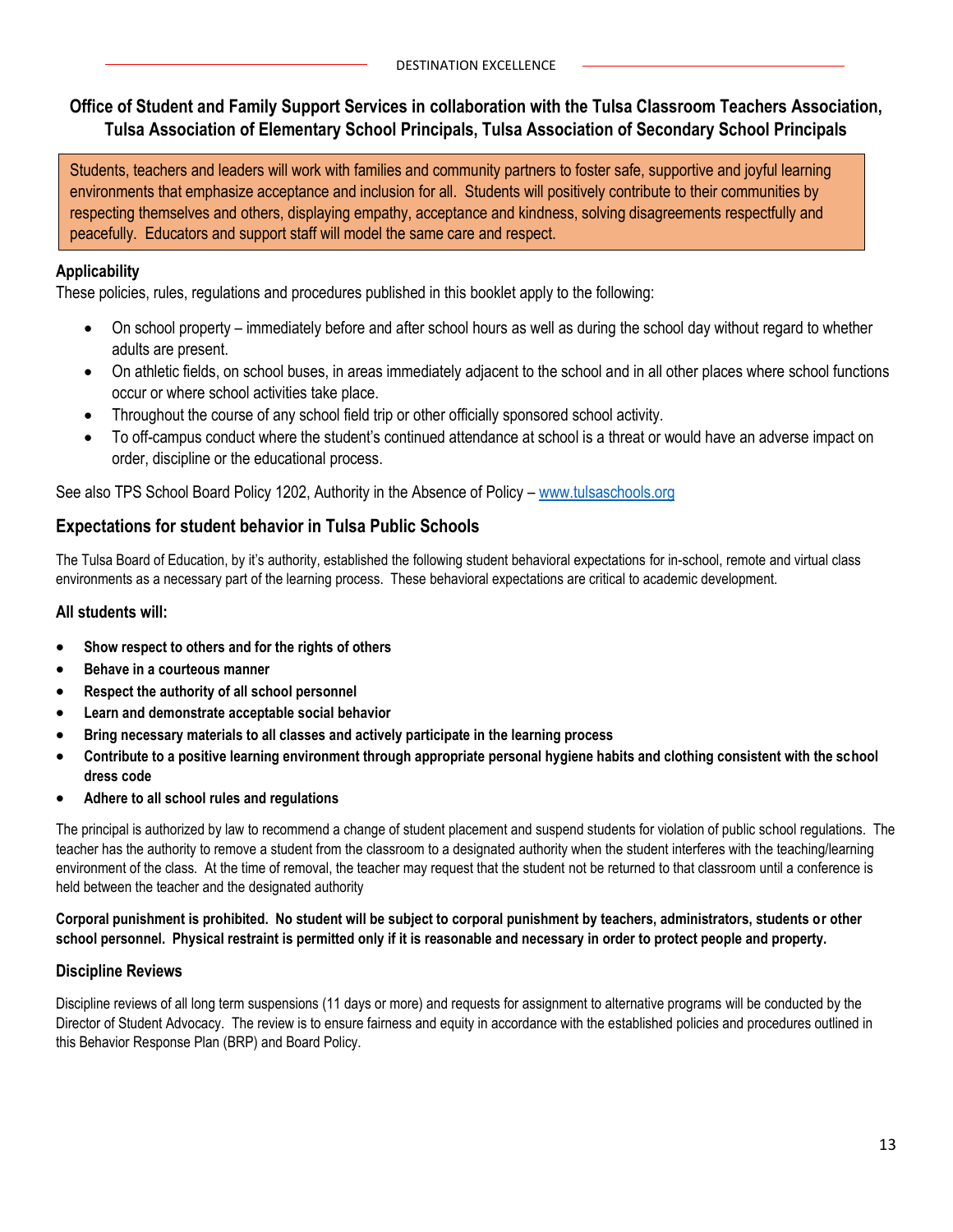**Office of Student and Family Support Services in collaboration with the Tulsa Classroom Teachers Association, Tulsa Association of Elementary School Principals, Tulsa Association of Secondary School Principals**

Students, teachers and leaders will work with families and community partners to foster safe, supportive and joyful learning environments that emphasize acceptance and inclusion for all. Students will positively contribute to their communities by respecting themselves and others, displaying empathy, acceptance and kindness, solving disagreements respectfully and peacefully. Educators and support staff will model the same care and respect.

### Applicability

These policies, rules, regulations and procedures published in this booklet apply to the following:

- On school property – immediately before and after school hours as well as during the school day without regard to whether adults are present.
- On athletic fields, on school buses, in areas immediately adjacent to the school and in all other places where school functions occur or where school activities take place.
- Throughout the course of any school field trip or other officially sponsored school activity.
- To off-campus conduct where the student's continued attendance at school is a threat or would have an adverse impact on order, discipline or the educational process.

See also TPS School Board Policy 1202, Authority in the Absence of Policy – www.tulsaschools.org

## Expectations for student behavior in Tulsa Public Schools

The Tulsa Board of Education, by it's authority, established the following student behavioral expectations for in-school, remote and virtual class environments as a necessary part of the learning process. These behavioral expectations are critical to academic development.

### All students will:

- **Show respect to others and for the rights of others**
- **Behave in a courteous manner**
- **Respect the authority of all school personnel**
- **Learn and demonstrate acceptable social behavior**
- **Bring necessary materials to all classes and actively participate in the learning process**
- **Contribute to a positive learning environment through appropriate personal hygiene habits and clothing consistent with the school dress code**
- **Adhere to all school rules and regulations**

The principal is authorized by law to recommend a change of student placement and suspend students for violation of public school regulations. The teacher has the authority to remove a student from the classroom to a designated authority when the student interferes with the teaching/learning environment of the class. At the time of removal, the teacher may request that the student not be returned to that classroom until a conference is held between the teacher and the designated authority

**Corporal punishment is prohibited. No student will be subject to corporal punishment by teachers, administrators, students or other school personnel. Physical restraint is permitted only if it is reasonable and necessary in order to protect people and property.**

### Discipline Reviews

Discipline reviews of all long term suspensions (11 days or more) and requests for assignment to alternative programs will be conducted by the Director of Student Advocacy. The review is to ensure fairness and equity in accordance with the established policies and procedures outlined in this Behavior Response Plan (BRP) and Board Policy.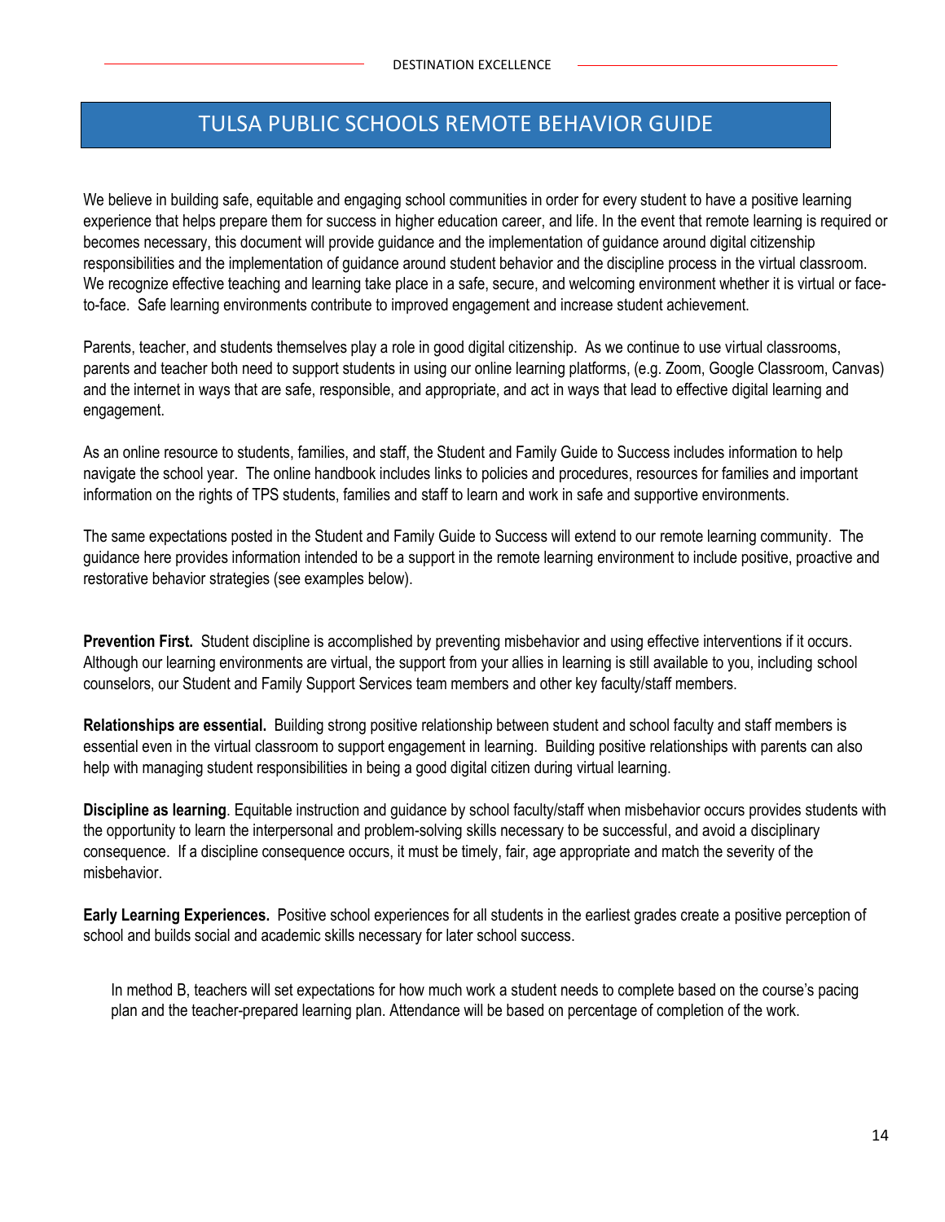# TULSA PUBLIC SCHOOLS REMOTE BEHAVIOR GUIDE

We believe in building safe, equitable and engaging school communities in order for every student to have a positive learning experience that helps prepare them for success in higher education career, and life. In the event that remote learning is required or becomes necessary, this document will provide guidance and the implementation of guidance around digital citizenship responsibilities and the implementation of guidance around student behavior and the discipline process in the virtual classroom. We recognize effective teaching and learning take place in a safe, secure, and welcoming environment whether it is virtual or face-to-face. Safe learning environments contribute to improved engagement and increase student achievement.

Parents, teacher, and students themselves play a role in good digital citizenship. As we continue to use virtual classrooms, parents and teacher both need to support students in using our online learning platforms, (e.g. Zoom, Google Classroom, Canvas) and the internet in ways that are safe, responsible, and appropriate, and act in ways that lead to effective digital learning and engagement.

As an online resource to students, families, and staff, the Student and Family Guide to Success includes information to help navigate the school year. The online handbook includes links to policies and procedures, resources for families and important information on the rights of TPS students, families and staff to learn and work in safe and supportive environments.

The same expectations posted in the Student and Family Guide to Success will extend to our remote learning community. The guidance here provides information intended to be a support in the remote learning environment to include positive, proactive and restorative behavior strategies (see examples below).

**Prevention First.** Student discipline is accomplished by preventing misbehavior and using effective interventions if it occurs. Although our learning environments are virtual, the support from your allies in learning is still available to you, including school counselors, our Student and Family Support Services team members and other key faculty/staff members.

**Relationships are essential.** Building strong positive relationship between student and school faculty and staff members is essential even in the virtual classroom to support engagement in learning. Building positive relationships with parents can also help with managing student responsibilities in being a good digital citizen during virtual learning.

**Discipline as learning**. Equitable instruction and guidance by school faculty/staff when misbehavior occurs provides students with the opportunity to learn the interpersonal and problem-solving skills necessary to be successful, and avoid a disciplinary consequence. If a discipline consequence occurs, it must be timely, fair, age appropriate and match the severity of the misbehavior.

**Early Learning Experiences.** Positive school experiences for all students in the earliest grades create a positive perception of school and builds social and academic skills necessary for later school success.

In method B, teachers will set expectations for how much work a student needs to complete based on the course's pacing plan and the teacher-prepared learning plan. Attendance will be based on percentage of completion of the work.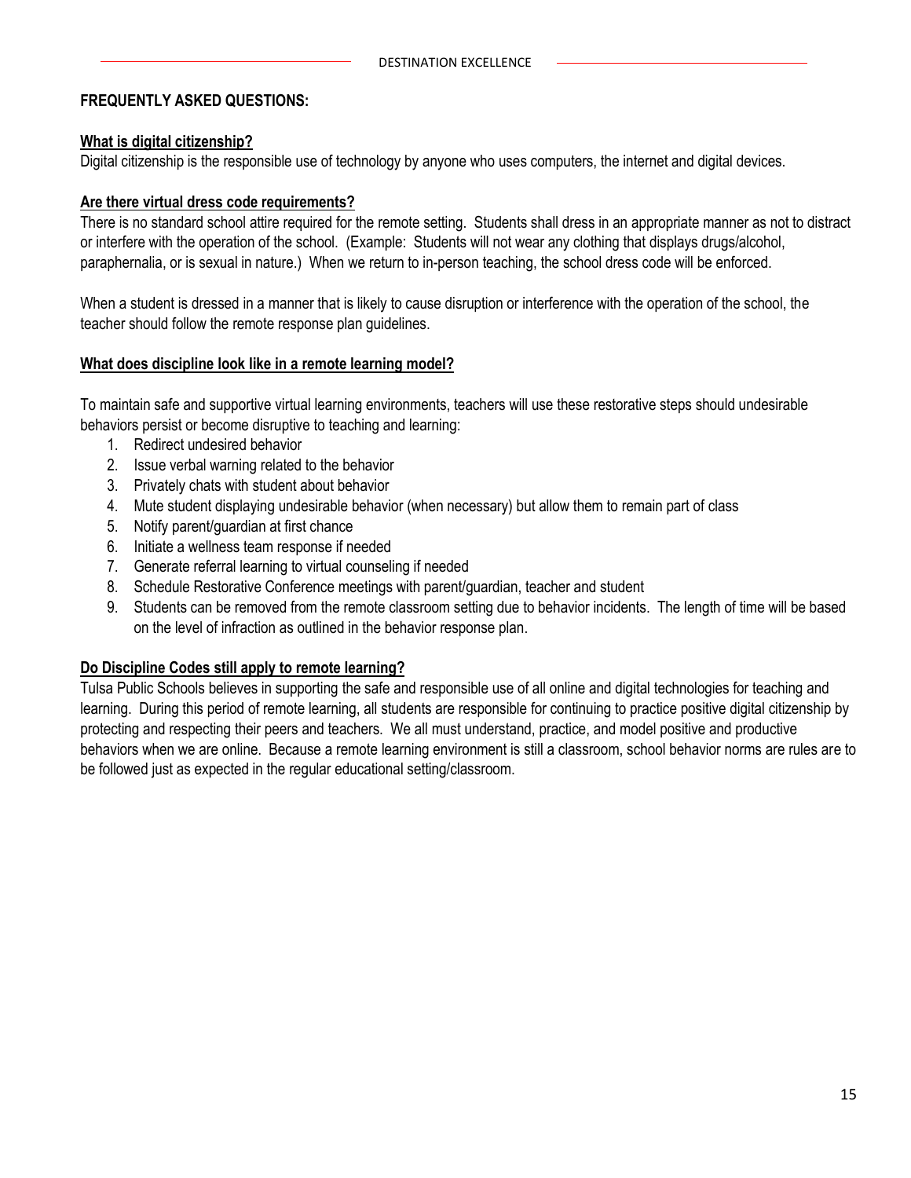## FREQUENTLY ASKED QUESTIONS:

### What is digital citizenship?

Digital citizenship is the responsible use of technology by anyone who uses computers, the internet and digital devices.

### Are there virtual dress code requirements?

There is no standard school attire required for the remote setting. Students shall dress in an appropriate manner as not to distract or interfere with the operation of the school. (Example: Students will not wear any clothing that displays drugs/alcohol, paraphernalia, or is sexual in nature.) When we return to in-person teaching, the school dress code will be enforced.

When a student is dressed in a manner that is likely to cause disruption or interference with the operation of the school, the teacher should follow the remote response plan guidelines.

### What does discipline look like in a remote learning model?

To maintain safe and supportive virtual learning environments, teachers will use these restorative steps should undesirable behaviors persist or become disruptive to teaching and learning:

1. Redirect undesired behavior
2. Issue verbal warning related to the behavior
3. Privately chats with student about behavior
4. Mute student displaying undesirable behavior (when necessary) but allow them to remain part of class
5. Notify parent/guardian at first chance
6. Initiate a wellness team response if needed
7. Generate referral learning to virtual counseling if needed
8. Schedule Restorative Conference meetings with parent/guardian, teacher and student
9. Students can be removed from the remote classroom setting due to behavior incidents. The length of time will be based on the level of infraction as outlined in the behavior response plan.

### Do Discipline Codes still apply to remote learning?

Tulsa Public Schools believes in supporting the safe and responsible use of all online and digital technologies for teaching and learning. During this period of remote learning, all students are responsible for continuing to practice positive digital citizenship by protecting and respecting their peers and teachers. We all must understand, practice, and model positive and productive behaviors when we are online. Because a remote learning environment is still a classroom, school behavior norms are rules are to be followed just as expected in the regular educational setting/classroom.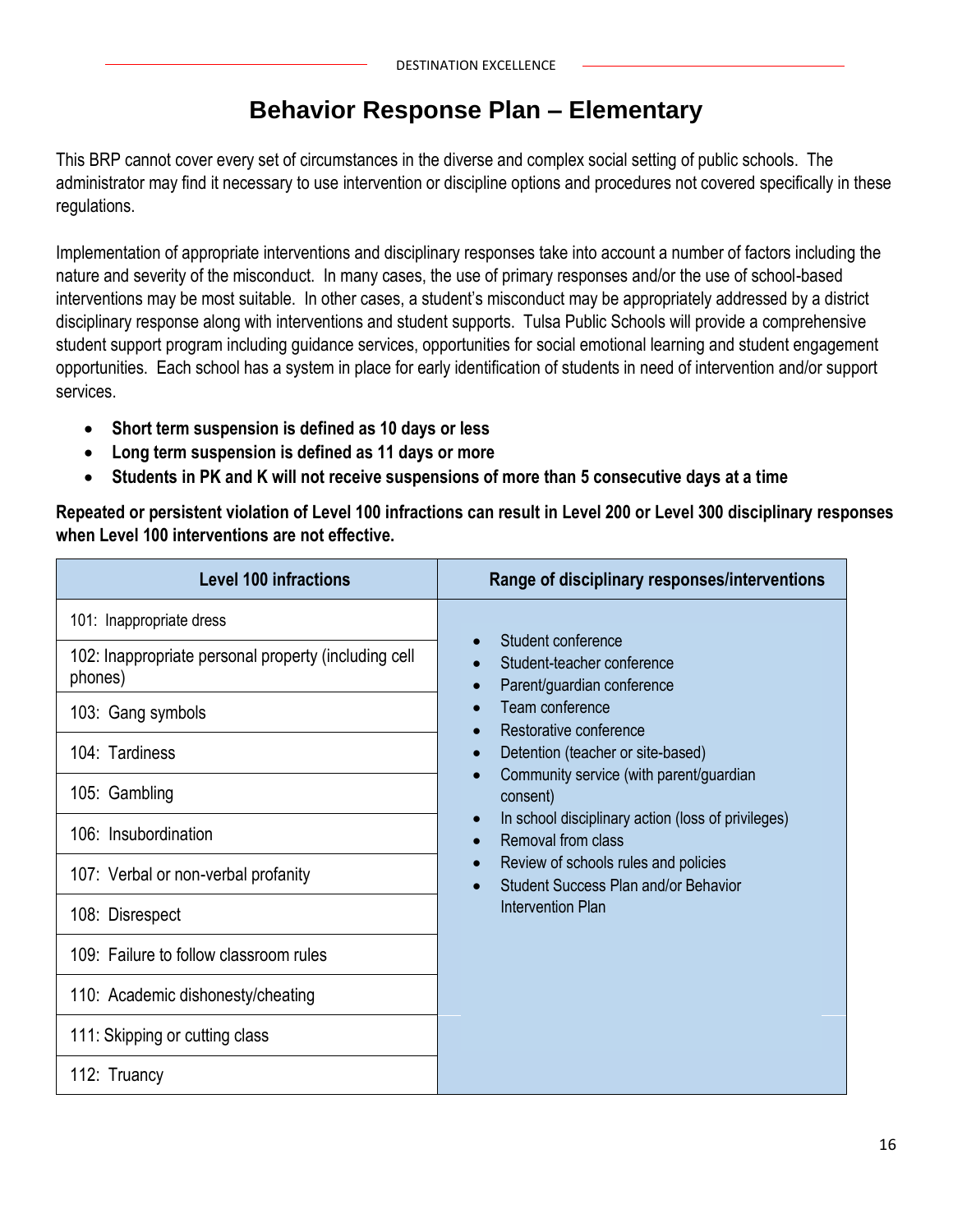# Behavior Response Plan – Elementary

This BRP cannot cover every set of circumstances in the diverse and complex social setting of public schools. The administrator may find it necessary to use intervention or discipline options and procedures not covered specifically in these regulations.

Implementation of appropriate interventions and disciplinary responses take into account a number of factors including the nature and severity of the misconduct. In many cases, the use of primary responses and/or the use of school-based interventions may be most suitable. In other cases, a student's misconduct may be appropriately addressed by a district disciplinary response along with interventions and student supports. Tulsa Public Schools will provide a comprehensive student support program including guidance services, opportunities for social emotional learning and student engagement opportunities. Each school has a system in place for early identification of students in need of intervention and/or support services.

- **Short term suspension is defined as 10 days or less**
- **Long term suspension is defined as 11 days or more**
- **Students in PK and K will not receive suspensions of more than 5 consecutive days at a time**

**Repeated or persistent violation of Level 100 infractions can result in Level 200 or Level 300 disciplinary responses when Level 100 interventions are not effective.**

| Level 100 infractions | Range of disciplinary responses/interventions |
|---|---|
| 101: Inappropriate dress | • Student conference<br>• Student-teacher conference<br>• Parent/guardian conference<br>• Team conference<br>• Restorative conference<br>• Detention (teacher or site-based)<br>• Community service (with parent/guardian consent)<br>• In school disciplinary action (loss of privileges)<br>• Removal from class<br>• Review of schools rules and policies<br>• Student Success Plan and/or Behavior Intervention Plan |
| 102: Inappropriate personal property (including cell phones) | |
| 103: Gang symbols | |
| 104: Tardiness | |
| 105: Gambling | |
| 106: Insubordination | |
| 107: Verbal or non-verbal profanity | |
| 108: Disrespect | |
| 109: Failure to follow classroom rules | |
| 110: Academic dishonesty/cheating | |
| 111: Skipping or cutting class | |
| 112: Truancy | |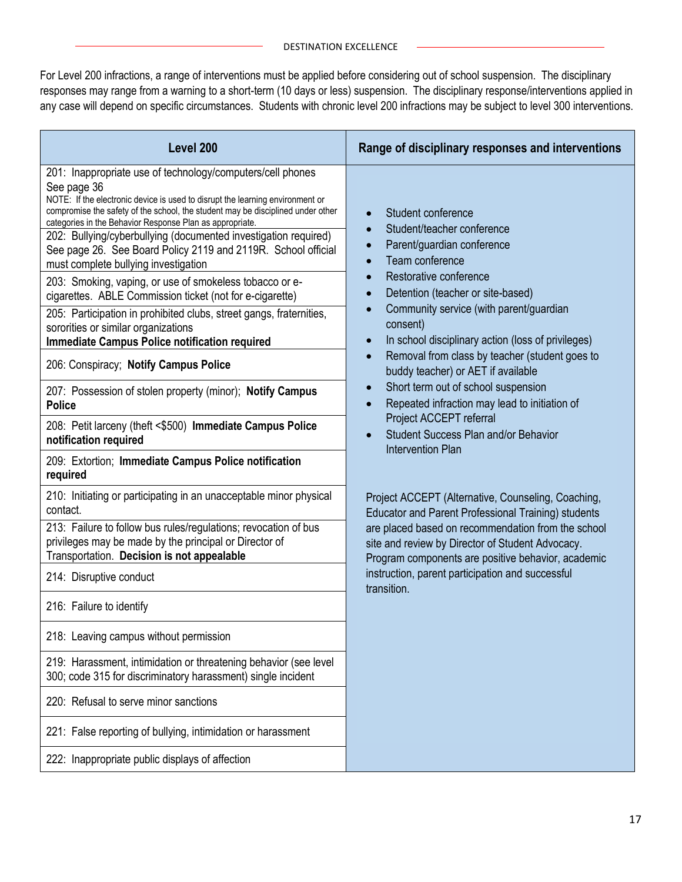For Level 200 infractions, a range of interventions must be applied before considering out of school suspension. The disciplinary responses may range from a warning to a short-term (10 days or less) suspension. The disciplinary response/interventions applied in any case will depend on specific circumstances. Students with chronic level 200 infractions may be subject to level 300 interventions.

| Level 200 | Range of disciplinary responses and interventions |
|---|---|
| 201: Inappropriate use of technology/computers/cell phones See page 36<br>NOTE: If the electronic device is used to disrupt the learning environment or compromise the safety of the school, the student may be disciplined under other categories in the Behavior Response Plan as appropriate. | • Student conference<br>• Student/teacher conference<br>• Parent/guardian conference<br>• Team conference<br>• Restorative conference<br>• Detention (teacher or site-based)<br>• Community service (with parent/guardian consent)<br>• In school disciplinary action (loss of privileges)<br>• Removal from class by teacher (student goes to buddy teacher) or AET if available<br>• Short term out of school suspension<br>• Repeated infraction may lead to initiation of Project ACCEPT referral<br>• Student Success Plan and/or Behavior Intervention Plan<br><br>Project ACCEPT (Alternative, Counseling, Coaching, Educator and Parent Professional Training) students are placed based on recommendation from the school site and review by Director of Student Advocacy. Program components are positive behavior, academic instruction, parent participation and successful transition. |
| 202: Bullying/cyberbullying (documented investigation required) See page 26. See Board Policy 2119 and 2119R. School official must complete bullying investigation | |
| 203: Smoking, vaping, or use of smokeless tobacco or e-cigarettes. ABLE Commission ticket (not for e-cigarette) | |
| 205: Participation in prohibited clubs, street gangs, fraternities, sororities or similar organizations **Immediate Campus Police notification required** | |
| 206: Conspiracy; **Notify Campus Police** | |
| 207: Possession of stolen property (minor); **Notify Campus Police** | |
| 208: Petit larceny (theft <$500) **Immediate Campus Police notification required** | |
| 209: Extortion; **Immediate Campus Police notification required** | |
| 210: Initiating or participating in an unacceptable minor physical contact. | |
| 213: Failure to follow bus rules/regulations; revocation of bus privileges may be made by the principal or Director of Transportation. **Decision is not appealable** | |
| 214: Disruptive conduct | |
| 216: Failure to identify | |
| 218: Leaving campus without permission | |
| 219: Harassment, intimidation or threatening behavior (see level 300; code 315 for discriminatory harassment) single incident | |
| 220: Refusal to serve minor sanctions | |
| 221: False reporting of bullying, intimidation or harassment | |
| 222: Inappropriate public displays of affection | |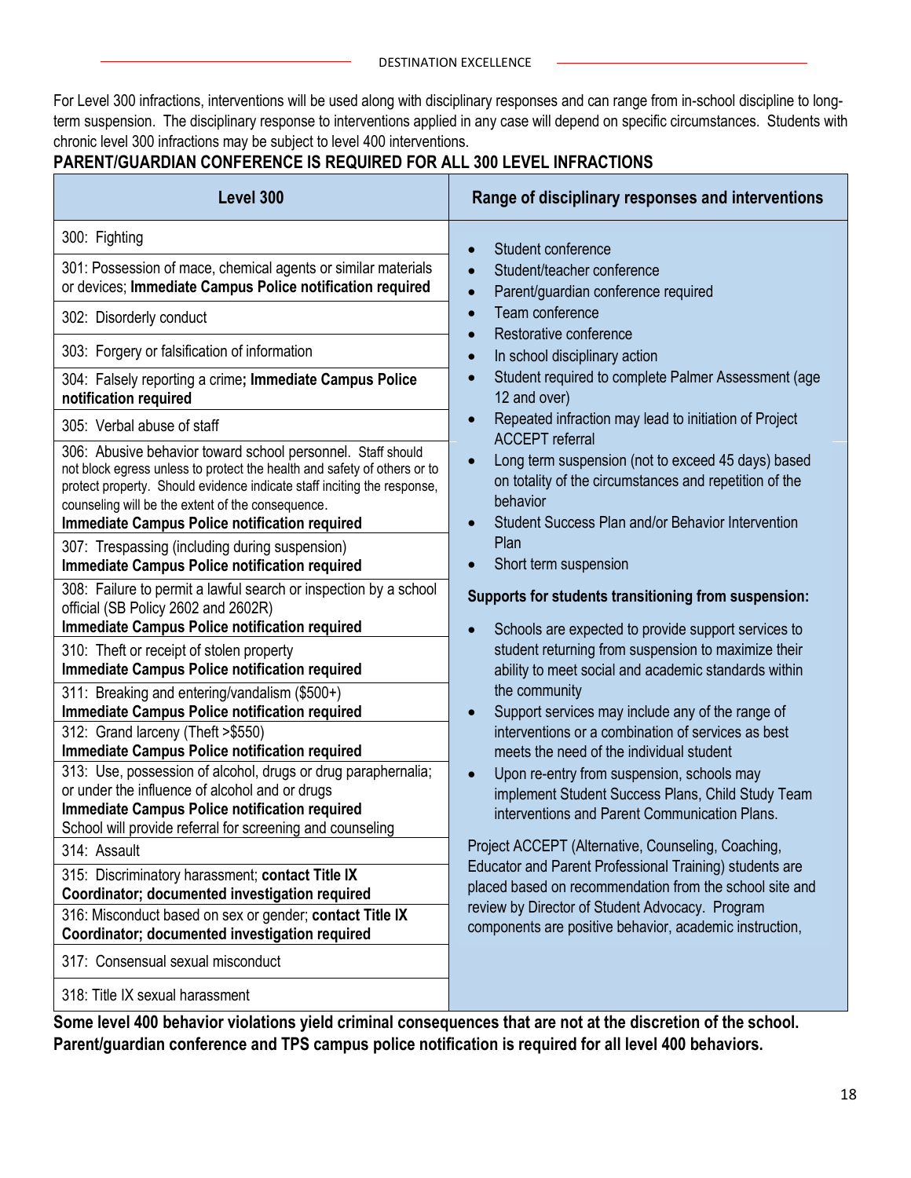For Level 300 infractions, interventions will be used along with disciplinary responses and can range from in-school discipline to long-term suspension. The disciplinary response to interventions applied in any case will depend on specific circumstances. Students with chronic level 300 infractions may be subject to level 400 interventions.

**PARENT/GUARDIAN CONFERENCE IS REQUIRED FOR ALL 300 LEVEL INFRACTIONS**

| Level 300 | Range of disciplinary responses and interventions |
|---|---|
| 300: Fighting | • Student conference<br>• Student/teacher conference<br>• Parent/guardian conference required<br>• Team conference<br>• Restorative conference<br>• In school disciplinary action<br>• Student required to complete Palmer Assessment (age 12 and over)<br>• Repeated infraction may lead to initiation of Project ACCEPT referral<br>• Long term suspension (not to exceed 45 days) based on totality of the circumstances and repetition of the behavior<br>• Student Success Plan and/or Behavior Intervention Plan<br>• Short term suspension<br><br>**Supports for students transitioning from suspension:**<br>• Schools are expected to provide support services to student returning from suspension to maximize their ability to meet social and academic standards within the community<br>• Support services may include any of the range of interventions or a combination of services as best meets the need of the individual student<br>• Upon re-entry from suspension, schools may implement Student Success Plans, Child Study Team interventions and Parent Communication Plans.<br><br>Project ACCEPT (Alternative, Counseling, Coaching, Educator and Parent Professional Training) students are placed based on recommendation from the school site and review by Director of Student Advocacy. Program components are positive behavior, academic instruction, |
| 301: Possession of mace, chemical agents or similar materials or devices; **Immediate Campus Police notification required** | |
| 302: Disorderly conduct | |
| 303: Forgery or falsification of information | |
| 304: Falsely reporting a crime**; Immediate Campus Police notification required** | |
| 305: Verbal abuse of staff | |
| 306: Abusive behavior toward school personnel. Staff should not block egress unless to protect the health and safety of others or to protect property. Should evidence indicate staff inciting the response, counseling will be the extent of the consequence. **Immediate Campus Police notification required** | |
| 307: Trespassing (including during suspension) **Immediate Campus Police notification required** | |
| 308: Failure to permit a lawful search or inspection by a school official (SB Policy 2602 and 2602R) **Immediate Campus Police notification required** | |
| 310: Theft or receipt of stolen property **Immediate Campus Police notification required** | |
| 311: Breaking and entering/vandalism ($500+) **Immediate Campus Police notification required** | |
| 312: Grand larceny (Theft >$550) **Immediate Campus Police notification required** | |
| 313: Use, possession of alcohol, drugs or drug paraphernalia; or under the influence of alcohol and or drugs **Immediate Campus Police notification required** School will provide referral for screening and counseling | |
| 314: Assault | |
| 315: Discriminatory harassment; **contact Title IX Coordinator; documented investigation required** | |
| 316: Misconduct based on sex or gender; **contact Title IX Coordinator; documented investigation required** | |
| 317: Consensual sexual misconduct | |
| 318: Title IX sexual harassment | |

**Some level 400 behavior violations yield criminal consequences that are not at the discretion of the school. Parent/guardian conference and TPS campus police notification is required for all level 400 behaviors.**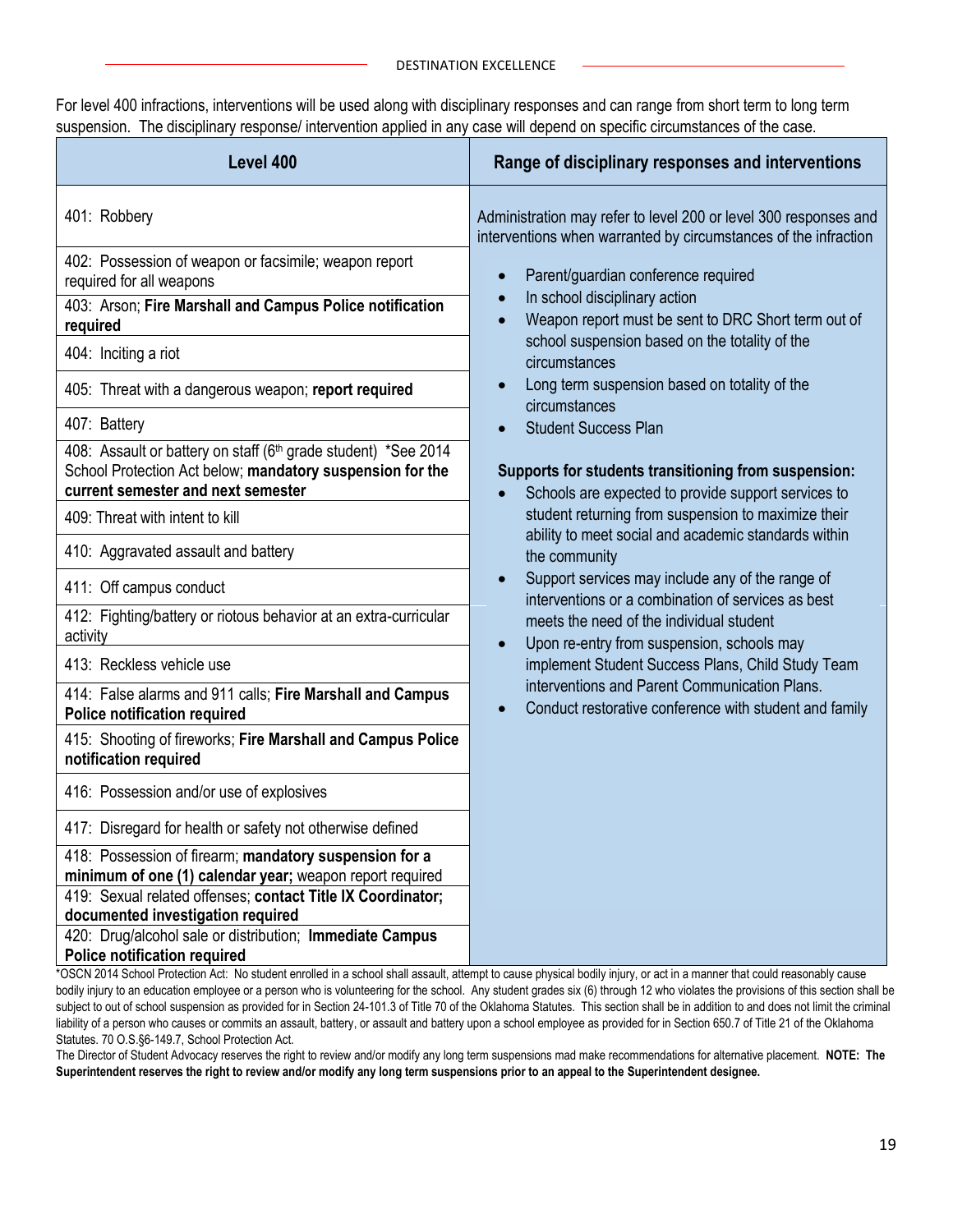For level 400 infractions, interventions will be used along with disciplinary responses and can range from short term to long term suspension. The disciplinary response/ intervention applied in any case will depend on specific circumstances of the case.

| Level 400 | Range of disciplinary responses and interventions |
|---|---|
| 401: Robbery | Administration may refer to level 200 or level 300 responses and interventions when warranted by circumstances of the infraction |
| 402: Possession of weapon or facsimile; weapon report required for all weapons | • Parent/guardian conference required<br>• In school disciplinary action<br>• Weapon report must be sent to DRC Short term out of school suspension based on the totality of the circumstances<br>• Long term suspension based on totality of the circumstances<br>• Student Success Plan |
| 403: Arson; **Fire Marshall and Campus Police notification required** | |
| 404: Inciting a riot | |
| 405: Threat with a dangerous weapon; **report required** | |
| 407: Battery | |
| 408: Assault or battery on staff (6th grade student) *See 2014 School Protection Act below; **mandatory suspension for the current semester and next semester** | **Supports for students transitioning from suspension:**<br>• Schools are expected to provide support services to student returning from suspension to maximize their ability to meet social and academic standards within the community<br>• Support services may include any of the range of interventions or a combination of services as best meets the need of the individual student<br>• Upon re-entry from suspension, schools may implement Student Success Plans, Child Study Team interventions and Parent Communication Plans.<br>• Conduct restorative conference with student and family |
| 409: Threat with intent to kill | |
| 410: Aggravated assault and battery | |
| 411: Off campus conduct | |
| 412: Fighting/battery or riotous behavior at an extra-curricular activity | |
| 413: Reckless vehicle use | |
| 414: False alarms and 911 calls; **Fire Marshall and Campus Police notification required** | |
| 415: Shooting of fireworks; **Fire Marshall and Campus Police notification required** | |
| 416: Possession and/or use of explosives | |
| 417: Disregard for health or safety not otherwise defined | |
| 418: Possession of firearm; **mandatory suspension for a minimum of one (1) calendar year;** weapon report required | |
| 419: Sexual related offenses; **contact Title IX Coordinator; documented investigation required** | |
| 420: Drug/alcohol sale or distribution; **Immediate Campus Police notification required** | |

*OSCN 2014 School Protection Act: No student enrolled in a school shall assault, attempt to cause physical bodily injury, or act in a manner that could reasonably cause bodily injury to an education employee or a person who is volunteering for the school. Any student grades six (6) through 12 who violates the provisions of this section shall be subject to out of school suspension as provided for in Section 24-101.3 of Title 70 of the Oklahoma Statutes. This section shall be in addition to and does not limit the criminal liability of a person who causes or commits an assault, battery, or assault and battery upon a school employee as provided for in Section 650.7 of Title 21 of the Oklahoma Statutes. 70 O.S.§6-149.7, School Protection Act.

The Director of Student Advocacy reserves the right to review and/or modify any long term suspensions mad make recommendations for alternative placement. **NOTE: The Superintendent reserves the right to review and/or modify any long term suspensions prior to an appeal to the Superintendent designee.**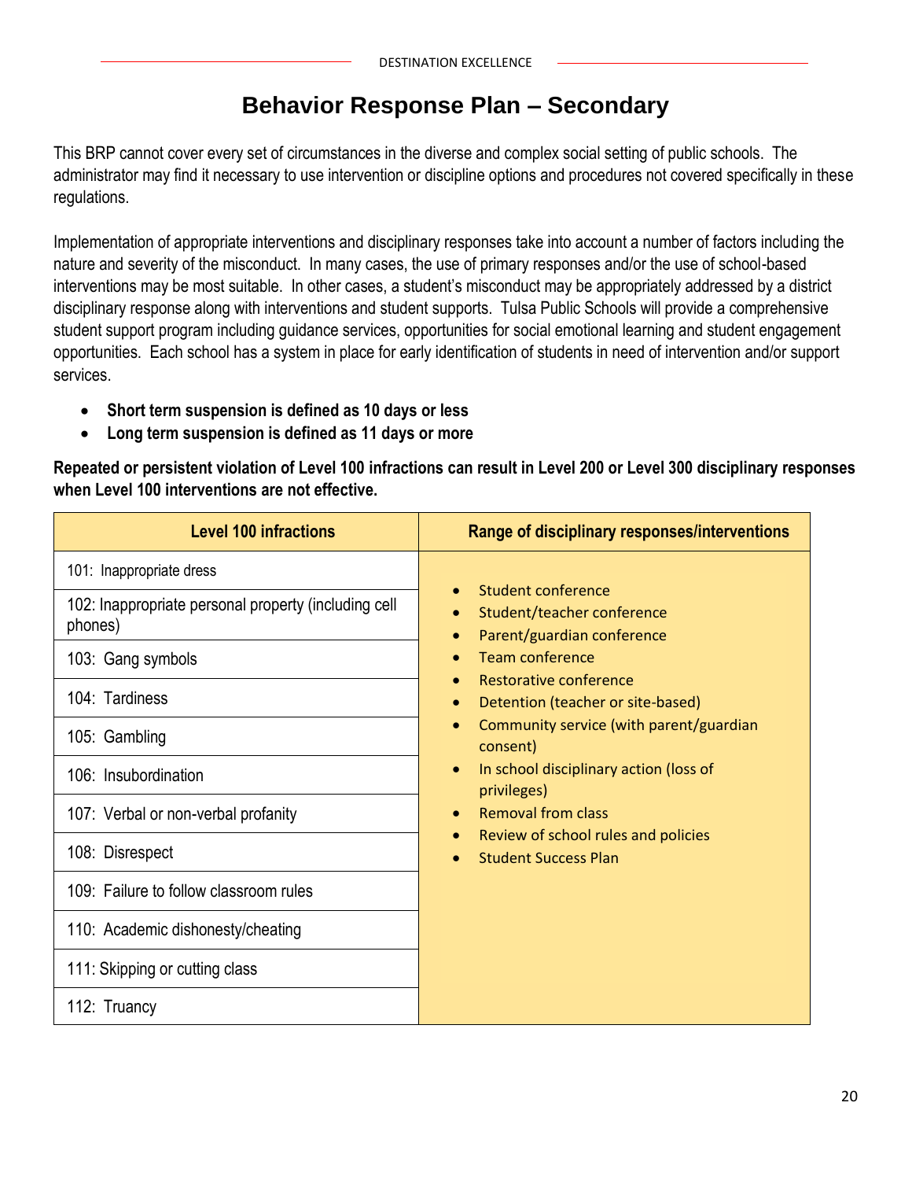# Behavior Response Plan – Secondary

This BRP cannot cover every set of circumstances in the diverse and complex social setting of public schools. The administrator may find it necessary to use intervention or discipline options and procedures not covered specifically in these regulations.

Implementation of appropriate interventions and disciplinary responses take into account a number of factors including the nature and severity of the misconduct. In many cases, the use of primary responses and/or the use of school-based interventions may be most suitable. In other cases, a student's misconduct may be appropriately addressed by a district disciplinary response along with interventions and student supports. Tulsa Public Schools will provide a comprehensive student support program including guidance services, opportunities for social emotional learning and student engagement opportunities. Each school has a system in place for early identification of students in need of intervention and/or support services.

- **Short term suspension is defined as 10 days or less**
- **Long term suspension is defined as 11 days or more**

**Repeated or persistent violation of Level 100 infractions can result in Level 200 or Level 300 disciplinary responses when Level 100 interventions are not effective.**

| Level 100 infractions | Range of disciplinary responses/interventions |
|---|---|
| 101: Inappropriate dress | • Student conference<br>• Student/teacher conference<br>• Parent/guardian conference<br>• Team conference<br>• Restorative conference<br>• Detention (teacher or site-based)<br>• Community service (with parent/guardian consent)<br>• In school disciplinary action (loss of privileges)<br>• Removal from class<br>• Review of school rules and policies<br>• Student Success Plan |
| 102: Inappropriate personal property (including cell phones) | |
| 103: Gang symbols | |
| 104: Tardiness | |
| 105: Gambling | |
| 106: Insubordination | |
| 107: Verbal or non-verbal profanity | |
| 108: Disrespect | |
| 109: Failure to follow classroom rules | |
| 110: Academic dishonesty/cheating | |
| 111: Skipping or cutting class | |
| 112: Truancy | |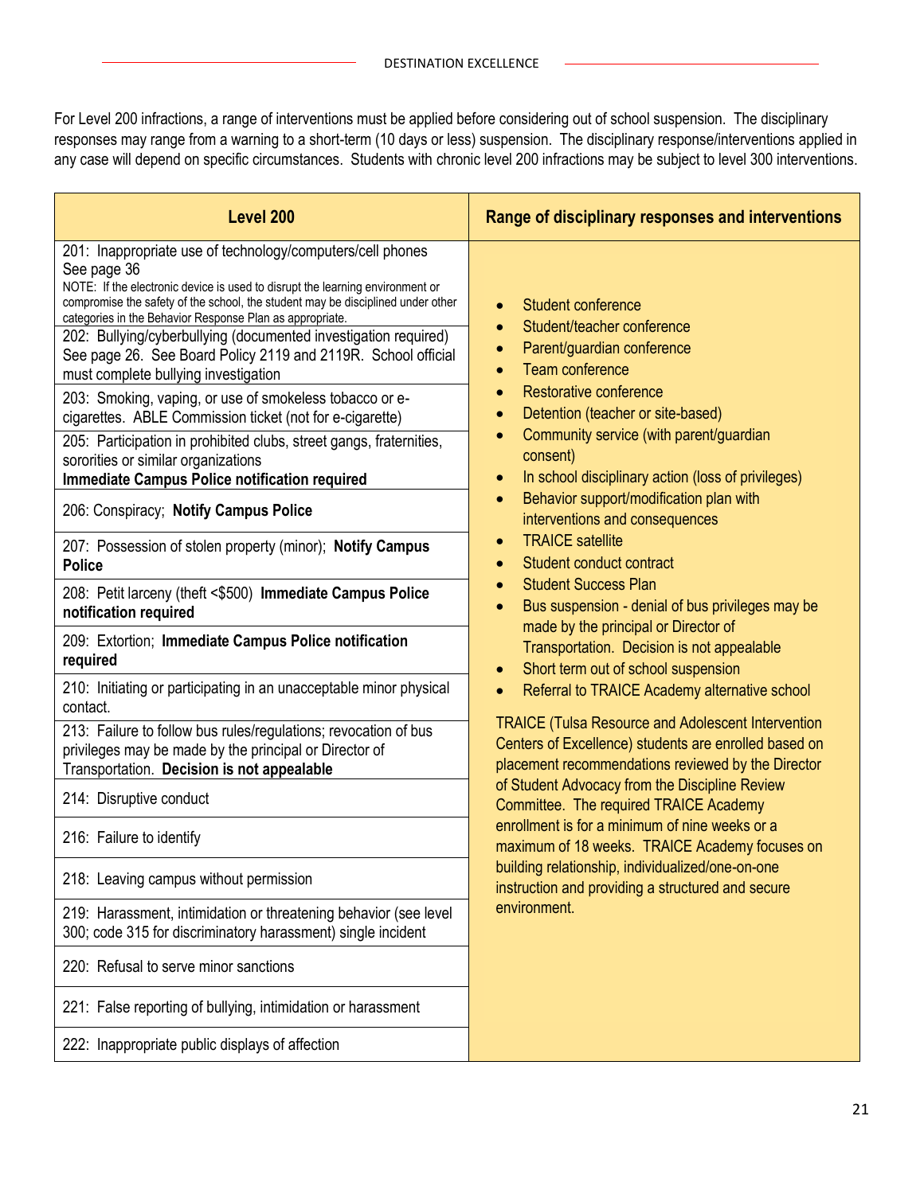For Level 200 infractions, a range of interventions must be applied before considering out of school suspension. The disciplinary responses may range from a warning to a short-term (10 days or less) suspension. The disciplinary response/interventions applied in any case will depend on specific circumstances. Students with chronic level 200 infractions may be subject to level 300 interventions.

| Level 200 | Range of disciplinary responses and interventions |
|---|---|
| 201: Inappropriate use of technology/computers/cell phones See page 36<br>NOTE: If the electronic device is used to disrupt the learning environment or compromise the safety of the school, the student may be disciplined under other categories in the Behavior Response Plan as appropriate. | • Student conference<br>• Student/teacher conference<br>• Parent/guardian conference<br>• Team conference<br>• Restorative conference<br>• Detention (teacher or site-based)<br>• Community service (with parent/guardian consent)<br>• In school disciplinary action (loss of privileges)<br>• Behavior support/modification plan with interventions and consequences<br>• TRAICE satellite<br>• Student conduct contract<br>• Student Success Plan<br>• Bus suspension - denial of bus privileges may be made by the principal or Director of Transportation. Decision is not appealable<br>• Short term out of school suspension<br>• Referral to TRAICE Academy alternative school<br><br>TRAICE (Tulsa Resource and Adolescent Intervention Centers of Excellence) students are enrolled based on placement recommendations reviewed by the Director of Student Advocacy from the Discipline Review Committee. The required TRAICE Academy enrollment is for a minimum of nine weeks or a maximum of 18 weeks. TRAICE Academy focuses on building relationship, individualized/one-on-one instruction and providing a structured and secure environment. |
| 202: Bullying/cyberbullying (documented investigation required) See page 26. See Board Policy 2119 and 2119R. School official must complete bullying investigation | |
| 203: Smoking, vaping, or use of smokeless tobacco or e-cigarettes. ABLE Commission ticket (not for e-cigarette) | |
| 205: Participation in prohibited clubs, street gangs, fraternities, sororities or similar organizations **Immediate Campus Police notification required** | |
| 206: Conspiracy; **Notify Campus Police** | |
| 207: Possession of stolen property (minor); **Notify Campus Police** | |
| 208: Petit larceny (theft <$500) **Immediate Campus Police notification required** | |
| 209: Extortion; **Immediate Campus Police notification required** | |
| 210: Initiating or participating in an unacceptable minor physical contact. | |
| 213: Failure to follow bus rules/regulations; revocation of bus privileges may be made by the principal or Director of Transportation. **Decision is not appealable** | |
| 214: Disruptive conduct | |
| 216: Failure to identify | |
| 218: Leaving campus without permission | |
| 219: Harassment, intimidation or threatening behavior (see level 300; code 315 for discriminatory harassment) single incident | |
| 220: Refusal to serve minor sanctions | |
| 221: False reporting of bullying, intimidation or harassment | |
| 222: Inappropriate public displays of affection | |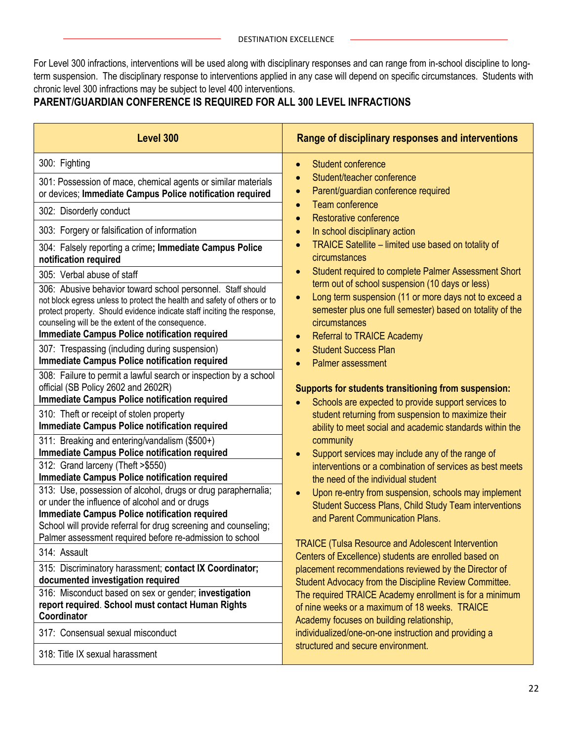For Level 300 infractions, interventions will be used along with disciplinary responses and can range from in-school discipline to long-term suspension. The disciplinary response to interventions applied in any case will depend on specific circumstances. Students with chronic level 300 infractions may be subject to level 400 interventions.

**PARENT/GUARDIAN CONFERENCE IS REQUIRED FOR ALL 300 LEVEL INFRACTIONS**

| Level 300 | Range of disciplinary responses and interventions |
|---|---|
| 300: Fighting<br>301: Possession of mace, chemical agents or similar materials or devices; **Immediate Campus Police notification required**<br>302: Disorderly conduct<br>303: Forgery or falsification of information<br>304: Falsely reporting a crime**; Immediate Campus Police notification required**<br>305: Verbal abuse of staff<br>306: Abusive behavior toward school personnel. Staff should not block egress unless to protect the health and safety of others or to protect property. Should evidence indicate staff inciting the response, counseling will be the extent of the consequence. **Immediate Campus Police notification required**<br>307: Trespassing (including during suspension) **Immediate Campus Police notification required**<br>308: Failure to permit a lawful search or inspection by a school official (SB Policy 2602 and 2602R) **Immediate Campus Police notification required**<br>310: Theft or receipt of stolen property **Immediate Campus Police notification required**<br>311: Breaking and entering/vandalism ($500+) **Immediate Campus Police notification required**<br>312: Grand larceny (Theft >$550) **Immediate Campus Police notification required**<br>313: Use, possession of alcohol, drugs or drug paraphernalia; or under the influence of alcohol and or drugs **Immediate Campus Police notification required** School will provide referral for drug screening and counseling; Palmer assessment required before re-admission to school<br>314: Assault<br>315: Discriminatory harassment; **contact IX Coordinator; documented investigation required**<br>316: Misconduct based on sex or gender; **investigation report required**. **School must contact Human Rights Coordinator**<br>317: Consensual sexual misconduct<br>318: Title IX sexual harassment | • Student conference<br>• Student/teacher conference<br>• Parent/guardian conference required<br>• Team conference<br>• Restorative conference<br>• In school disciplinary action<br>• TRAICE Satellite – limited use based on totality of circumstances<br>• Student required to complete Palmer Assessment Short term out of school suspension (10 days or less)<br>• Long term suspension (11 or more days not to exceed a semester plus one full semester) based on totality of the circumstances<br>• Referral to TRAICE Academy<br>• Student Success Plan<br>• Palmer assessment<br><br>**Supports for students transitioning from suspension:**<br>• Schools are expected to provide support services to student returning from suspension to maximize their ability to meet social and academic standards within the community<br>• Support services may include any of the range of interventions or a combination of services as best meets the need of the individual student<br>• Upon re-entry from suspension, schools may implement Student Success Plans, Child Study Team interventions and Parent Communication Plans.<br><br>TRAICE (Tulsa Resource and Adolescent Intervention Centers of Excellence) students are enrolled based on placement recommendations reviewed by the Director of Student Advocacy from the Discipline Review Committee. The required TRAICE Academy enrollment is for a minimum of nine weeks or a maximum of 18 weeks. TRAICE Academy focuses on building relationship, individualized/one-on-one instruction and providing a structured and secure environment. |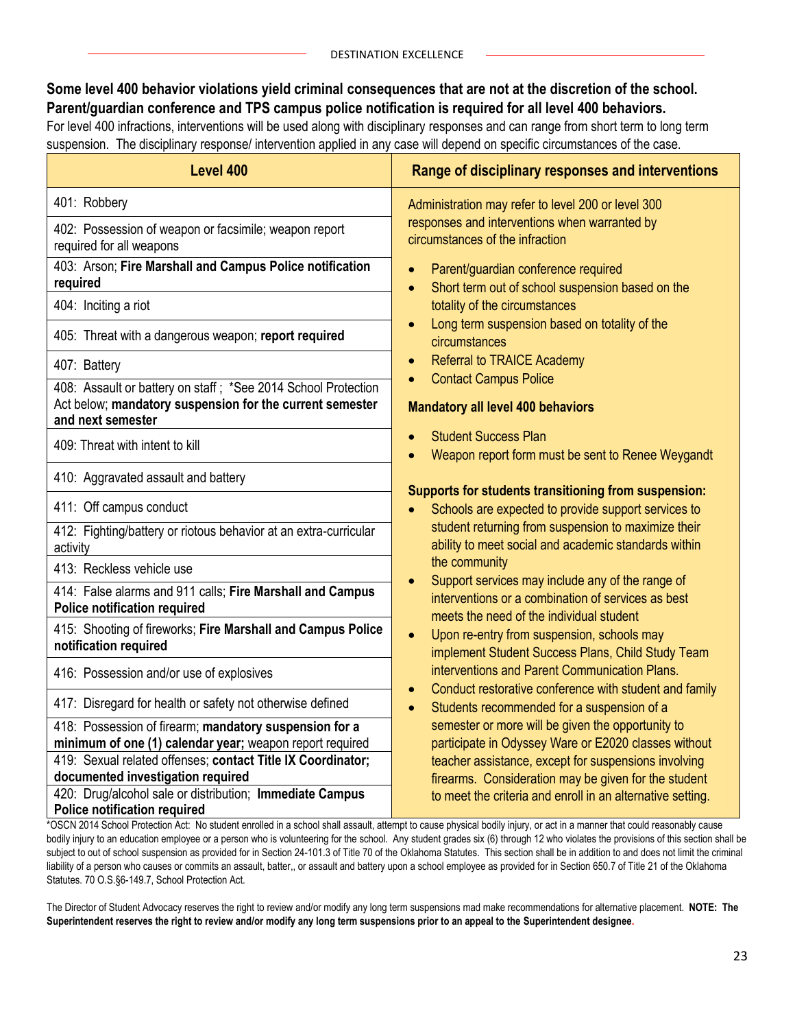**Some level 400 behavior violations yield criminal consequences that are not at the discretion of the school. Parent/guardian conference and TPS campus police notification is required for all level 400 behaviors.**

For level 400 infractions, interventions will be used along with disciplinary responses and can range from short term to long term suspension. The disciplinary response/ intervention applied in any case will depend on specific circumstances of the case.

| Level 400 | Range of disciplinary responses and interventions |
|---|---|
| 401: Robbery | Administration may refer to level 200 or level 300 responses and interventions when warranted by circumstances of the infraction<br><br>• Parent/guardian conference required<br>• Short term out of school suspension based on the totality of the circumstances<br>• Long term suspension based on totality of the circumstances<br>• Referral to TRAICE Academy<br>• Contact Campus Police<br><br>**Mandatory all level 400 behaviors**<br><br>• Student Success Plan<br>• Weapon report form must be sent to Renee Weygandt<br><br>**Supports for students transitioning from suspension:**<br>• Schools are expected to provide support services to student returning from suspension to maximize their ability to meet social and academic standards within the community<br>• Support services may include any of the range of interventions or a combination of services as best meets the need of the individual student<br>• Upon re-entry from suspension, schools may implement Student Success Plans, Child Study Team interventions and Parent Communication Plans.<br>• Conduct restorative conference with student and family<br>• Students recommended for a suspension of a semester or more will be given the opportunity to participate in Odyssey Ware or E2020 classes without teacher assistance, except for suspensions involving firearms. Consideration may be given for the student to meet the criteria and enroll in an alternative setting. |
| 402: Possession of weapon or facsimile; weapon report required for all weapons | |
| 403: Arson; **Fire Marshall and Campus Police notification required** | |
| 404: Inciting a riot | |
| 405: Threat with a dangerous weapon; **report required** | |
| 407: Battery | |
| 408: Assault or battery on staff ; *See 2014 School Protection Act below; **mandatory suspension for the current semester and next semester** | |
| 409: Threat with intent to kill | |
| 410: Aggravated assault and battery | |
| 411: Off campus conduct | |
| 412: Fighting/battery or riotous behavior at an extra-curricular activity | |
| 413: Reckless vehicle use | |
| 414: False alarms and 911 calls; **Fire Marshall and Campus Police notification required** | |
| 415: Shooting of fireworks; **Fire Marshall and Campus Police notification required** | |
| 416: Possession and/or use of explosives | |
| 417: Disregard for health or safety not otherwise defined | |
| 418: Possession of firearm; **mandatory suspension for a minimum of one (1) calendar year;** weapon report required | |
| 419: Sexual related offenses; **contact Title IX Coordinator; documented investigation required** | |
| 420: Drug/alcohol sale or distribution; **Immediate Campus Police notification required** | |

*OSCN 2014 School Protection Act: No student enrolled in a school shall assault, attempt to cause physical bodily injury, or act in a manner that could reasonably cause bodily injury to an education employee or a person who is volunteering for the school. Any student grades six (6) through 12 who violates the provisions of this section shall be subject to out of school suspension as provided for in Section 24-101.3 of Title 70 of the Oklahoma Statutes. This section shall be in addition to and does not limit the criminal liability of a person who causes or commits an assault, batter,, or assault and battery upon a school employee as provided for in Section 650.7 of Title 21 of the Oklahoma Statutes. 70 O.S.§6-149.7, School Protection Act.

The Director of Student Advocacy reserves the right to review and/or modify any long term suspensions mad make recommendations for alternative placement. **NOTE: The Superintendent reserves the right to review and/or modify any long term suspensions prior to an appeal to the Superintendent designee.**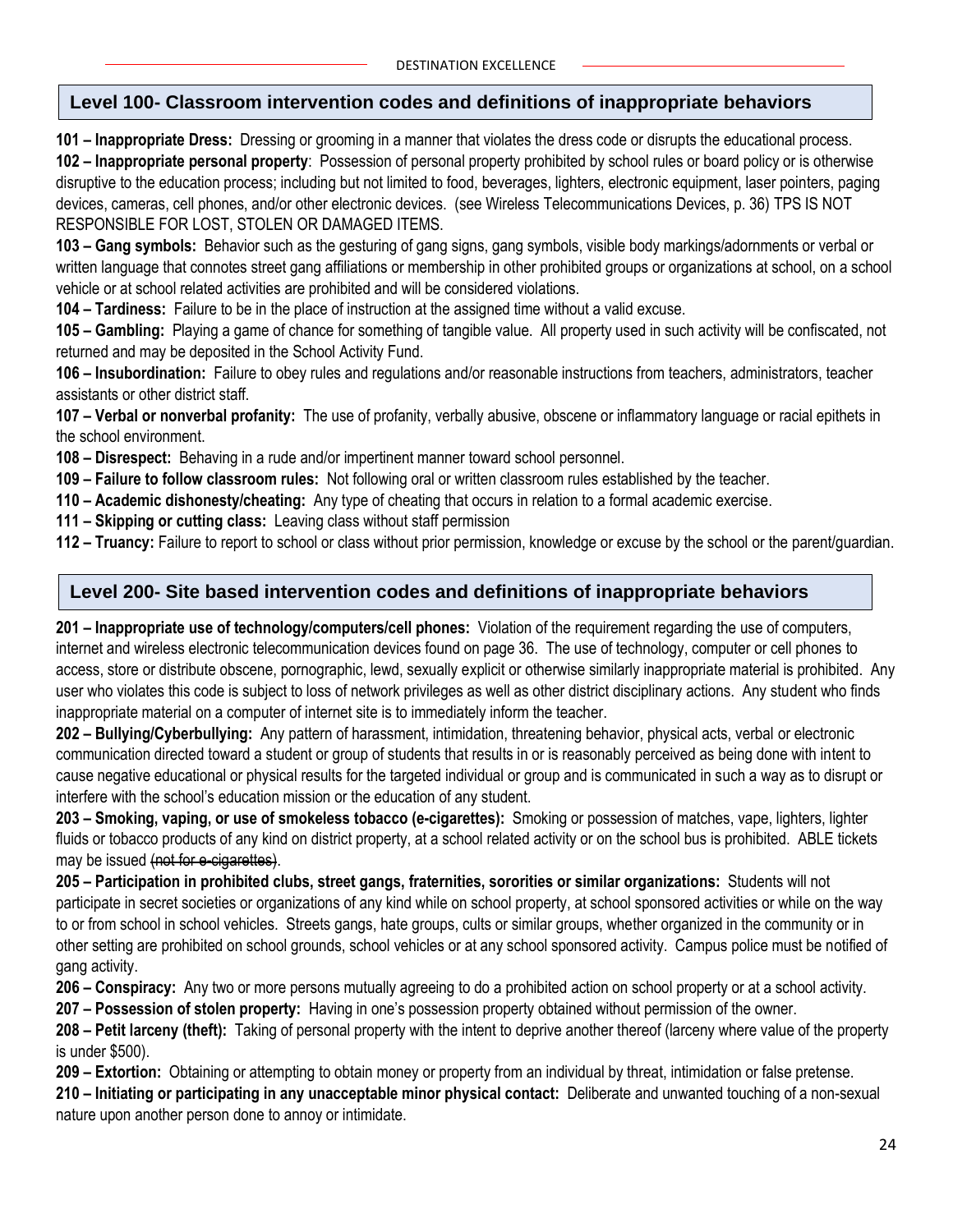## Level 100- Classroom intervention codes and definitions of inappropriate behaviors

**101 – Inappropriate Dress:** Dressing or grooming in a manner that violates the dress code or disrupts the educational process.

**102 – Inappropriate personal property**: Possession of personal property prohibited by school rules or board policy or is otherwise disruptive to the education process; including but not limited to food, beverages, lighters, electronic equipment, laser pointers, paging devices, cameras, cell phones, and/or other electronic devices. (see Wireless Telecommunications Devices, p. 36) TPS IS NOT RESPONSIBLE FOR LOST, STOLEN OR DAMAGED ITEMS.

**103 – Gang symbols:** Behavior such as the gesturing of gang signs, gang symbols, visible body markings/adornments or verbal or written language that connotes street gang affiliations or membership in other prohibited groups or organizations at school, on a school vehicle or at school related activities are prohibited and will be considered violations.

**104 – Tardiness:** Failure to be in the place of instruction at the assigned time without a valid excuse.

**105 – Gambling:** Playing a game of chance for something of tangible value. All property used in such activity will be confiscated, not returned and may be deposited in the School Activity Fund.

**106 – Insubordination:** Failure to obey rules and regulations and/or reasonable instructions from teachers, administrators, teacher assistants or other district staff.

**107 – Verbal or nonverbal profanity:** The use of profanity, verbally abusive, obscene or inflammatory language or racial epithets in the school environment.

**108 – Disrespect:** Behaving in a rude and/or impertinent manner toward school personnel.

**109 – Failure to follow classroom rules:** Not following oral or written classroom rules established by the teacher.

**110 – Academic dishonesty/cheating:** Any type of cheating that occurs in relation to a formal academic exercise.

**111 – Skipping or cutting class:** Leaving class without staff permission

**112 – Truancy:** Failure to report to school or class without prior permission, knowledge or excuse by the school or the parent/guardian.

## Level 200- Site based intervention codes and definitions of inappropriate behaviors

**201 – Inappropriate use of technology/computers/cell phones:** Violation of the requirement regarding the use of computers, internet and wireless electronic telecommunication devices found on page 36. The use of technology, computer or cell phones to access, store or distribute obscene, pornographic, lewd, sexually explicit or otherwise similarly inappropriate material is prohibited. Any user who violates this code is subject to loss of network privileges as well as other district disciplinary actions. Any student who finds inappropriate material on a computer of internet site is to immediately inform the teacher.

**202 – Bullying/Cyberbullying:** Any pattern of harassment, intimidation, threatening behavior, physical acts, verbal or electronic communication directed toward a student or group of students that results in or is reasonably perceived as being done with intent to cause negative educational or physical results for the targeted individual or group and is communicated in such a way as to disrupt or interfere with the school's education mission or the education of any student.

**203 – Smoking, vaping, or use of smokeless tobacco (e-cigarettes):** Smoking or possession of matches, vape, lighters, lighter fluids or tobacco products of any kind on district property, at a school related activity or on the school bus is prohibited. ABLE tickets may be issued ~~(not for e-cigarettes)~~.

**205 – Participation in prohibited clubs, street gangs, fraternities, sororities or similar organizations:** Students will not participate in secret societies or organizations of any kind while on school property, at school sponsored activities or while on the way to or from school in school vehicles. Streets gangs, hate groups, cults or similar groups, whether organized in the community or in other setting are prohibited on school grounds, school vehicles or at any school sponsored activity. Campus police must be notified of gang activity.

**206 – Conspiracy:** Any two or more persons mutually agreeing to do a prohibited action on school property or at a school activity.

**207 – Possession of stolen property:** Having in one's possession property obtained without permission of the owner.

**208 – Petit larceny (theft):** Taking of personal property with the intent to deprive another thereof (larceny where value of the property is under $500).

**209 – Extortion:** Obtaining or attempting to obtain money or property from an individual by threat, intimidation or false pretense.

**210 – Initiating or participating in any unacceptable minor physical contact:** Deliberate and unwanted touching of a non-sexual nature upon another person done to annoy or intimidate.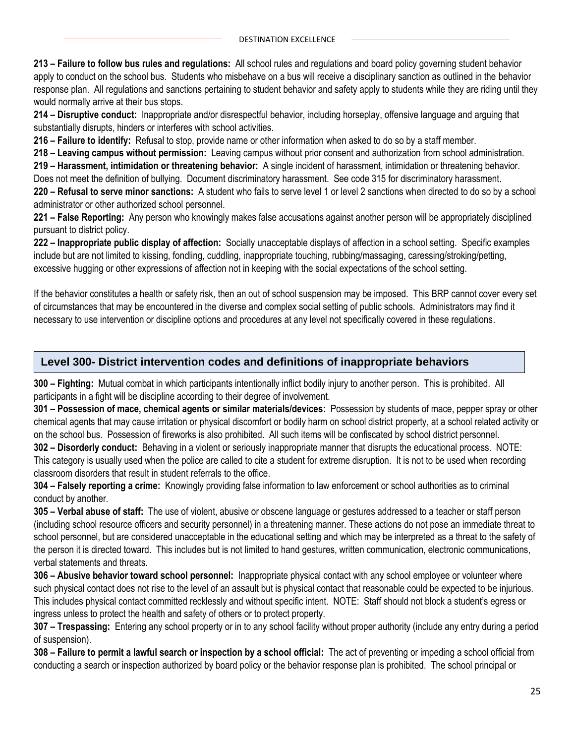**213 – Failure to follow bus rules and regulations:** All school rules and regulations and board policy governing student behavior apply to conduct on the school bus. Students who misbehave on a bus will receive a disciplinary sanction as outlined in the behavior response plan. All regulations and sanctions pertaining to student behavior and safety apply to students while they are riding until they would normally arrive at their bus stops.

**214 – Disruptive conduct:** Inappropriate and/or disrespectful behavior, including horseplay, offensive language and arguing that substantially disrupts, hinders or interferes with school activities.

**216 – Failure to identify:** Refusal to stop, provide name or other information when asked to do so by a staff member.

**218 – Leaving campus without permission:** Leaving campus without prior consent and authorization from school administration.

**219 – Harassment, intimidation or threatening behavior:** A single incident of harassment, intimidation or threatening behavior. Does not meet the definition of bullying. Document discriminatory harassment. See code 315 for discriminatory harassment.

**220 – Refusal to serve minor sanctions:** A student who fails to serve level 1 or level 2 sanctions when directed to do so by a school administrator or other authorized school personnel.

**221 – False Reporting:** Any person who knowingly makes false accusations against another person will be appropriately disciplined pursuant to district policy.

**222 – Inappropriate public display of affection:** Socially unacceptable displays of affection in a school setting. Specific examples include but are not limited to kissing, fondling, cuddling, inappropriate touching, rubbing/massaging, caressing/stroking/petting, excessive hugging or other expressions of affection not in keeping with the social expectations of the school setting.

If the behavior constitutes a health or safety risk, then an out of school suspension may be imposed. This BRP cannot cover every set of circumstances that may be encountered in the diverse and complex social setting of public schools. Administrators may find it necessary to use intervention or discipline options and procedures at any level not specifically covered in these regulations.

## Level 300- District intervention codes and definitions of inappropriate behaviors

**300 – Fighting:** Mutual combat in which participants intentionally inflict bodily injury to another person. This is prohibited. All participants in a fight will be discipline according to their degree of involvement.

**301 – Possession of mace, chemical agents or similar materials/devices:** Possession by students of mace, pepper spray or other chemical agents that may cause irritation or physical discomfort or bodily harm on school district property, at a school related activity or on the school bus. Possession of fireworks is also prohibited. All such items will be confiscated by school district personnel.

**302 – Disorderly conduct:** Behaving in a violent or seriously inappropriate manner that disrupts the educational process. NOTE: This category is usually used when the police are called to cite a student for extreme disruption. It is not to be used when recording classroom disorders that result in student referrals to the office.

**304 – Falsely reporting a crime:** Knowingly providing false information to law enforcement or school authorities as to criminal conduct by another.

**305 – Verbal abuse of staff:** The use of violent, abusive or obscene language or gestures addressed to a teacher or staff person (including school resource officers and security personnel) in a threatening manner. These actions do not pose an immediate threat to school personnel, but are considered unacceptable in the educational setting and which may be interpreted as a threat to the safety of the person it is directed toward. This includes but is not limited to hand gestures, written communication, electronic communications, verbal statements and threats.

**306 – Abusive behavior toward school personnel:** Inappropriate physical contact with any school employee or volunteer where such physical contact does not rise to the level of an assault but is physical contact that reasonable could be expected to be injurious. This includes physical contact committed recklessly and without specific intent. NOTE: Staff should not block a student's egress or ingress unless to protect the health and safety of others or to protect property.

**307 – Trespassing:** Entering any school property or in to any school facility without proper authority (include any entry during a period of suspension).

**308 – Failure to permit a lawful search or inspection by a school official:** The act of preventing or impeding a school official from conducting a search or inspection authorized by board policy or the behavior response plan is prohibited. The school principal or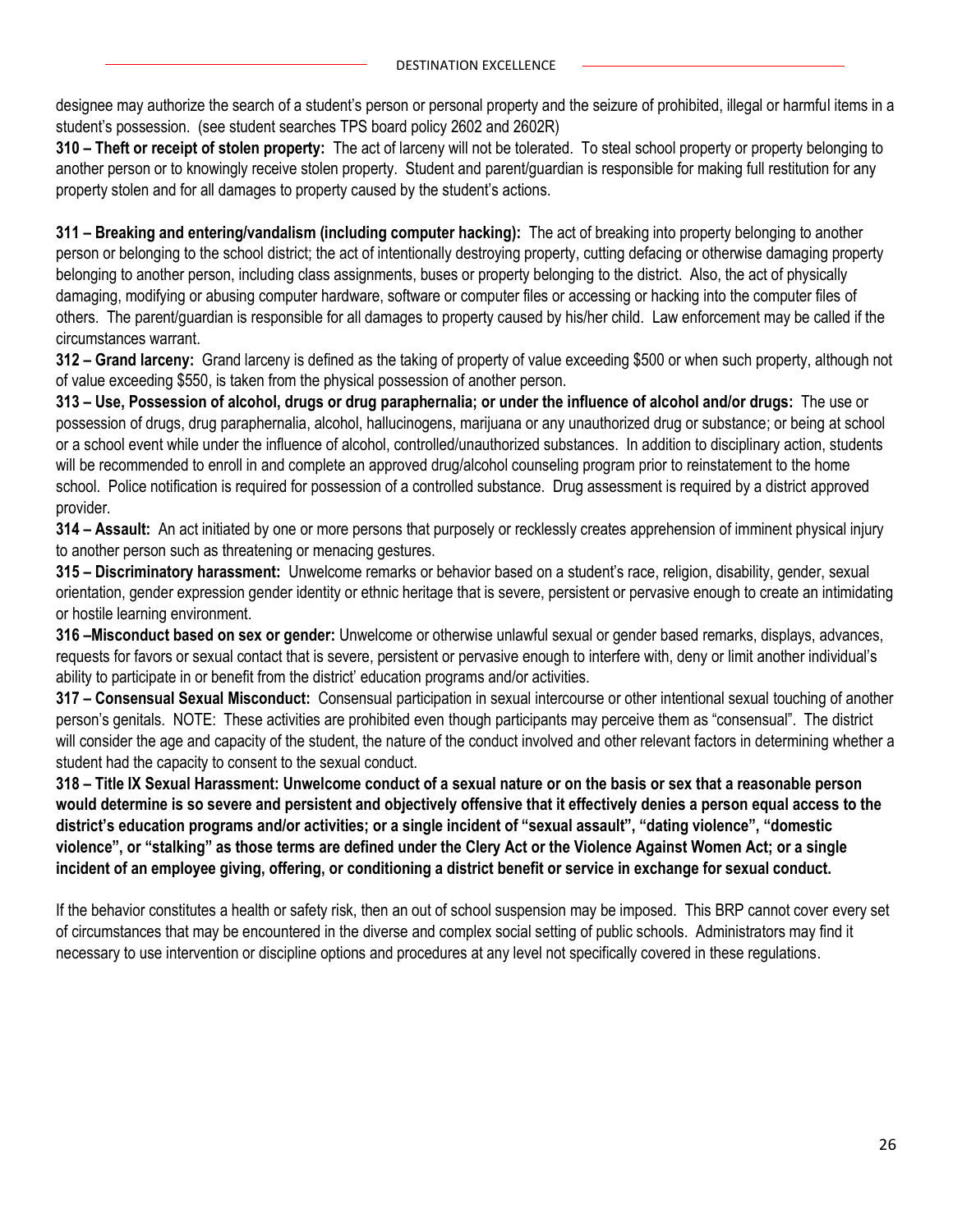designee may authorize the search of a student's person or personal property and the seizure of prohibited, illegal or harmful items in a student's possession. (see student searches TPS board policy 2602 and 2602R)

**310 – Theft or receipt of stolen property:** The act of larceny will not be tolerated. To steal school property or property belonging to another person or to knowingly receive stolen property. Student and parent/guardian is responsible for making full restitution for any property stolen and for all damages to property caused by the student's actions.

**311 – Breaking and entering/vandalism (including computer hacking):** The act of breaking into property belonging to another person or belonging to the school district; the act of intentionally destroying property, cutting defacing or otherwise damaging property belonging to another person, including class assignments, buses or property belonging to the district. Also, the act of physically damaging, modifying or abusing computer hardware, software or computer files or accessing or hacking into the computer files of others. The parent/guardian is responsible for all damages to property caused by his/her child. Law enforcement may be called if the circumstances warrant.

**312 – Grand larceny:** Grand larceny is defined as the taking of property of value exceeding $500 or when such property, although not of value exceeding $550, is taken from the physical possession of another person.

**313 – Use, Possession of alcohol, drugs or drug paraphernalia; or under the influence of alcohol and/or drugs:** The use or possession of drugs, drug paraphernalia, alcohol, hallucinogens, marijuana or any unauthorized drug or substance; or being at school or a school event while under the influence of alcohol, controlled/unauthorized substances. In addition to disciplinary action, students will be recommended to enroll in and complete an approved drug/alcohol counseling program prior to reinstatement to the home school. Police notification is required for possession of a controlled substance. Drug assessment is required by a district approved provider.

**314 – Assault:** An act initiated by one or more persons that purposely or recklessly creates apprehension of imminent physical injury to another person such as threatening or menacing gestures.

**315 – Discriminatory harassment:** Unwelcome remarks or behavior based on a student's race, religion, disability, gender, sexual orientation, gender expression gender identity or ethnic heritage that is severe, persistent or pervasive enough to create an intimidating or hostile learning environment.

**316 –Misconduct based on sex or gender:** Unwelcome or otherwise unlawful sexual or gender based remarks, displays, advances, requests for favors or sexual contact that is severe, persistent or pervasive enough to interfere with, deny or limit another individual's ability to participate in or benefit from the district' education programs and/or activities.

**317 – Consensual Sexual Misconduct:** Consensual participation in sexual intercourse or other intentional sexual touching of another person's genitals. NOTE: These activities are prohibited even though participants may perceive them as "consensual". The district will consider the age and capacity of the student, the nature of the conduct involved and other relevant factors in determining whether a student had the capacity to consent to the sexual conduct.

**318 – Title IX Sexual Harassment: Unwelcome conduct of a sexual nature or on the basis or sex that a reasonable person would determine is so severe and persistent and objectively offensive that it effectively denies a person equal access to the district's education programs and/or activities; or a single incident of "sexual assault", "dating violence", "domestic violence", or "stalking" as those terms are defined under the Clery Act or the Violence Against Women Act; or a single incident of an employee giving, offering, or conditioning a district benefit or service in exchange for sexual conduct.**

If the behavior constitutes a health or safety risk, then an out of school suspension may be imposed. This BRP cannot cover every set of circumstances that may be encountered in the diverse and complex social setting of public schools. Administrators may find it necessary to use intervention or discipline options and procedures at any level not specifically covered in these regulations.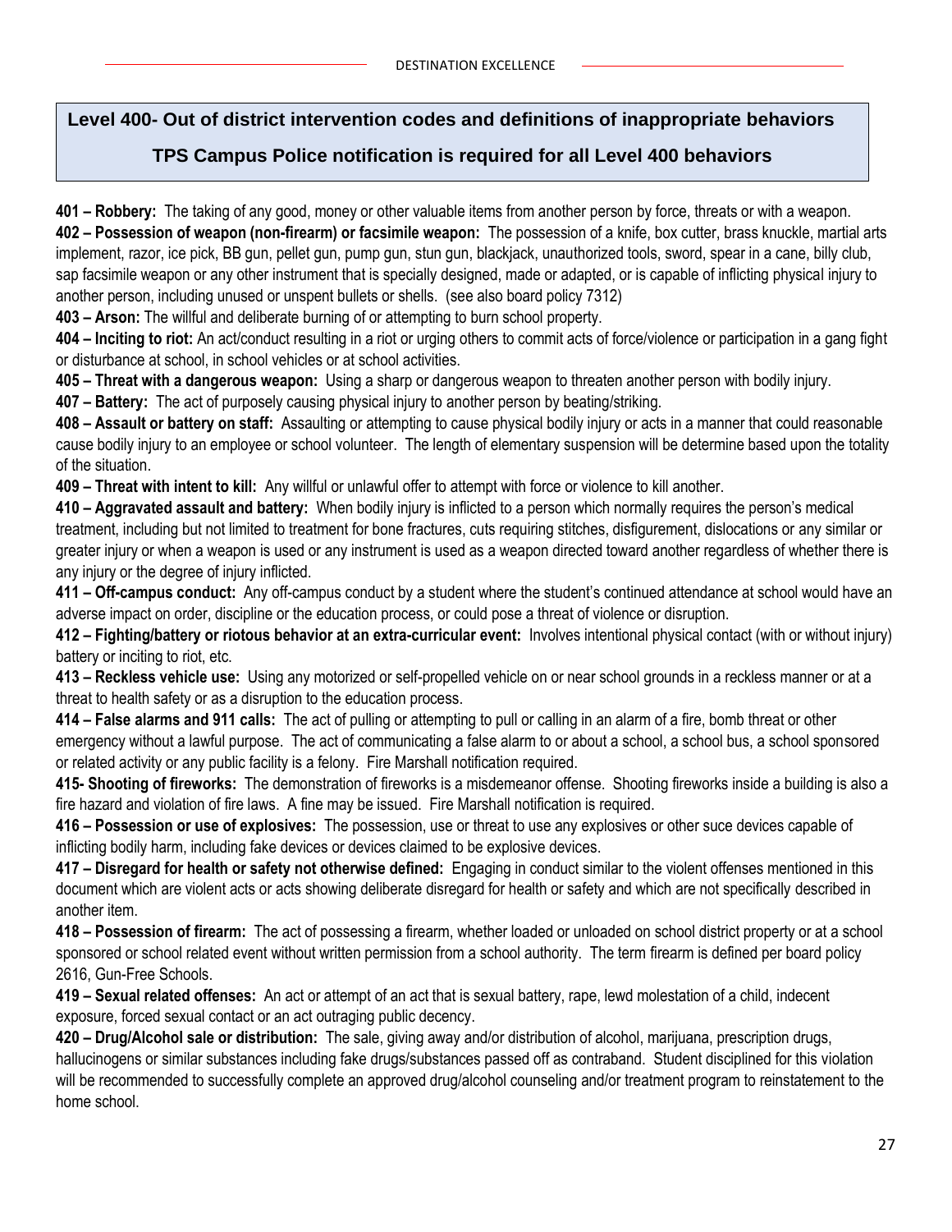## Level 400- Out of district intervention codes and definitions of inappropriate behaviors

## TPS Campus Police notification is required for all Level 400 behaviors

**401 – Robbery:** The taking of any good, money or other valuable items from another person by force, threats or with a weapon.

**402 – Possession of weapon (non-firearm) or facsimile weapon:** The possession of a knife, box cutter, brass knuckle, martial arts implement, razor, ice pick, BB gun, pellet gun, pump gun, stun gun, blackjack, unauthorized tools, sword, spear in a cane, billy club, sap facsimile weapon or any other instrument that is specially designed, made or adapted, or is capable of inflicting physical injury to another person, including unused or unspent bullets or shells. (see also board policy 7312)

**403 – Arson:** The willful and deliberate burning of or attempting to burn school property.

**404 – Inciting to riot:** An act/conduct resulting in a riot or urging others to commit acts of force/violence or participation in a gang fight or disturbance at school, in school vehicles or at school activities.

**405 – Threat with a dangerous weapon:** Using a sharp or dangerous weapon to threaten another person with bodily injury.

**407 – Battery:** The act of purposely causing physical injury to another person by beating/striking.

**408 – Assault or battery on staff:** Assaulting or attempting to cause physical bodily injury or acts in a manner that could reasonable cause bodily injury to an employee or school volunteer. The length of elementary suspension will be determine based upon the totality of the situation.

**409 – Threat with intent to kill:** Any willful or unlawful offer to attempt with force or violence to kill another.

**410 – Aggravated assault and battery:** When bodily injury is inflicted to a person which normally requires the person's medical treatment, including but not limited to treatment for bone fractures, cuts requiring stitches, disfigurement, dislocations or any similar or greater injury or when a weapon is used or any instrument is used as a weapon directed toward another regardless of whether there is any injury or the degree of injury inflicted.

**411 – Off-campus conduct:** Any off-campus conduct by a student where the student's continued attendance at school would have an adverse impact on order, discipline or the education process, or could pose a threat of violence or disruption.

**412 – Fighting/battery or riotous behavior at an extra-curricular event:** Involves intentional physical contact (with or without injury) battery or inciting to riot, etc.

**413 – Reckless vehicle use:** Using any motorized or self-propelled vehicle on or near school grounds in a reckless manner or at a threat to health safety or as a disruption to the education process.

**414 – False alarms and 911 calls:** The act of pulling or attempting to pull or calling in an alarm of a fire, bomb threat or other emergency without a lawful purpose. The act of communicating a false alarm to or about a school, a school bus, a school sponsored or related activity or any public facility is a felony. Fire Marshall notification required.

**415- Shooting of fireworks:** The demonstration of fireworks is a misdemeanor offense. Shooting fireworks inside a building is also a fire hazard and violation of fire laws. A fine may be issued. Fire Marshall notification is required.

**416 – Possession or use of explosives:** The possession, use or threat to use any explosives or other suce devices capable of inflicting bodily harm, including fake devices or devices claimed to be explosive devices.

**417 – Disregard for health or safety not otherwise defined:** Engaging in conduct similar to the violent offenses mentioned in this document which are violent acts or acts showing deliberate disregard for health or safety and which are not specifically described in another item.

**418 – Possession of firearm:** The act of possessing a firearm, whether loaded or unloaded on school district property or at a school sponsored or school related event without written permission from a school authority. The term firearm is defined per board policy 2616, Gun-Free Schools.

**419 – Sexual related offenses:** An act or attempt of an act that is sexual battery, rape, lewd molestation of a child, indecent exposure, forced sexual contact or an act outraging public decency.

**420 – Drug/Alcohol sale or distribution:** The sale, giving away and/or distribution of alcohol, marijuana, prescription drugs, hallucinogens or similar substances including fake drugs/substances passed off as contraband. Student disciplined for this violation will be recommended to successfully complete an approved drug/alcohol counseling and/or treatment program to reinstatement to the home school.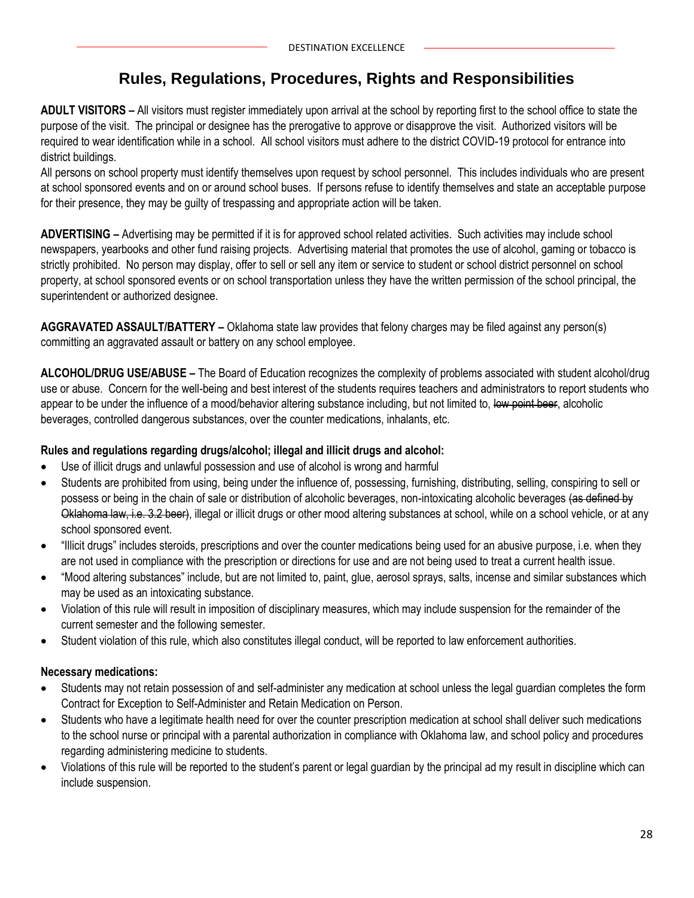# Rules, Regulations, Procedures, Rights and Responsibilities

**ADULT VISITORS –** All visitors must register immediately upon arrival at the school by reporting first to the school office to state the purpose of the visit. The principal or designee has the prerogative to approve or disapprove the visit. Authorized visitors will be required to wear identification while in a school. All school visitors must adhere to the district COVID-19 protocol for entrance into district buildings.

All persons on school property must identify themselves upon request by school personnel. This includes individuals who are present at school sponsored events and on or around school buses. If persons refuse to identify themselves and state an acceptable purpose for their presence, they may be guilty of trespassing and appropriate action will be taken.

**ADVERTISING –** Advertising may be permitted if it is for approved school related activities. Such activities may include school newspapers, yearbooks and other fund raising projects. Advertising material that promotes the use of alcohol, gaming or tobacco is strictly prohibited. No person may display, offer to sell or sell any item or service to student or school district personnel on school property, at school sponsored events or on school transportation unless they have the written permission of the school principal, the superintendent or authorized designee.

**AGGRAVATED ASSAULT/BATTERY –** Oklahoma state law provides that felony charges may be filed against any person(s) committing an aggravated assault or battery on any school employee.

**ALCOHOL/DRUG USE/ABUSE –** The Board of Education recognizes the complexity of problems associated with student alcohol/drug use or abuse. Concern for the well-being and best interest of the students requires teachers and administrators to report students who appear to be under the influence of a mood/behavior altering substance including, but not limited to, ~~low point beer~~, alcoholic beverages, controlled dangerous substances, over the counter medications, inhalants, etc.

**Rules and regulations regarding drugs/alcohol; illegal and illicit drugs and alcohol:**

- Use of illicit drugs and unlawful possession and use of alcohol is wrong and harmful
- Students are prohibited from using, being under the influence of, possessing, furnishing, distributing, selling, conspiring to sell or possess or being in the chain of sale or distribution of alcoholic beverages, non-intoxicating alcoholic beverages ~~(as defined by Oklahoma law, i.e. 3.2 beer)~~, illegal or illicit drugs or other mood altering substances at school, while on a school vehicle, or at any school sponsored event.
- "Illicit drugs" includes steroids, prescriptions and over the counter medications being used for an abusive purpose, i.e. when they are not used in compliance with the prescription or directions for use and are not being used to treat a current health issue.
- "Mood altering substances" include, but are not limited to, paint, glue, aerosol sprays, salts, incense and similar substances which may be used as an intoxicating substance.
- Violation of this rule will result in imposition of disciplinary measures, which may include suspension for the remainder of the current semester and the following semester.
- Student violation of this rule, which also constitutes illegal conduct, will be reported to law enforcement authorities.

**Necessary medications:**

- Students may not retain possession of and self-administer any medication at school unless the legal guardian completes the form Contract for Exception to Self-Administer and Retain Medication on Person.
- Students who have a legitimate health need for over the counter prescription medication at school shall deliver such medications to the school nurse or principal with a parental authorization in compliance with Oklahoma law, and school policy and procedures regarding administering medicine to students.
- Violations of this rule will be reported to the student's parent or legal guardian by the principal ad my result in discipline which can include suspension.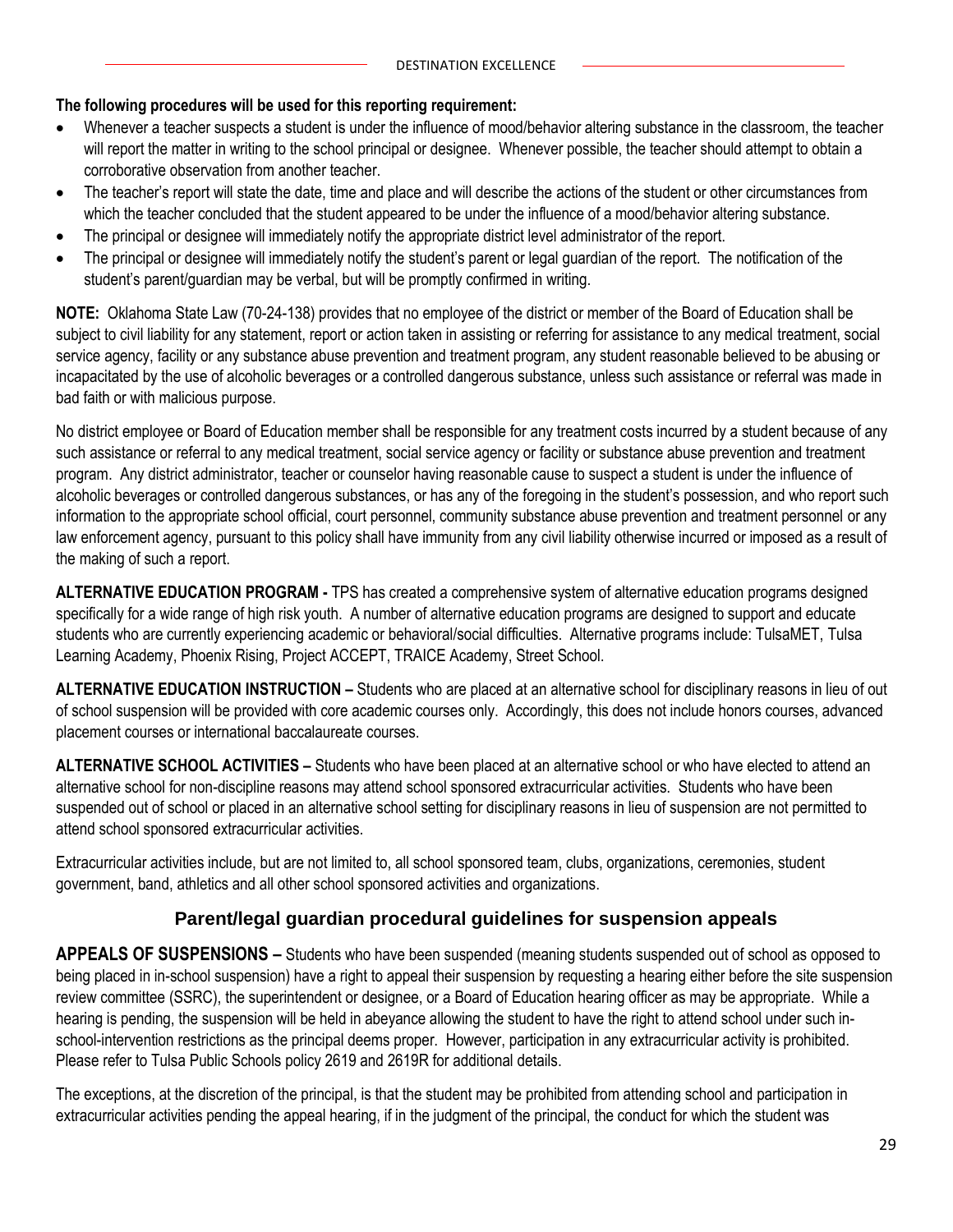**The following procedures will be used for this reporting requirement:**

- Whenever a teacher suspects a student is under the influence of mood/behavior altering substance in the classroom, the teacher will report the matter in writing to the school principal or designee. Whenever possible, the teacher should attempt to obtain a corroborative observation from another teacher.
- The teacher's report will state the date, time and place and will describe the actions of the student or other circumstances from which the teacher concluded that the student appeared to be under the influence of a mood/behavior altering substance.
- The principal or designee will immediately notify the appropriate district level administrator of the report.
- The principal or designee will immediately notify the student's parent or legal guardian of the report. The notification of the student's parent/guardian may be verbal, but will be promptly confirmed in writing.

**NOTE:** Oklahoma State Law (70-24-138) provides that no employee of the district or member of the Board of Education shall be subject to civil liability for any statement, report or action taken in assisting or referring for assistance to any medical treatment, social service agency, facility or any substance abuse prevention and treatment program, any student reasonable believed to be abusing or incapacitated by the use of alcoholic beverages or a controlled dangerous substance, unless such assistance or referral was made in bad faith or with malicious purpose.

No district employee or Board of Education member shall be responsible for any treatment costs incurred by a student because of any such assistance or referral to any medical treatment, social service agency or facility or substance abuse prevention and treatment program. Any district administrator, teacher or counselor having reasonable cause to suspect a student is under the influence of alcoholic beverages or controlled dangerous substances, or has any of the foregoing in the student's possession, and who report such information to the appropriate school official, court personnel, community substance abuse prevention and treatment personnel or any law enforcement agency, pursuant to this policy shall have immunity from any civil liability otherwise incurred or imposed as a result of the making of such a report.

**ALTERNATIVE EDUCATION PROGRAM -** TPS has created a comprehensive system of alternative education programs designed specifically for a wide range of high risk youth. A number of alternative education programs are designed to support and educate students who are currently experiencing academic or behavioral/social difficulties. Alternative programs include: TulsaMET, Tulsa Learning Academy, Phoenix Rising, Project ACCEPT, TRAICE Academy, Street School.

**ALTERNATIVE EDUCATION INSTRUCTION –** Students who are placed at an alternative school for disciplinary reasons in lieu of out of school suspension will be provided with core academic courses only. Accordingly, this does not include honors courses, advanced placement courses or international baccalaureate courses.

**ALTERNATIVE SCHOOL ACTIVITIES –** Students who have been placed at an alternative school or who have elected to attend an alternative school for non-discipline reasons may attend school sponsored extracurricular activities. Students who have been suspended out of school or placed in an alternative school setting for disciplinary reasons in lieu of suspension are not permitted to attend school sponsored extracurricular activities.

Extracurricular activities include, but are not limited to, all school sponsored team, clubs, organizations, ceremonies, student government, band, athletics and all other school sponsored activities and organizations.

## Parent/legal guardian procedural guidelines for suspension appeals

**APPEALS OF SUSPENSIONS –** Students who have been suspended (meaning students suspended out of school as opposed to being placed in in-school suspension) have a right to appeal their suspension by requesting a hearing either before the site suspension review committee (SSRC), the superintendent or designee, or a Board of Education hearing officer as may be appropriate. While a hearing is pending, the suspension will be held in abeyance allowing the student to have the right to attend school under such in-school-intervention restrictions as the principal deems proper. However, participation in any extracurricular activity is prohibited. Please refer to Tulsa Public Schools policy 2619 and 2619R for additional details.

The exceptions, at the discretion of the principal, is that the student may be prohibited from attending school and participation in extracurricular activities pending the appeal hearing, if in the judgment of the principal, the conduct for which the student was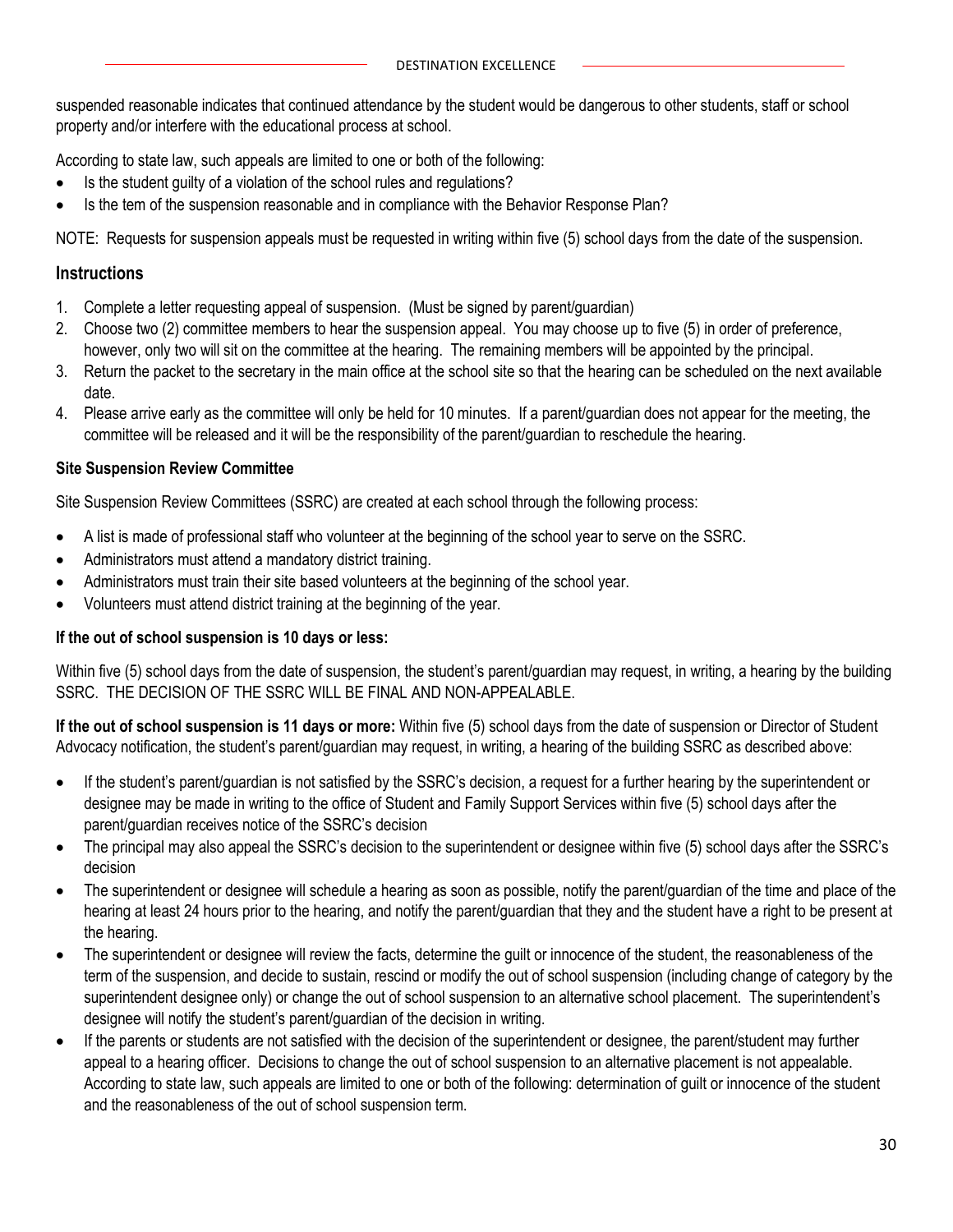suspended reasonable indicates that continued attendance by the student would be dangerous to other students, staff or school property and/or interfere with the educational process at school.

According to state law, such appeals are limited to one or both of the following:

- Is the student guilty of a violation of the school rules and regulations?
- Is the tem of the suspension reasonable and in compliance with the Behavior Response Plan?

NOTE: Requests for suspension appeals must be requested in writing within five (5) school days from the date of the suspension.

## Instructions

1. Complete a letter requesting appeal of suspension. (Must be signed by parent/guardian)
2. Choose two (2) committee members to hear the suspension appeal. You may choose up to five (5) in order of preference, however, only two will sit on the committee at the hearing. The remaining members will be appointed by the principal.
3. Return the packet to the secretary in the main office at the school site so that the hearing can be scheduled on the next available date.
4. Please arrive early as the committee will only be held for 10 minutes. If a parent/guardian does not appear for the meeting, the committee will be released and it will be the responsibility of the parent/guardian to reschedule the hearing.

### Site Suspension Review Committee

Site Suspension Review Committees (SSRC) are created at each school through the following process:

- A list is made of professional staff who volunteer at the beginning of the school year to serve on the SSRC.
- Administrators must attend a mandatory district training.
- Administrators must train their site based volunteers at the beginning of the school year.
- Volunteers must attend district training at the beginning of the year.

### If the out of school suspension is 10 days or less:

Within five (5) school days from the date of suspension, the student's parent/guardian may request, in writing, a hearing by the building SSRC. THE DECISION OF THE SSRC WILL BE FINAL AND NON-APPEALABLE.

**If the out of school suspension is 11 days or more:** Within five (5) school days from the date of suspension or Director of Student Advocacy notification, the student's parent/guardian may request, in writing, a hearing of the building SSRC as described above:

- If the student's parent/guardian is not satisfied by the SSRC's decision, a request for a further hearing by the superintendent or designee may be made in writing to the office of Student and Family Support Services within five (5) school days after the parent/guardian receives notice of the SSRC's decision
- The principal may also appeal the SSRC's decision to the superintendent or designee within five (5) school days after the SSRC's decision
- The superintendent or designee will schedule a hearing as soon as possible, notify the parent/guardian of the time and place of the hearing at least 24 hours prior to the hearing, and notify the parent/guardian that they and the student have a right to be present at the hearing.
- The superintendent or designee will review the facts, determine the guilt or innocence of the student, the reasonableness of the term of the suspension, and decide to sustain, rescind or modify the out of school suspension (including change of category by the superintendent designee only) or change the out of school suspension to an alternative school placement. The superintendent's designee will notify the student's parent/guardian of the decision in writing.
- If the parents or students are not satisfied with the decision of the superintendent or designee, the parent/student may further appeal to a hearing officer. Decisions to change the out of school suspension to an alternative placement is not appealable. According to state law, such appeals are limited to one or both of the following: determination of guilt or innocence of the student and the reasonableness of the out of school suspension term.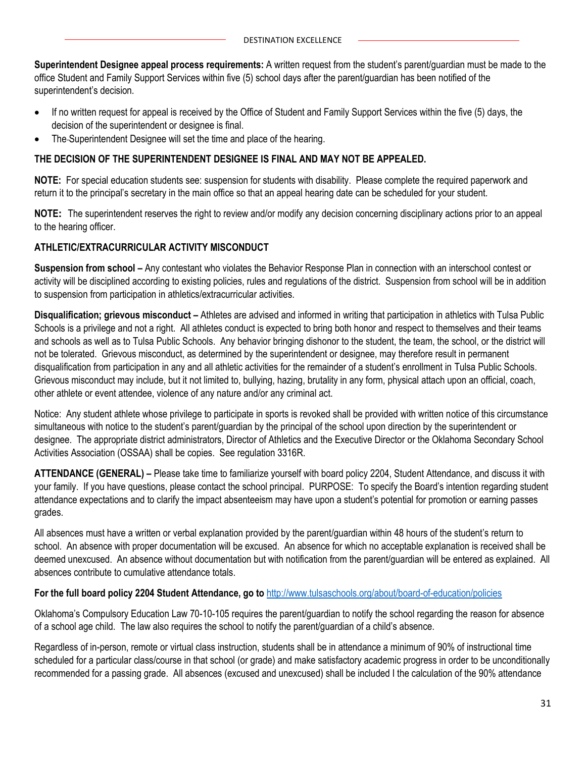**Superintendent Designee appeal process requirements:** A written request from the student's parent/guardian must be made to the office Student and Family Support Services within five (5) school days after the parent/guardian has been notified of the superintendent's decision.

- If no written request for appeal is received by the Office of Student and Family Support Services within the five (5) days, the decision of the superintendent or designee is final.
- The Superintendent Designee will set the time and place of the hearing.

**THE DECISION OF THE SUPERINTENDENT DESIGNEE IS FINAL AND MAY NOT BE APPEALED.**

**NOTE:** For special education students see: suspension for students with disability. Please complete the required paperwork and return it to the principal's secretary in the main office so that an appeal hearing date can be scheduled for your student.

**NOTE:** The superintendent reserves the right to review and/or modify any decision concerning disciplinary actions prior to an appeal to the hearing officer.

**ATHLETIC/EXTRACURRICULAR ACTIVITY MISCONDUCT**

**Suspension from school –** Any contestant who violates the Behavior Response Plan in connection with an interschool contest or activity will be disciplined according to existing policies, rules and regulations of the district. Suspension from school will be in addition to suspension from participation in athletics/extracurricular activities.

**Disqualification; grievous misconduct –** Athletes are advised and informed in writing that participation in athletics with Tulsa Public Schools is a privilege and not a right. All athletes conduct is expected to bring both honor and respect to themselves and their teams and schools as well as to Tulsa Public Schools. Any behavior bringing dishonor to the student, the team, the school, or the district will not be tolerated. Grievous misconduct, as determined by the superintendent or designee, may therefore result in permanent disqualification from participation in any and all athletic activities for the remainder of a student's enrollment in Tulsa Public Schools. Grievous misconduct may include, but it not limited to, bullying, hazing, brutality in any form, physical attach upon an official, coach, other athlete or event attendee, violence of any nature and/or any criminal act.

Notice: Any student athlete whose privilege to participate in sports is revoked shall be provided with written notice of this circumstance simultaneous with notice to the student's parent/guardian by the principal of the school upon direction by the superintendent or designee. The appropriate district administrators, Director of Athletics and the Executive Director or the Oklahoma Secondary School Activities Association (OSSAA) shall be copies. See regulation 3316R.

**ATTENDANCE (GENERAL) –** Please take time to familiarize yourself with board policy 2204, Student Attendance, and discuss it with your family. If you have questions, please contact the school principal. PURPOSE: To specify the Board's intention regarding student attendance expectations and to clarify the impact absenteeism may have upon a student's potential for promotion or earning passes grades.

All absences must have a written or verbal explanation provided by the parent/guardian within 48 hours of the student's return to school. An absence with proper documentation will be excused. An absence for which no acceptable explanation is received shall be deemed unexcused. An absence without documentation but with notification from the parent/guardian will be entered as explained. All absences contribute to cumulative attendance totals.

**For the full board policy 2204 Student Attendance, go to** http://www.tulsaschools.org/about/board-of-education/policies

Oklahoma's Compulsory Education Law 70-10-105 requires the parent/guardian to notify the school regarding the reason for absence of a school age child. The law also requires the school to notify the parent/guardian of a child's absence.

Regardless of in-person, remote or virtual class instruction, students shall be in attendance a minimum of 90% of instructional time scheduled for a particular class/course in that school (or grade) and make satisfactory academic progress in order to be unconditionally recommended for a passing grade. All absences (excused and unexcused) shall be included I the calculation of the 90% attendance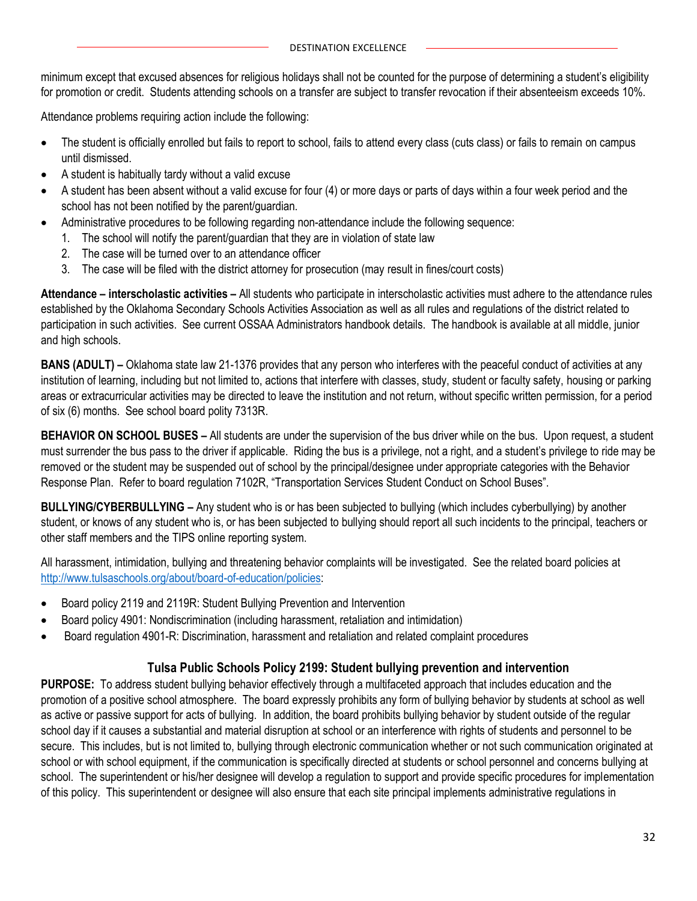minimum except that excused absences for religious holidays shall not be counted for the purpose of determining a student's eligibility for promotion or credit. Students attending schools on a transfer are subject to transfer revocation if their absenteeism exceeds 10%.

Attendance problems requiring action include the following:

- The student is officially enrolled but fails to report to school, fails to attend every class (cuts class) or fails to remain on campus until dismissed.
- A student is habitually tardy without a valid excuse
- A student has been absent without a valid excuse for four (4) or more days or parts of days within a four week period and the school has not been notified by the parent/guardian.
- Administrative procedures to be following regarding non-attendance include the following sequence:
  1. The school will notify the parent/guardian that they are in violation of state law
  2. The case will be turned over to an attendance officer
  3. The case will be filed with the district attorney for prosecution (may result in fines/court costs)

**Attendance – interscholastic activities –** All students who participate in interscholastic activities must adhere to the attendance rules established by the Oklahoma Secondary Schools Activities Association as well as all rules and regulations of the district related to participation in such activities. See current OSSAA Administrators handbook details. The handbook is available at all middle, junior and high schools.

**BANS (ADULT) –** Oklahoma state law 21-1376 provides that any person who interferes with the peaceful conduct of activities at any institution of learning, including but not limited to, actions that interfere with classes, study, student or faculty safety, housing or parking areas or extracurricular activities may be directed to leave the institution and not return, without specific written permission, for a period of six (6) months. See school board polity 7313R.

**BEHAVIOR ON SCHOOL BUSES –** All students are under the supervision of the bus driver while on the bus. Upon request, a student must surrender the bus pass to the driver if applicable. Riding the bus is a privilege, not a right, and a student's privilege to ride may be removed or the student may be suspended out of school by the principal/designee under appropriate categories with the Behavior Response Plan. Refer to board regulation 7102R, "Transportation Services Student Conduct on School Buses".

**BULLYING/CYBERBULLYING –** Any student who is or has been subjected to bullying (which includes cyberbullying) by another student, or knows of any student who is, or has been subjected to bullying should report all such incidents to the principal, teachers or other staff members and the TIPS online reporting system.

All harassment, intimidation, bullying and threatening behavior complaints will be investigated. See the related board policies at [http://www.tulsaschools.org/about/board-of-education/policies](http://www.tulsaschools.org/about/board-of-education/policies):

- Board policy 2119 and 2119R: Student Bullying Prevention and Intervention
- Board policy 4901: Nondiscrimination (including harassment, retaliation and intimidation)
- Board regulation 4901-R: Discrimination, harassment and retaliation and related complaint procedures

## Tulsa Public Schools Policy 2199: Student bullying prevention and intervention

**PURPOSE:** To address student bullying behavior effectively through a multifaceted approach that includes education and the promotion of a positive school atmosphere. The board expressly prohibits any form of bullying behavior by students at school as well as active or passive support for acts of bullying. In addition, the board prohibits bullying behavior by student outside of the regular school day if it causes a substantial and material disruption at school or an interference with rights of students and personnel to be secure. This includes, but is not limited to, bullying through electronic communication whether or not such communication originated at school or with school equipment, if the communication is specifically directed at students or school personnel and concerns bullying at school. The superintendent or his/her designee will develop a regulation to support and provide specific procedures for implementation of this policy. This superintendent or designee will also ensure that each site principal implements administrative regulations in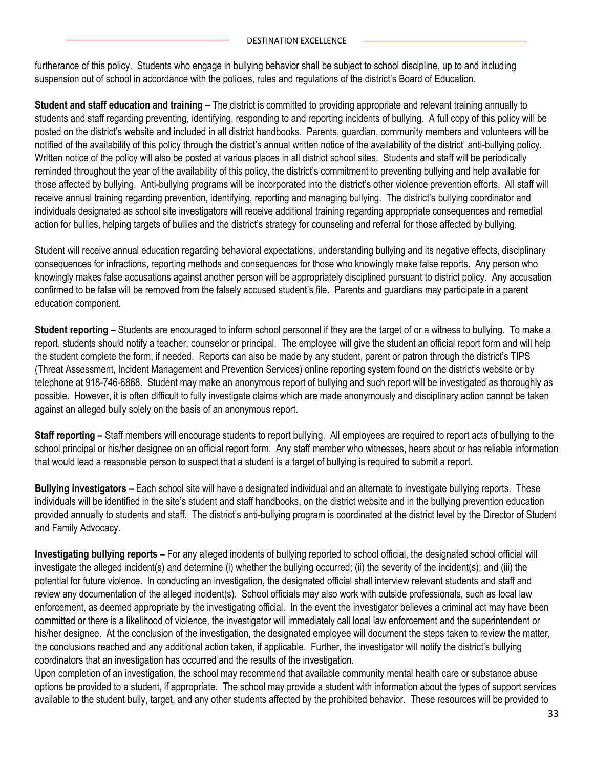furtherance of this policy. Students who engage in bullying behavior shall be subject to school discipline, up to and including suspension out of school in accordance with the policies, rules and regulations of the district's Board of Education.

**Student and staff education and training –** The district is committed to providing appropriate and relevant training annually to students and staff regarding preventing, identifying, responding to and reporting incidents of bullying. A full copy of this policy will be posted on the district's website and included in all district handbooks. Parents, guardian, community members and volunteers will be notified of the availability of this policy through the district's annual written notice of the availability of the district' anti-bullying policy. Written notice of the policy will also be posted at various places in all district school sites. Students and staff will be periodically reminded throughout the year of the availability of this policy, the district's commitment to preventing bullying and help available for those affected by bullying. Anti-bullying programs will be incorporated into the district's other violence prevention efforts. All staff will receive annual training regarding prevention, identifying, reporting and managing bullying. The district's bullying coordinator and individuals designated as school site investigators will receive additional training regarding appropriate consequences and remedial action for bullies, helping targets of bullies and the district's strategy for counseling and referral for those affected by bullying.

Student will receive annual education regarding behavioral expectations, understanding bullying and its negative effects, disciplinary consequences for infractions, reporting methods and consequences for those who knowingly make false reports. Any person who knowingly makes false accusations against another person will be appropriately disciplined pursuant to district policy. Any accusation confirmed to be false will be removed from the falsely accused student's file. Parents and guardians may participate in a parent education component.

**Student reporting –** Students are encouraged to inform school personnel if they are the target of or a witness to bullying. To make a report, students should notify a teacher, counselor or principal. The employee will give the student an official report form and will help the student complete the form, if needed. Reports can also be made by any student, parent or patron through the district's TIPS (Threat Assessment, Incident Management and Prevention Services) online reporting system found on the district's website or by telephone at 918-746-6868. Student may make an anonymous report of bullying and such report will be investigated as thoroughly as possible. However, it is often difficult to fully investigate claims which are made anonymously and disciplinary action cannot be taken against an alleged bully solely on the basis of an anonymous report.

**Staff reporting –** Staff members will encourage students to report bullying. All employees are required to report acts of bullying to the school principal or his/her designee on an official report form. Any staff member who witnesses, hears about or has reliable information that would lead a reasonable person to suspect that a student is a target of bullying is required to submit a report.

**Bullying investigators –** Each school site will have a designated individual and an alternate to investigate bullying reports. These individuals will be identified in the site's student and staff handbooks, on the district website and in the bullying prevention education provided annually to students and staff. The district's anti-bullying program is coordinated at the district level by the Director of Student and Family Advocacy.

**Investigating bullying reports –** For any alleged incidents of bullying reported to school official, the designated school official will investigate the alleged incident(s) and determine (i) whether the bullying occurred; (ii) the severity of the incident(s); and (iii) the potential for future violence. In conducting an investigation, the designated official shall interview relevant students and staff and review any documentation of the alleged incident(s). School officials may also work with outside professionals, such as local law enforcement, as deemed appropriate by the investigating official. In the event the investigator believes a criminal act may have been committed or there is a likelihood of violence, the investigator will immediately call local law enforcement and the superintendent or his/her designee. At the conclusion of the investigation, the designated employee will document the steps taken to review the matter, the conclusions reached and any additional action taken, if applicable. Further, the investigator will notify the district's bullying coordinators that an investigation has occurred and the results of the investigation.

Upon completion of an investigation, the school may recommend that available community mental health care or substance abuse options be provided to a student, if appropriate. The school may provide a student with information about the types of support services available to the student bully, target, and any other students affected by the prohibited behavior. These resources will be provided to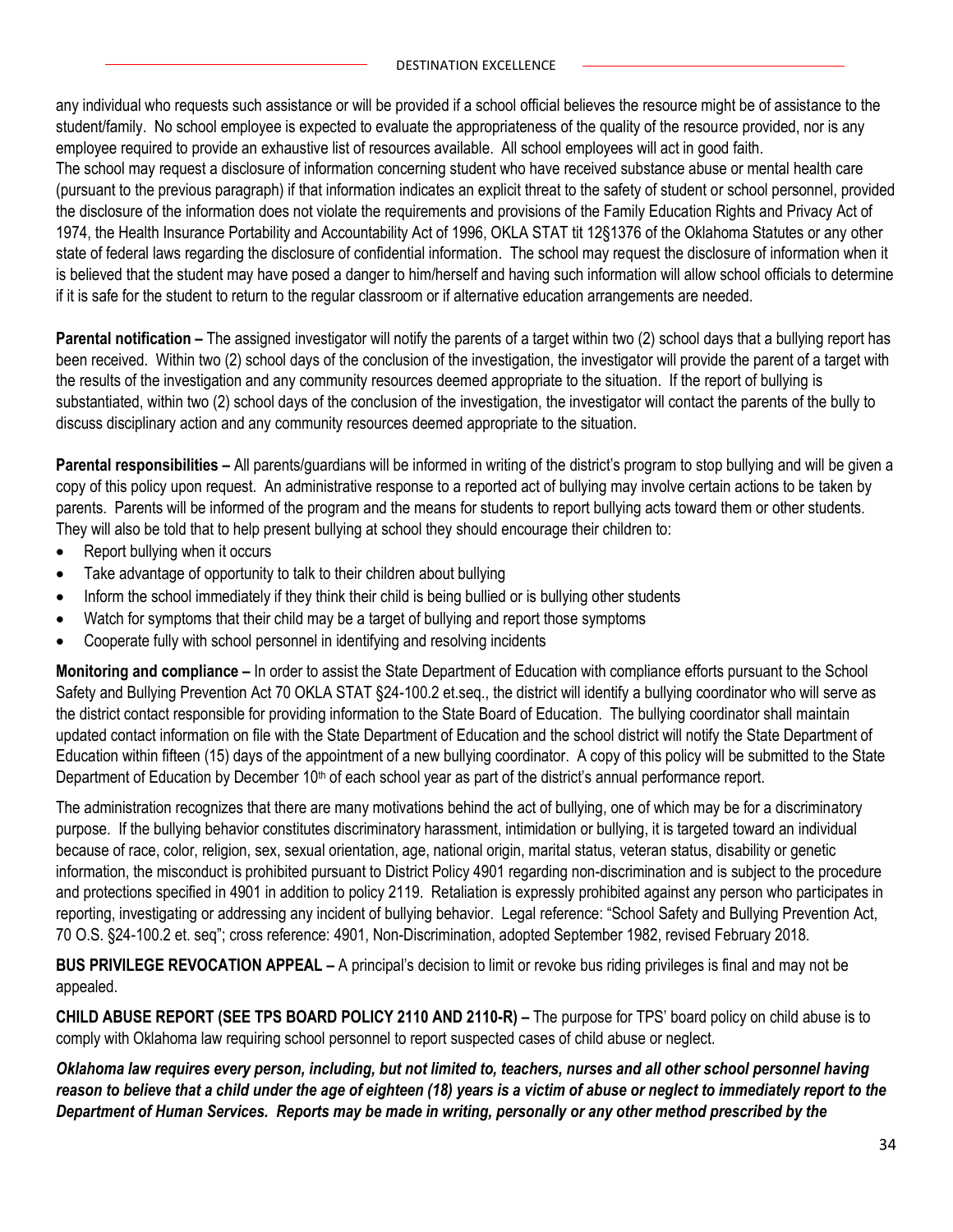any individual who requests such assistance or will be provided if a school official believes the resource might be of assistance to the student/family. No school employee is expected to evaluate the appropriateness of the quality of the resource provided, nor is any employee required to provide an exhaustive list of resources available. All school employees will act in good faith.
The school may request a disclosure of information concerning student who have received substance abuse or mental health care (pursuant to the previous paragraph) if that information indicates an explicit threat to the safety of student or school personnel, provided the disclosure of the information does not violate the requirements and provisions of the Family Education Rights and Privacy Act of 1974, the Health Insurance Portability and Accountability Act of 1996, OKLA STAT tit 12§1376 of the Oklahoma Statutes or any other state of federal laws regarding the disclosure of confidential information. The school may request the disclosure of information when it is believed that the student may have posed a danger to him/herself and having such information will allow school officials to determine if it is safe for the student to return to the regular classroom or if alternative education arrangements are needed.

**Parental notification –** The assigned investigator will notify the parents of a target within two (2) school days that a bullying report has been received. Within two (2) school days of the conclusion of the investigation, the investigator will provide the parent of a target with the results of the investigation and any community resources deemed appropriate to the situation. If the report of bullying is substantiated, within two (2) school days of the conclusion of the investigation, the investigator will contact the parents of the bully to discuss disciplinary action and any community resources deemed appropriate to the situation.

**Parental responsibilities –** All parents/guardians will be informed in writing of the district's program to stop bullying and will be given a copy of this policy upon request. An administrative response to a reported act of bullying may involve certain actions to be taken by parents. Parents will be informed of the program and the means for students to report bullying acts toward them or other students. They will also be told that to help present bullying at school they should encourage their children to:

- Report bullying when it occurs
- Take advantage of opportunity to talk to their children about bullying
- Inform the school immediately if they think their child is being bullied or is bullying other students
- Watch for symptoms that their child may be a target of bullying and report those symptoms
- Cooperate fully with school personnel in identifying and resolving incidents

**Monitoring and compliance –** In order to assist the State Department of Education with compliance efforts pursuant to the School Safety and Bullying Prevention Act 70 OKLA STAT §24-100.2 et.seq., the district will identify a bullying coordinator who will serve as the district contact responsible for providing information to the State Board of Education. The bullying coordinator shall maintain updated contact information on file with the State Department of Education and the school district will notify the State Department of Education within fifteen (15) days of the appointment of a new bullying coordinator. A copy of this policy will be submitted to the State Department of Education by December 10th of each school year as part of the district's annual performance report.

The administration recognizes that there are many motivations behind the act of bullying, one of which may be for a discriminatory purpose. If the bullying behavior constitutes discriminatory harassment, intimidation or bullying, it is targeted toward an individual because of race, color, religion, sex, sexual orientation, age, national origin, marital status, veteran status, disability or genetic information, the misconduct is prohibited pursuant to District Policy 4901 regarding non-discrimination and is subject to the procedure and protections specified in 4901 in addition to policy 2119. Retaliation is expressly prohibited against any person who participates in reporting, investigating or addressing any incident of bullying behavior. Legal reference: "School Safety and Bullying Prevention Act, 70 O.S. §24-100.2 et. seq"; cross reference: 4901, Non-Discrimination, adopted September 1982, revised February 2018.

**BUS PRIVILEGE REVOCATION APPEAL –** A principal's decision to limit or revoke bus riding privileges is final and may not be appealed.

**CHILD ABUSE REPORT (SEE TPS BOARD POLICY 2110 AND 2110-R) –** The purpose for TPS' board policy on child abuse is to comply with Oklahoma law requiring school personnel to report suspected cases of child abuse or neglect.

***Oklahoma law requires every person, including, but not limited to, teachers, nurses and all other school personnel having reason to believe that a child under the age of eighteen (18) years is a victim of abuse or neglect to immediately report to the Department of Human Services. Reports may be made in writing, personally or any other method prescribed by the***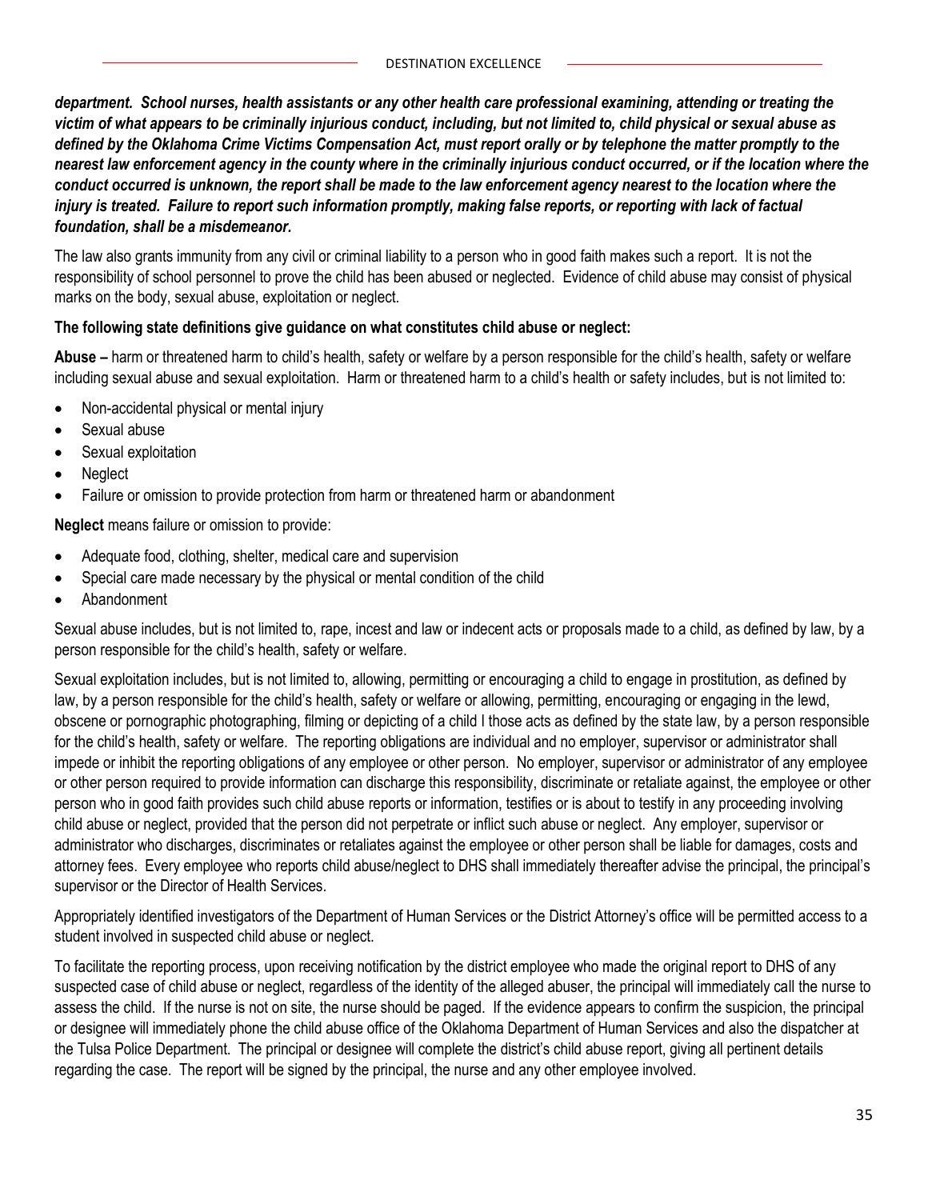***department. School nurses, health assistants or any other health care professional examining, attending or treating the victim of what appears to be criminally injurious conduct, including, but not limited to, child physical or sexual abuse as defined by the Oklahoma Crime Victims Compensation Act, must report orally or by telephone the matter promptly to the nearest law enforcement agency in the county where in the criminally injurious conduct occurred, or if the location where the conduct occurred is unknown, the report shall be made to the law enforcement agency nearest to the location where the injury is treated. Failure to report such information promptly, making false reports, or reporting with lack of factual foundation, shall be a misdemeanor.***

The law also grants immunity from any civil or criminal liability to a person who in good faith makes such a report. It is not the responsibility of school personnel to prove the child has been abused or neglected. Evidence of child abuse may consist of physical marks on the body, sexual abuse, exploitation or neglect.

**The following state definitions give guidance on what constitutes child abuse or neglect:**

**Abuse –** harm or threatened harm to child's health, safety or welfare by a person responsible for the child's health, safety or welfare including sexual abuse and sexual exploitation. Harm or threatened harm to a child's health or safety includes, but is not limited to:

- Non-accidental physical or mental injury
- Sexual abuse
- Sexual exploitation
- Neglect
- Failure or omission to provide protection from harm or threatened harm or abandonment

**Neglect** means failure or omission to provide:

- Adequate food, clothing, shelter, medical care and supervision
- Special care made necessary by the physical or mental condition of the child
- Abandonment

Sexual abuse includes, but is not limited to, rape, incest and law or indecent acts or proposals made to a child, as defined by law, by a person responsible for the child's health, safety or welfare.

Sexual exploitation includes, but is not limited to, allowing, permitting or encouraging a child to engage in prostitution, as defined by law, by a person responsible for the child's health, safety or welfare or allowing, permitting, encouraging or engaging in the lewd, obscene or pornographic photographing, filming or depicting of a child I those acts as defined by the state law, by a person responsible for the child's health, safety or welfare. The reporting obligations are individual and no employer, supervisor or administrator shall impede or inhibit the reporting obligations of any employee or other person. No employer, supervisor or administrator of any employee or other person required to provide information can discharge this responsibility, discriminate or retaliate against, the employee or other person who in good faith provides such child abuse reports or information, testifies or is about to testify in any proceeding involving child abuse or neglect, provided that the person did not perpetrate or inflict such abuse or neglect. Any employer, supervisor or administrator who discharges, discriminates or retaliates against the employee or other person shall be liable for damages, costs and attorney fees. Every employee who reports child abuse/neglect to DHS shall immediately thereafter advise the principal, the principal's supervisor or the Director of Health Services.

Appropriately identified investigators of the Department of Human Services or the District Attorney's office will be permitted access to a student involved in suspected child abuse or neglect.

To facilitate the reporting process, upon receiving notification by the district employee who made the original report to DHS of any suspected case of child abuse or neglect, regardless of the identity of the alleged abuser, the principal will immediately call the nurse to assess the child. If the nurse is not on site, the nurse should be paged. If the evidence appears to confirm the suspicion, the principal or designee will immediately phone the child abuse office of the Oklahoma Department of Human Services and also the dispatcher at the Tulsa Police Department. The principal or designee will complete the district's child abuse report, giving all pertinent details regarding the case. The report will be signed by the principal, the nurse and any other employee involved.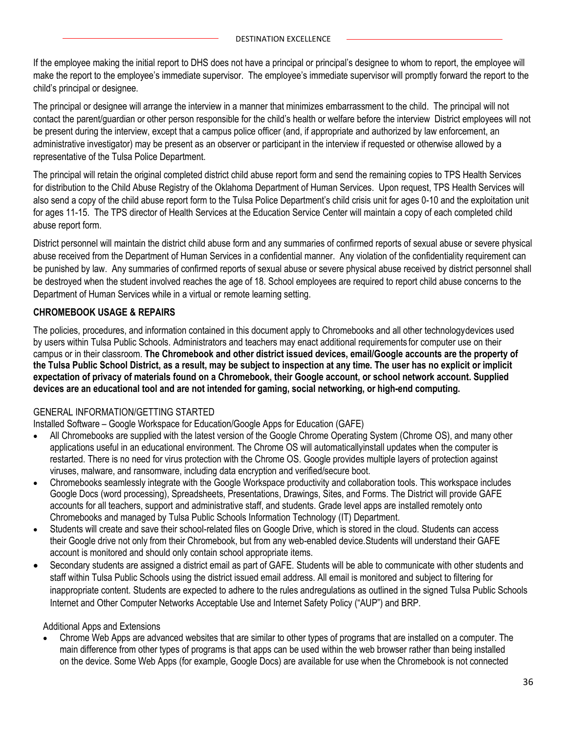If the employee making the initial report to DHS does not have a principal or principal's designee to whom to report, the employee will make the report to the employee's immediate supervisor. The employee's immediate supervisor will promptly forward the report to the child's principal or designee.

The principal or designee will arrange the interview in a manner that minimizes embarrassment to the child. The principal will not contact the parent/guardian or other person responsible for the child's health or welfare before the interview District employees will not be present during the interview, except that a campus police officer (and, if appropriate and authorized by law enforcement, an administrative investigator) may be present as an observer or participant in the interview if requested or otherwise allowed by a representative of the Tulsa Police Department.

The principal will retain the original completed district child abuse report form and send the remaining copies to TPS Health Services for distribution to the Child Abuse Registry of the Oklahoma Department of Human Services. Upon request, TPS Health Services will also send a copy of the child abuse report form to the Tulsa Police Department's child crisis unit for ages 0-10 and the exploitation unit for ages 11-15. The TPS director of Health Services at the Education Service Center will maintain a copy of each completed child abuse report form.

District personnel will maintain the district child abuse form and any summaries of confirmed reports of sexual abuse or severe physical abuse received from the Department of Human Services in a confidential manner. Any violation of the confidentiality requirement can be punished by law. Any summaries of confirmed reports of sexual abuse or severe physical abuse received by district personnel shall be destroyed when the student involved reaches the age of 18. School employees are required to report child abuse concerns to the Department of Human Services while in a virtual or remote learning setting.

## CHROMEBOOK USAGE & REPAIRS

The policies, procedures, and information contained in this document apply to Chromebooks and all other technologydevices used by users within Tulsa Public Schools. Administrators and teachers may enact additional requirements for computer use on their campus or in their classroom. **The Chromebook and other district issued devices, email/Google accounts are the property of the Tulsa Public School District, as a result, may be subject to inspection at any time. The user has no explicit or implicit expectation of privacy of materials found on a Chromebook, their Google account, or school network account. Supplied devices are an educational tool and are not intended for gaming, social networking, or high-end computing.**

### GENERAL INFORMATION/GETTING STARTED

Installed Software – Google Workspace for Education/Google Apps for Education (GAFE)

- All Chromebooks are supplied with the latest version of the Google Chrome Operating System (Chrome OS), and many other applications useful in an educational environment. The Chrome OS will automaticallyinstall updates when the computer is restarted. There is no need for virus protection with the Chrome OS. Google provides multiple layers of protection against viruses, malware, and ransomware, including data encryption and verified/secure boot.
- Chromebooks seamlessly integrate with the Google Workspace productivity and collaboration tools. This workspace includes Google Docs (word processing), Spreadsheets, Presentations, Drawings, Sites, and Forms. The District will provide GAFE accounts for all teachers, support and administrative staff, and students. Grade level apps are installed remotely onto Chromebooks and managed by Tulsa Public Schools Information Technology (IT) Department.
- Students will create and save their school-related files on Google Drive, which is stored in the cloud. Students can access their Google drive not only from their Chromebook, but from any web-enabled device.Students will understand their GAFE account is monitored and should only contain school appropriate items.
- Secondary students are assigned a district email as part of GAFE. Students will be able to communicate with other students and staff within Tulsa Public Schools using the district issued email address. All email is monitored and subject to filtering for inappropriate content. Students are expected to adhere to the rules andregulations as outlined in the signed Tulsa Public Schools Internet and Other Computer Networks Acceptable Use and Internet Safety Policy ("AUP") and BRP.

Additional Apps and Extensions

- Chrome Web Apps are advanced websites that are similar to other types of programs that are installed on a computer. The main difference from other types of programs is that apps can be used within the web browser rather than being installed on the device. Some Web Apps (for example, Google Docs) are available for use when the Chromebook is not connected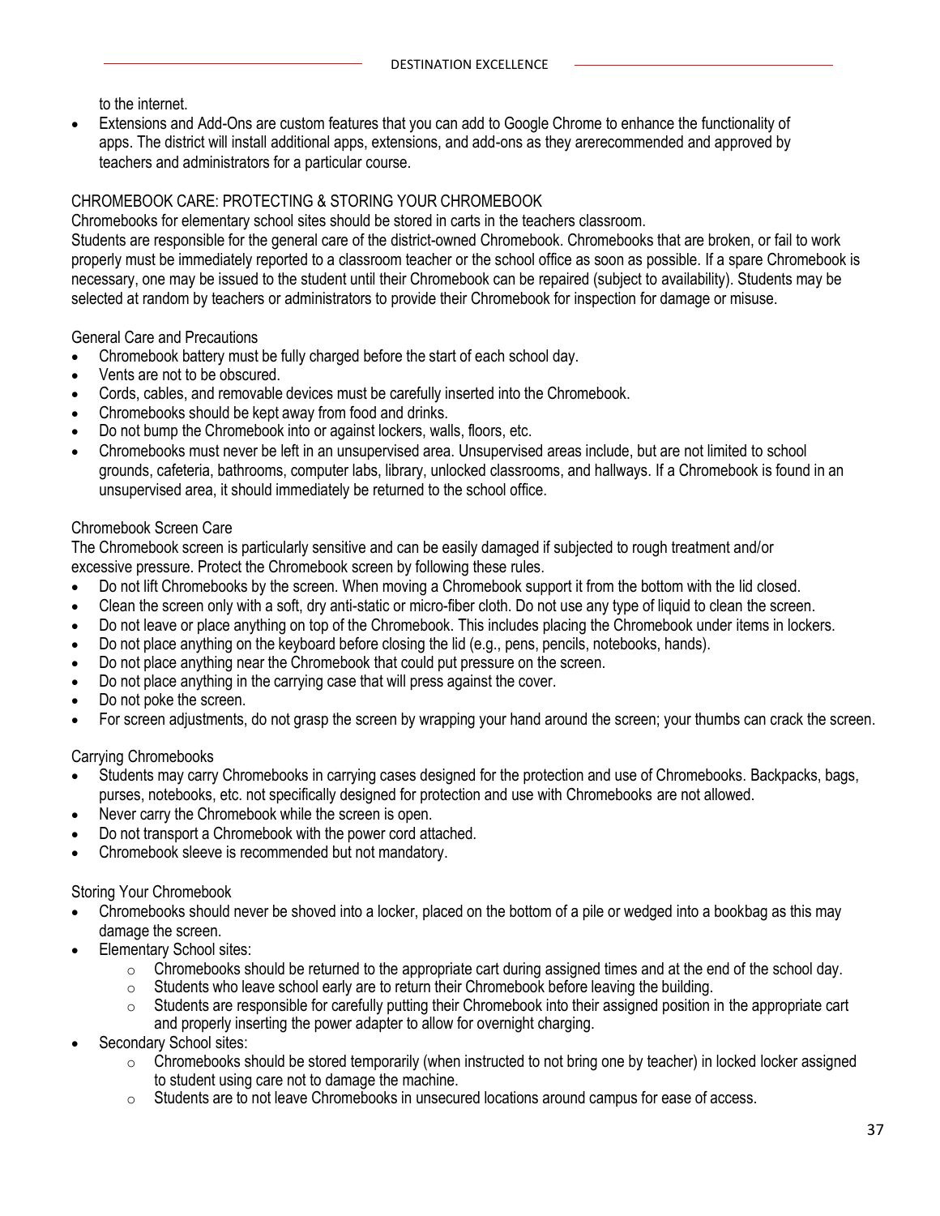to the internet.

- Extensions and Add-Ons are custom features that you can add to Google Chrome to enhance the functionality of apps. The district will install additional apps, extensions, and add-ons as they arerecommended and approved by teachers and administrators for a particular course.

## CHROMEBOOK CARE: PROTECTING & STORING YOUR CHROMEBOOK

Chromebooks for elementary school sites should be stored in carts in the teachers classroom.

Students are responsible for the general care of the district-owned Chromebook. Chromebooks that are broken, or fail to work properly must be immediately reported to a classroom teacher or the school office as soon as possible. If a spare Chromebook is necessary, one may be issued to the student until their Chromebook can be repaired (subject to availability). Students may be selected at random by teachers or administrators to provide their Chromebook for inspection for damage or misuse.

### General Care and Precautions

- Chromebook battery must be fully charged before the start of each school day.
- Vents are not to be obscured.
- Cords, cables, and removable devices must be carefully inserted into the Chromebook.
- Chromebooks should be kept away from food and drinks.
- Do not bump the Chromebook into or against lockers, walls, floors, etc.
- Chromebooks must never be left in an unsupervised area. Unsupervised areas include, but are not limited to school grounds, cafeteria, bathrooms, computer labs, library, unlocked classrooms, and hallways. If a Chromebook is found in an unsupervised area, it should immediately be returned to the school office.

### Chromebook Screen Care

The Chromebook screen is particularly sensitive and can be easily damaged if subjected to rough treatment and/or excessive pressure. Protect the Chromebook screen by following these rules.

- Do not lift Chromebooks by the screen. When moving a Chromebook support it from the bottom with the lid closed.
- Clean the screen only with a soft, dry anti-static or micro-fiber cloth. Do not use any type of liquid to clean the screen.
- Do not leave or place anything on top of the Chromebook. This includes placing the Chromebook under items in lockers.
- Do not place anything on the keyboard before closing the lid (e.g., pens, pencils, notebooks, hands).
- Do not place anything near the Chromebook that could put pressure on the screen.
- Do not place anything in the carrying case that will press against the cover.
- Do not poke the screen.
- For screen adjustments, do not grasp the screen by wrapping your hand around the screen; your thumbs can crack the screen.

### Carrying Chromebooks

- Students may carry Chromebooks in carrying cases designed for the protection and use of Chromebooks. Backpacks, bags, purses, notebooks, etc. not specifically designed for protection and use with Chromebooks are not allowed.
- Never carry the Chromebook while the screen is open.
- Do not transport a Chromebook with the power cord attached.
- Chromebook sleeve is recommended but not mandatory.

### Storing Your Chromebook

- Chromebooks should never be shoved into a locker, placed on the bottom of a pile or wedged into a bookbag as this may damage the screen.
- Elementary School sites:
  - Chromebooks should be returned to the appropriate cart during assigned times and at the end of the school day.
  - Students who leave school early are to return their Chromebook before leaving the building.
  - Students are responsible for carefully putting their Chromebook into their assigned position in the appropriate cart and properly inserting the power adapter to allow for overnight charging.
- Secondary School sites:
  - Chromebooks should be stored temporarily (when instructed to not bring one by teacher) in locked locker assigned to student using care not to damage the machine.
  - Students are to not leave Chromebooks in unsecured locations around campus for ease of access.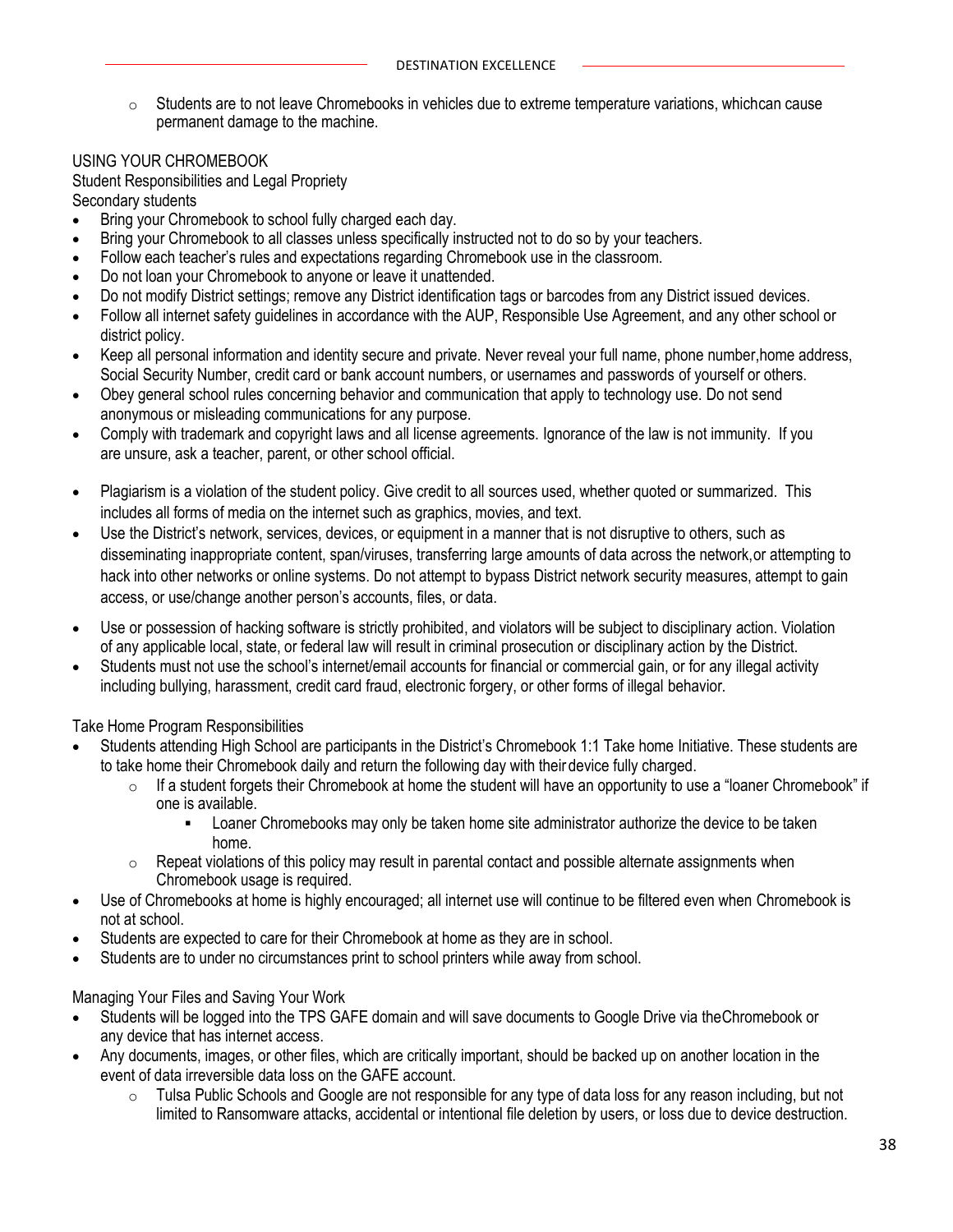- Students are to not leave Chromebooks in vehicles due to extreme temperature variations, whichcan cause permanent damage to the machine.

## USING YOUR CHROMEBOOK

### Student Responsibilities and Legal Propriety

Secondary students

- Bring your Chromebook to school fully charged each day.
- Bring your Chromebook to all classes unless specifically instructed not to do so by your teachers.
- Follow each teacher's rules and expectations regarding Chromebook use in the classroom.
- Do not loan your Chromebook to anyone or leave it unattended.
- Do not modify District settings; remove any District identification tags or barcodes from any District issued devices.
- Follow all internet safety guidelines in accordance with the AUP, Responsible Use Agreement, and any other school or district policy.
- Keep all personal information and identity secure and private. Never reveal your full name, phone number,home address, Social Security Number, credit card or bank account numbers, or usernames and passwords of yourself or others.
- Obey general school rules concerning behavior and communication that apply to technology use. Do not send anonymous or misleading communications for any purpose.
- Comply with trademark and copyright laws and all license agreements. Ignorance of the law is not immunity. If you are unsure, ask a teacher, parent, or other school official.
- Plagiarism is a violation of the student policy. Give credit to all sources used, whether quoted or summarized. This includes all forms of media on the internet such as graphics, movies, and text.
- Use the District's network, services, devices, or equipment in a manner that is not disruptive to others, such as disseminating inappropriate content, span/viruses, transferring large amounts of data across the network,or attempting to hack into other networks or online systems. Do not attempt to bypass District network security measures, attempt to gain access, or use/change another person's accounts, files, or data.
- Use or possession of hacking software is strictly prohibited, and violators will be subject to disciplinary action. Violation of any applicable local, state, or federal law will result in criminal prosecution or disciplinary action by the District.
- Students must not use the school's internet/email accounts for financial or commercial gain, or for any illegal activity including bullying, harassment, credit card fraud, electronic forgery, or other forms of illegal behavior.

### Take Home Program Responsibilities

- Students attending High School are participants in the District's Chromebook 1:1 Take home Initiative. These students are to take home their Chromebook daily and return the following day with their device fully charged.
  - If a student forgets their Chromebook at home the student will have an opportunity to use a "loaner Chromebook" if one is available.
    - Loaner Chromebooks may only be taken home site administrator authorize the device to be taken home.
  - Repeat violations of this policy may result in parental contact and possible alternate assignments when Chromebook usage is required.
- Use of Chromebooks at home is highly encouraged; all internet use will continue to be filtered even when Chromebook is not at school.
- Students are expected to care for their Chromebook at home as they are in school.
- Students are to under no circumstances print to school printers while away from school.

### Managing Your Files and Saving Your Work

- Students will be logged into the TPS GAFE domain and will save documents to Google Drive via theChromebook or any device that has internet access.
- Any documents, images, or other files, which are critically important, should be backed up on another location in the event of data irreversible data loss on the GAFE account.
  - Tulsa Public Schools and Google are not responsible for any type of data loss for any reason including, but not limited to Ransomware attacks, accidental or intentional file deletion by users, or loss due to device destruction.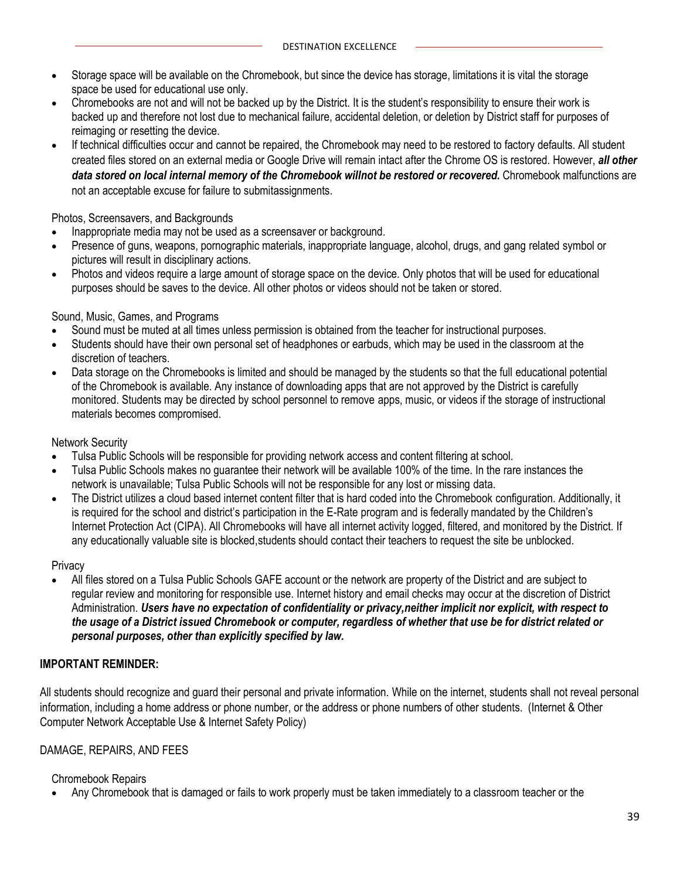- Storage space will be available on the Chromebook, but since the device has storage, limitations it is vital the storage space be used for educational use only.
- Chromebooks are not and will not be backed up by the District. It is the student's responsibility to ensure their work is backed up and therefore not lost due to mechanical failure, accidental deletion, or deletion by District staff for purposes of reimaging or resetting the device.
- If technical difficulties occur and cannot be repaired, the Chromebook may need to be restored to factory defaults. All student created files stored on an external media or Google Drive will remain intact after the Chrome OS is restored. However, ***all other data stored on local internal memory of the Chromebook willnot be restored or recovered.*** Chromebook malfunctions are not an acceptable excuse for failure to submitassignments.

Photos, Screensavers, and Backgrounds

- Inappropriate media may not be used as a screensaver or background.
- Presence of guns, weapons, pornographic materials, inappropriate language, alcohol, drugs, and gang related symbol or pictures will result in disciplinary actions.
- Photos and videos require a large amount of storage space on the device. Only photos that will be used for educational purposes should be saves to the device. All other photos or videos should not be taken or stored.

Sound, Music, Games, and Programs

- Sound must be muted at all times unless permission is obtained from the teacher for instructional purposes.
- Students should have their own personal set of headphones or earbuds, which may be used in the classroom at the discretion of teachers.
- Data storage on the Chromebooks is limited and should be managed by the students so that the full educational potential of the Chromebook is available. Any instance of downloading apps that are not approved by the District is carefully monitored. Students may be directed by school personnel to remove apps, music, or videos if the storage of instructional materials becomes compromised.

Network Security

- Tulsa Public Schools will be responsible for providing network access and content filtering at school.
- Tulsa Public Schools makes no guarantee their network will be available 100% of the time. In the rare instances the network is unavailable; Tulsa Public Schools will not be responsible for any lost or missing data.
- The District utilizes a cloud based internet content filter that is hard coded into the Chromebook configuration. Additionally, it is required for the school and district's participation in the E-Rate program and is federally mandated by the Children's Internet Protection Act (CIPA). All Chromebooks will have all internet activity logged, filtered, and monitored by the District. If any educationally valuable site is blocked,students should contact their teachers to request the site be unblocked.

Privacy

- All files stored on a Tulsa Public Schools GAFE account or the network are property of the District and are subject to regular review and monitoring for responsible use. Internet history and email checks may occur at the discretion of District Administration. ***Users have no expectation of confidentiality or privacy,neither implicit nor explicit, with respect to the usage of a District issued Chromebook or computer, regardless of whether that use be for district related or personal purposes, other than explicitly specified by law.***

**IMPORTANT REMINDER:**

All students should recognize and guard their personal and private information. While on the internet, students shall not reveal personal information, including a home address or phone number, or the address or phone numbers of other students. (Internet & Other Computer Network Acceptable Use & Internet Safety Policy)

DAMAGE, REPAIRS, AND FEES

Chromebook Repairs

- Any Chromebook that is damaged or fails to work properly must be taken immediately to a classroom teacher or the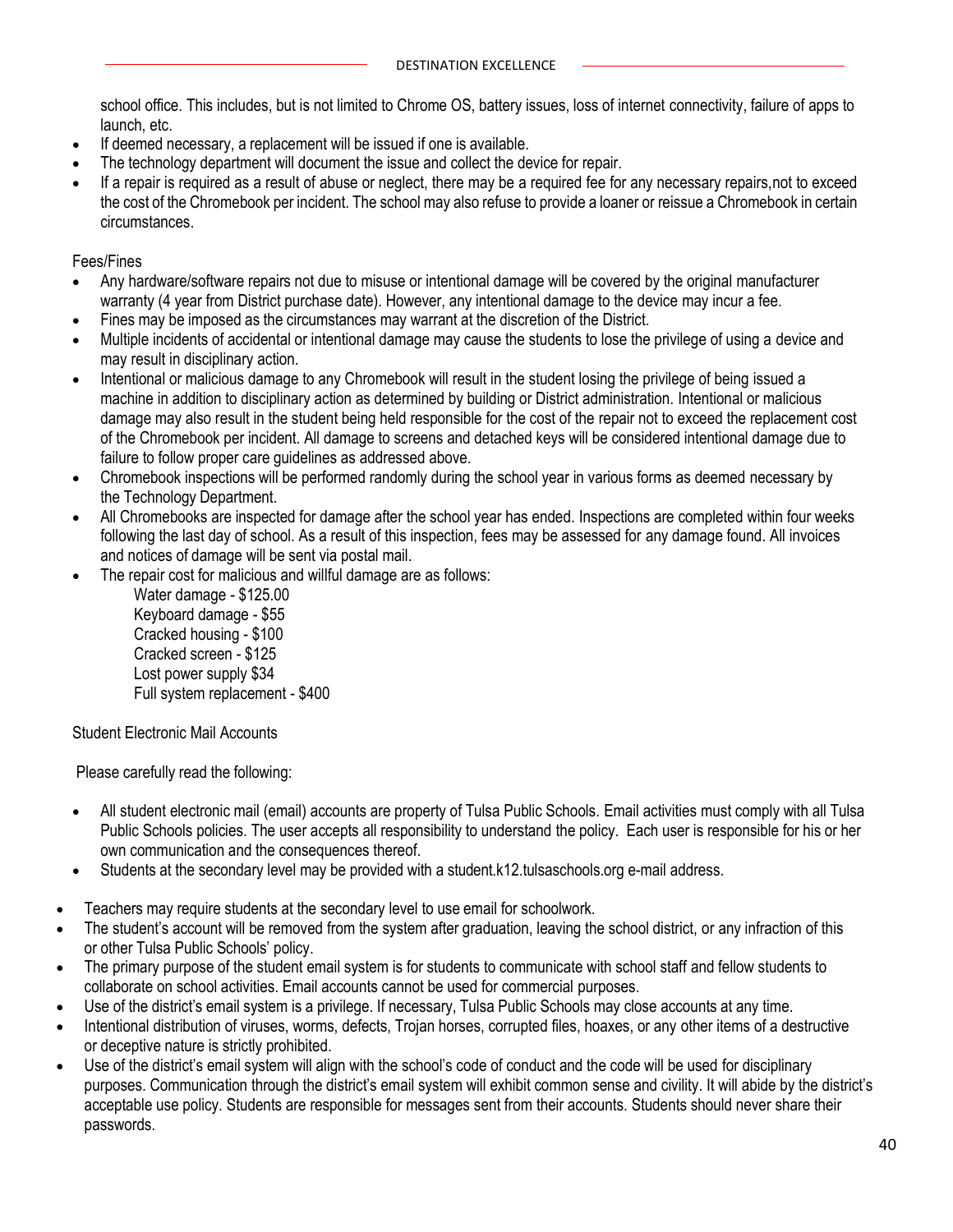school office. This includes, but is not limited to Chrome OS, battery issues, loss of internet connectivity, failure of apps to launch, etc.

- If deemed necessary, a replacement will be issued if one is available.
- The technology department will document the issue and collect the device for repair.
- If a repair is required as a result of abuse or neglect, there may be a required fee for any necessary repairs,not to exceed the cost of the Chromebook per incident. The school may also refuse to provide a loaner or reissue a Chromebook in certain circumstances.

Fees/Fines

- Any hardware/software repairs not due to misuse or intentional damage will be covered by the original manufacturer warranty (4 year from District purchase date). However, any intentional damage to the device may incur a fee.
- Fines may be imposed as the circumstances may warrant at the discretion of the District.
- Multiple incidents of accidental or intentional damage may cause the students to lose the privilege of using a device and may result in disciplinary action.
- Intentional or malicious damage to any Chromebook will result in the student losing the privilege of being issued a machine in addition to disciplinary action as determined by building or District administration. Intentional or malicious damage may also result in the student being held responsible for the cost of the repair not to exceed the replacement cost of the Chromebook per incident. All damage to screens and detached keys will be considered intentional damage due to failure to follow proper care guidelines as addressed above.
- Chromebook inspections will be performed randomly during the school year in various forms as deemed necessary by the Technology Department.
- All Chromebooks are inspected for damage after the school year has ended. Inspections are completed within four weeks following the last day of school. As a result of this inspection, fees may be assessed for any damage found. All invoices and notices of damage will be sent via postal mail.
- The repair cost for malicious and willful damage are as follows:

  Water damage - $125.00
  Keyboard damage - $55
  Cracked housing - $100
  Cracked screen - $125
  Lost power supply $34
  Full system replacement - $400

Student Electronic Mail Accounts

Please carefully read the following:

- All student electronic mail (email) accounts are property of Tulsa Public Schools. Email activities must comply with all Tulsa Public Schools policies. The user accepts all responsibility to understand the policy. Each user is responsible for his or her own communication and the consequences thereof.
- Students at the secondary level may be provided with a student.k12.tulsaschools.org e-mail address.
- Teachers may require students at the secondary level to use email for schoolwork.
- The student's account will be removed from the system after graduation, leaving the school district, or any infraction of this or other Tulsa Public Schools' policy.
- The primary purpose of the student email system is for students to communicate with school staff and fellow students to collaborate on school activities. Email accounts cannot be used for commercial purposes.
- Use of the district's email system is a privilege. If necessary, Tulsa Public Schools may close accounts at any time.
- Intentional distribution of viruses, worms, defects, Trojan horses, corrupted files, hoaxes, or any other items of a destructive or deceptive nature is strictly prohibited.
- Use of the district's email system will align with the school's code of conduct and the code will be used for disciplinary purposes. Communication through the district's email system will exhibit common sense and civility. It will abide by the district's acceptable use policy. Students are responsible for messages sent from their accounts. Students should never share their passwords.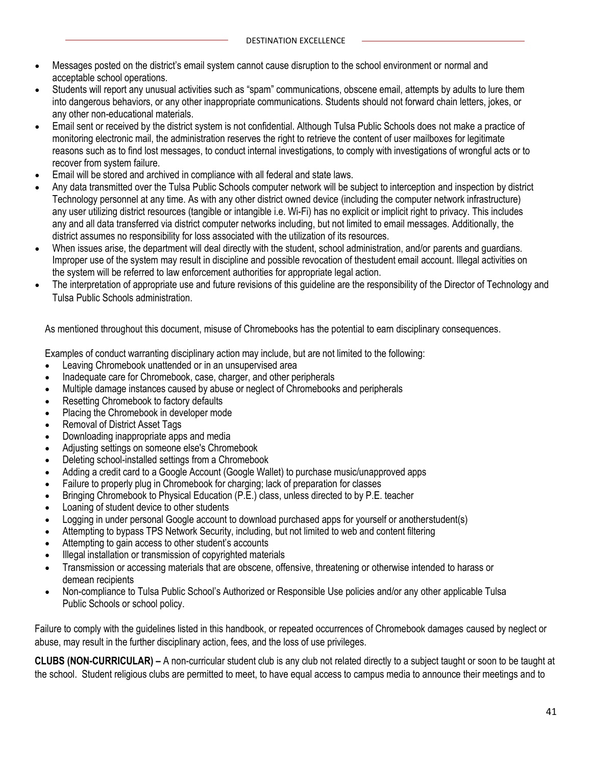- Messages posted on the district's email system cannot cause disruption to the school environment or normal and acceptable school operations.
- Students will report any unusual activities such as "spam" communications, obscene email, attempts by adults to lure them into dangerous behaviors, or any other inappropriate communications. Students should not forward chain letters, jokes, or any other non-educational materials.
- Email sent or received by the district system is not confidential. Although Tulsa Public Schools does not make a practice of monitoring electronic mail, the administration reserves the right to retrieve the content of user mailboxes for legitimate reasons such as to find lost messages, to conduct internal investigations, to comply with investigations of wrongful acts or to recover from system failure.
- Email will be stored and archived in compliance with all federal and state laws.
- Any data transmitted over the Tulsa Public Schools computer network will be subject to interception and inspection by district Technology personnel at any time. As with any other district owned device (including the computer network infrastructure) any user utilizing district resources (tangible or intangible i.e. Wi-Fi) has no explicit or implicit right to privacy. This includes any and all data transferred via district computer networks including, but not limited to email messages. Additionally, the district assumes no responsibility for loss associated with the utilization of its resources.
- When issues arise, the department will deal directly with the student, school administration, and/or parents and guardians. Improper use of the system may result in discipline and possible revocation of thestudent email account. Illegal activities on the system will be referred to law enforcement authorities for appropriate legal action.
- The interpretation of appropriate use and future revisions of this guideline are the responsibility of the Director of Technology and Tulsa Public Schools administration.

As mentioned throughout this document, misuse of Chromebooks has the potential to earn disciplinary consequences.

Examples of conduct warranting disciplinary action may include, but are not limited to the following:

- Leaving Chromebook unattended or in an unsupervised area
- Inadequate care for Chromebook, case, charger, and other peripherals
- Multiple damage instances caused by abuse or neglect of Chromebooks and peripherals
- Resetting Chromebook to factory defaults
- Placing the Chromebook in developer mode
- Removal of District Asset Tags
- Downloading inappropriate apps and media
- Adjusting settings on someone else's Chromebook
- Deleting school-installed settings from a Chromebook
- Adding a credit card to a Google Account (Google Wallet) to purchase music/unapproved apps
- Failure to properly plug in Chromebook for charging; lack of preparation for classes
- Bringing Chromebook to Physical Education (P.E.) class, unless directed to by P.E. teacher
- Loaning of student device to other students
- Logging in under personal Google account to download purchased apps for yourself or anotherstudent(s)
- Attempting to bypass TPS Network Security, including, but not limited to web and content filtering
- Attempting to gain access to other student's accounts
- Illegal installation or transmission of copyrighted materials
- Transmission or accessing materials that are obscene, offensive, threatening or otherwise intended to harass or demean recipients
- Non-compliance to Tulsa Public School's Authorized or Responsible Use policies and/or any other applicable Tulsa Public Schools or school policy.

Failure to comply with the guidelines listed in this handbook, or repeated occurrences of Chromebook damages caused by neglect or abuse, may result in the further disciplinary action, fees, and the loss of use privileges.

**CLUBS (NON-CURRICULAR) –** A non-curricular student club is any club not related directly to a subject taught or soon to be taught at the school. Student religious clubs are permitted to meet, to have equal access to campus media to announce their meetings and to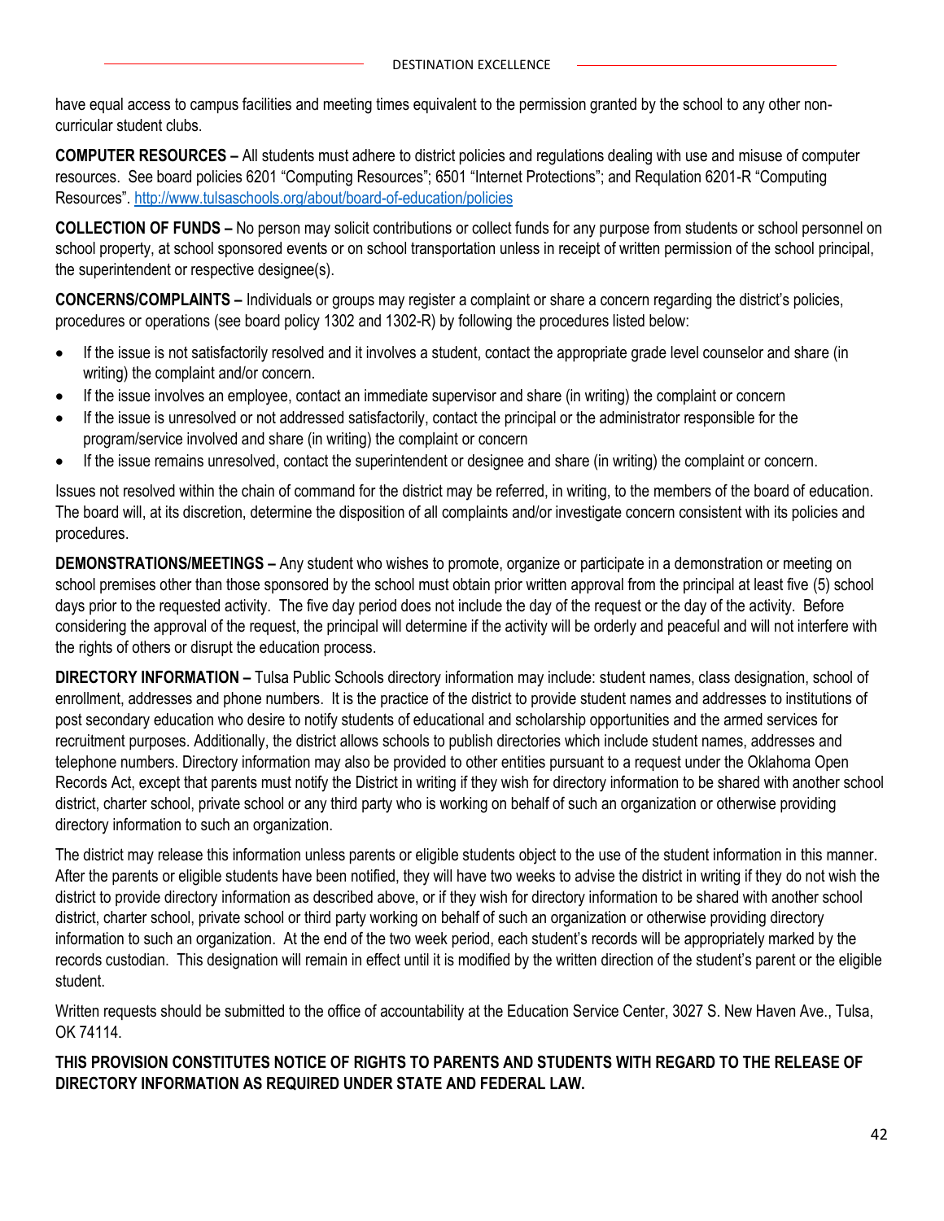have equal access to campus facilities and meeting times equivalent to the permission granted by the school to any other non-curricular student clubs.

**COMPUTER RESOURCES –** All students must adhere to district policies and regulations dealing with use and misuse of computer resources. See board policies 6201 "Computing Resources"; 6501 "Internet Protections"; and Regulation 6201-R "Computing Resources". http://www.tulsaschools.org/about/board-of-education/policies

**COLLECTION OF FUNDS –** No person may solicit contributions or collect funds for any purpose from students or school personnel on school property, at school sponsored events or on school transportation unless in receipt of written permission of the school principal, the superintendent or respective designee(s).

**CONCERNS/COMPLAINTS –** Individuals or groups may register a complaint or share a concern regarding the district's policies, procedures or operations (see board policy 1302 and 1302-R) by following the procedures listed below:

- If the issue is not satisfactorily resolved and it involves a student, contact the appropriate grade level counselor and share (in writing) the complaint and/or concern.
- If the issue involves an employee, contact an immediate supervisor and share (in writing) the complaint or concern
- If the issue is unresolved or not addressed satisfactorily, contact the principal or the administrator responsible for the program/service involved and share (in writing) the complaint or concern
- If the issue remains unresolved, contact the superintendent or designee and share (in writing) the complaint or concern.

Issues not resolved within the chain of command for the district may be referred, in writing, to the members of the board of education. The board will, at its discretion, determine the disposition of all complaints and/or investigate concern consistent with its policies and procedures.

**DEMONSTRATIONS/MEETINGS –** Any student who wishes to promote, organize or participate in a demonstration or meeting on school premises other than those sponsored by the school must obtain prior written approval from the principal at least five (5) school days prior to the requested activity. The five day period does not include the day of the request or the day of the activity. Before considering the approval of the request, the principal will determine if the activity will be orderly and peaceful and will not interfere with the rights of others or disrupt the education process.

**DIRECTORY INFORMATION –** Tulsa Public Schools directory information may include: student names, class designation, school of enrollment, addresses and phone numbers. It is the practice of the district to provide student names and addresses to institutions of post secondary education who desire to notify students of educational and scholarship opportunities and the armed services for recruitment purposes. Additionally, the district allows schools to publish directories which include student names, addresses and telephone numbers. Directory information may also be provided to other entities pursuant to a request under the Oklahoma Open Records Act, except that parents must notify the District in writing if they wish for directory information to be shared with another school district, charter school, private school or any third party who is working on behalf of such an organization or otherwise providing directory information to such an organization.

The district may release this information unless parents or eligible students object to the use of the student information in this manner. After the parents or eligible students have been notified, they will have two weeks to advise the district in writing if they do not wish the district to provide directory information as described above, or if they wish for directory information to be shared with another school district, charter school, private school or third party working on behalf of such an organization or otherwise providing directory information to such an organization. At the end of the two week period, each student's records will be appropriately marked by the records custodian. This designation will remain in effect until it is modified by the written direction of the student's parent or the eligible student.

Written requests should be submitted to the office of accountability at the Education Service Center, 3027 S. New Haven Ave., Tulsa, OK 74114.

**THIS PROVISION CONSTITUTES NOTICE OF RIGHTS TO PARENTS AND STUDENTS WITH REGARD TO THE RELEASE OF DIRECTORY INFORMATION AS REQUIRED UNDER STATE AND FEDERAL LAW.**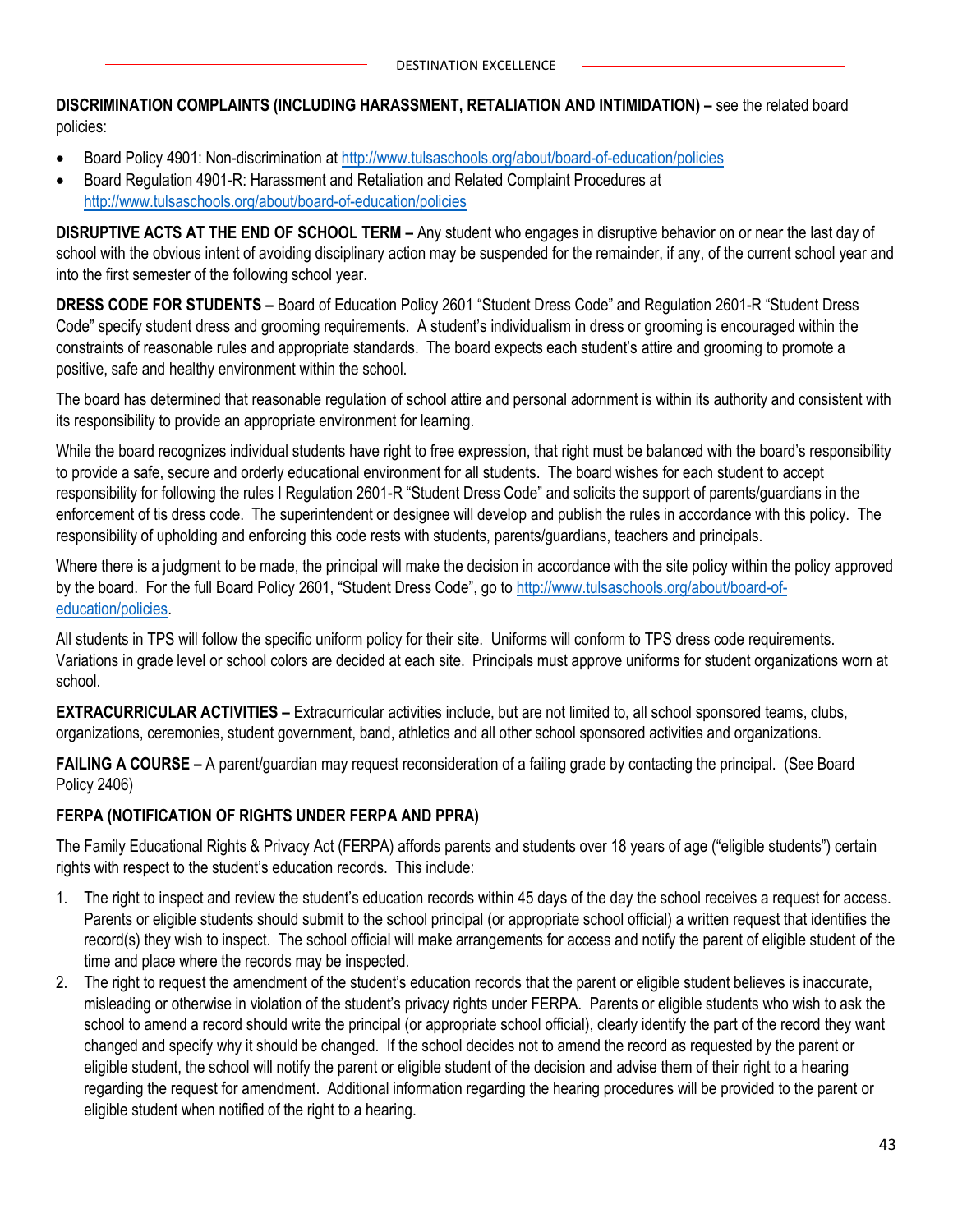**DISCRIMINATION COMPLAINTS (INCLUDING HARASSMENT, RETALIATION AND INTIMIDATION) –** see the related board policies:

- Board Policy 4901: Non-discrimination at http://www.tulsaschools.org/about/board-of-education/policies
- Board Regulation 4901-R: Harassment and Retaliation and Related Complaint Procedures at http://www.tulsaschools.org/about/board-of-education/policies

**DISRUPTIVE ACTS AT THE END OF SCHOOL TERM –** Any student who engages in disruptive behavior on or near the last day of school with the obvious intent of avoiding disciplinary action may be suspended for the remainder, if any, of the current school year and into the first semester of the following school year.

**DRESS CODE FOR STUDENTS –** Board of Education Policy 2601 "Student Dress Code" and Regulation 2601-R "Student Dress Code" specify student dress and grooming requirements. A student's individualism in dress or grooming is encouraged within the constraints of reasonable rules and appropriate standards. The board expects each student's attire and grooming to promote a positive, safe and healthy environment within the school.

The board has determined that reasonable regulation of school attire and personal adornment is within its authority and consistent with its responsibility to provide an appropriate environment for learning.

While the board recognizes individual students have right to free expression, that right must be balanced with the board's responsibility to provide a safe, secure and orderly educational environment for all students. The board wishes for each student to accept responsibility for following the rules I Regulation 2601-R "Student Dress Code" and solicits the support of parents/guardians in the enforcement of tis dress code. The superintendent or designee will develop and publish the rules in accordance with this policy. The responsibility of upholding and enforcing this code rests with students, parents/guardians, teachers and principals.

Where there is a judgment to be made, the principal will make the decision in accordance with the site policy within the policy approved by the board. For the full Board Policy 2601, "Student Dress Code", go to http://www.tulsaschools.org/about/board-of-education/policies.

All students in TPS will follow the specific uniform policy for their site. Uniforms will conform to TPS dress code requirements. Variations in grade level or school colors are decided at each site. Principals must approve uniforms for student organizations worn at school.

**EXTRACURRICULAR ACTIVITIES –** Extracurricular activities include, but are not limited to, all school sponsored teams, clubs, organizations, ceremonies, student government, band, athletics and all other school sponsored activities and organizations.

**FAILING A COURSE –** A parent/guardian may request reconsideration of a failing grade by contacting the principal. (See Board Policy 2406)

**FERPA (NOTIFICATION OF RIGHTS UNDER FERPA AND PPRA)**

The Family Educational Rights & Privacy Act (FERPA) affords parents and students over 18 years of age ("eligible students") certain rights with respect to the student's education records. This include:

1. The right to inspect and review the student's education records within 45 days of the day the school receives a request for access. Parents or eligible students should submit to the school principal (or appropriate school official) a written request that identifies the record(s) they wish to inspect. The school official will make arrangements for access and notify the parent of eligible student of the time and place where the records may be inspected.
2. The right to request the amendment of the student's education records that the parent or eligible student believes is inaccurate, misleading or otherwise in violation of the student's privacy rights under FERPA. Parents or eligible students who wish to ask the school to amend a record should write the principal (or appropriate school official), clearly identify the part of the record they want changed and specify why it should be changed. If the school decides not to amend the record as requested by the parent or eligible student, the school will notify the parent or eligible student of the decision and advise them of their right to a hearing regarding the request for amendment. Additional information regarding the hearing procedures will be provided to the parent or eligible student when notified of the right to a hearing.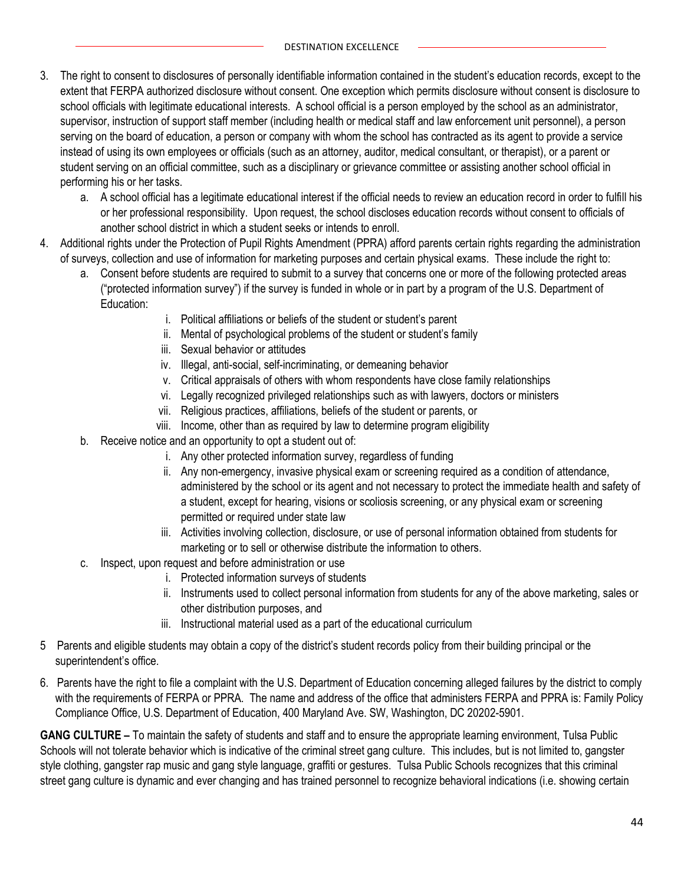3. The right to consent to disclosures of personally identifiable information contained in the student's education records, except to the extent that FERPA authorized disclosure without consent. One exception which permits disclosure without consent is disclosure to school officials with legitimate educational interests. A school official is a person employed by the school as an administrator, supervisor, instruction of support staff member (including health or medical staff and law enforcement unit personnel), a person serving on the board of education, a person or company with whom the school has contracted as its agent to provide a service instead of using its own employees or officials (such as an attorney, auditor, medical consultant, or therapist), or a parent or student serving on an official committee, such as a disciplinary or grievance committee or assisting another school official in performing his or her tasks.
   a. A school official has a legitimate educational interest if the official needs to review an education record in order to fulfill his or her professional responsibility. Upon request, the school discloses education records without consent to officials of another school district in which a student seeks or intends to enroll.
4. Additional rights under the Protection of Pupil Rights Amendment (PPRA) afford parents certain rights regarding the administration of surveys, collection and use of information for marketing purposes and certain physical exams. These include the right to:
   a. Consent before students are required to submit to a survey that concerns one or more of the following protected areas ("protected information survey") if the survey is funded in whole or in part by a program of the U.S. Department of Education:
      i. Political affiliations or beliefs of the student or student's parent
      ii. Mental of psychological problems of the student or student's family
      iii. Sexual behavior or attitudes
      iv. Illegal, anti-social, self-incriminating, or demeaning behavior
      v. Critical appraisals of others with whom respondents have close family relationships
      vi. Legally recognized privileged relationships such as with lawyers, doctors or ministers
      vii. Religious practices, affiliations, beliefs of the student or parents, or
      viii. Income, other than as required by law to determine program eligibility
   b. Receive notice and an opportunity to opt a student out of:
      i. Any other protected information survey, regardless of funding
      ii. Any non-emergency, invasive physical exam or screening required as a condition of attendance, administered by the school or its agent and not necessary to protect the immediate health and safety of a student, except for hearing, visions or scoliosis screening, or any physical exam or screening permitted or required under state law
      iii. Activities involving collection, disclosure, or use of personal information obtained from students for marketing or to sell or otherwise distribute the information to others.
   c. Inspect, upon request and before administration or use
      i. Protected information surveys of students
      ii. Instruments used to collect personal information from students for any of the above marketing, sales or other distribution purposes, and
      iii. Instructional material used as a part of the educational curriculum
5. Parents and eligible students may obtain a copy of the district's student records policy from their building principal or the superintendent's office.
6. Parents have the right to file a complaint with the U.S. Department of Education concerning alleged failures by the district to comply with the requirements of FERPA or PPRA. The name and address of the office that administers FERPA and PPRA is: Family Policy Compliance Office, U.S. Department of Education, 400 Maryland Ave. SW, Washington, DC 20202-5901.

**GANG CULTURE –** To maintain the safety of students and staff and to ensure the appropriate learning environment, Tulsa Public Schools will not tolerate behavior which is indicative of the criminal street gang culture. This includes, but is not limited to, gangster style clothing, gangster rap music and gang style language, graffiti or gestures. Tulsa Public Schools recognizes that this criminal street gang culture is dynamic and ever changing and has trained personnel to recognize behavioral indications (i.e. showing certain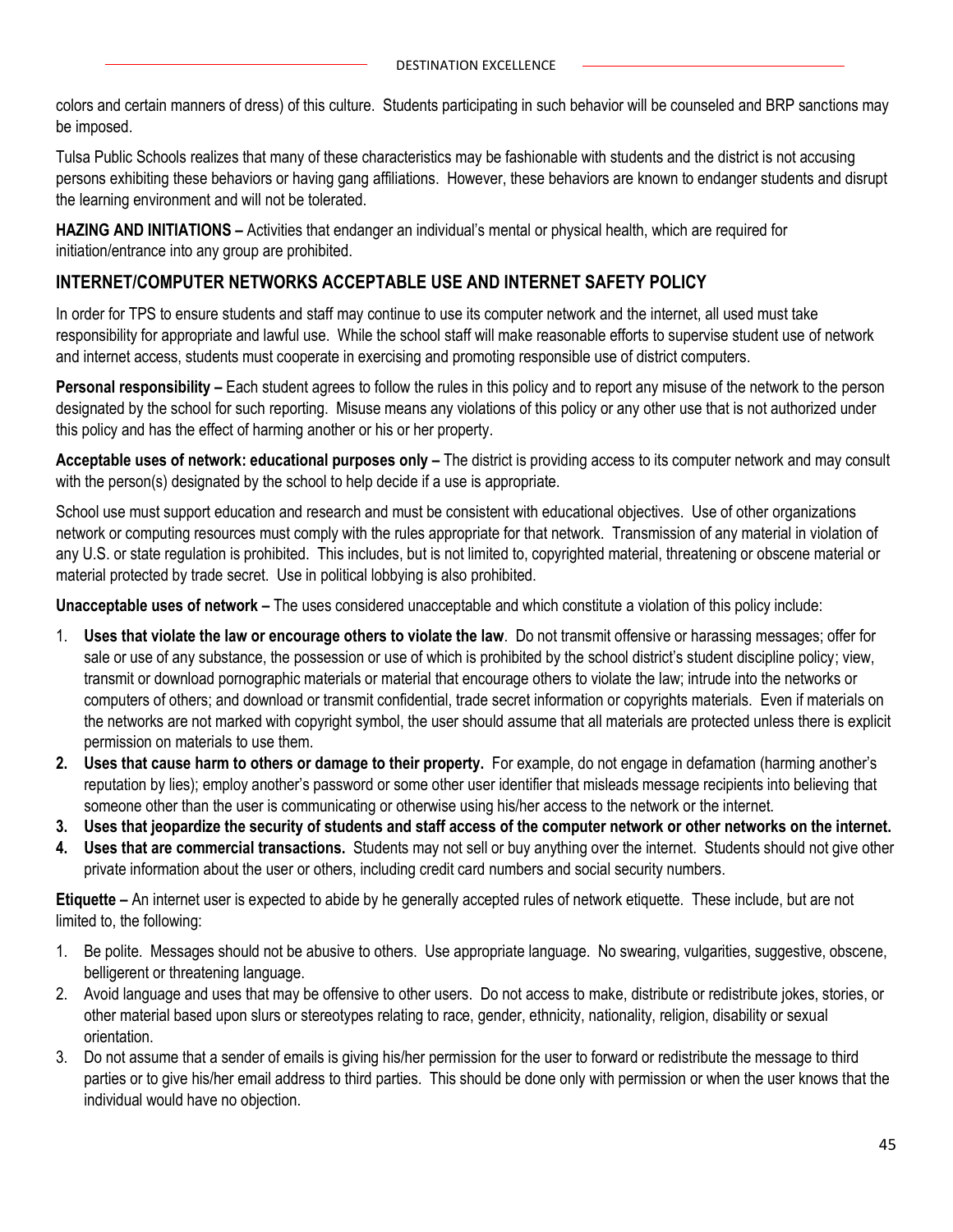colors and certain manners of dress) of this culture. Students participating in such behavior will be counseled and BRP sanctions may be imposed.

Tulsa Public Schools realizes that many of these characteristics may be fashionable with students and the district is not accusing persons exhibiting these behaviors or having gang affiliations. However, these behaviors are known to endanger students and disrupt the learning environment and will not be tolerated.

**HAZING AND INITIATIONS –** Activities that endanger an individual's mental or physical health, which are required for initiation/entrance into any group are prohibited.

## INTERNET/COMPUTER NETWORKS ACCEPTABLE USE AND INTERNET SAFETY POLICY

In order for TPS to ensure students and staff may continue to use its computer network and the internet, all used must take responsibility for appropriate and lawful use. While the school staff will make reasonable efforts to supervise student use of network and internet access, students must cooperate in exercising and promoting responsible use of district computers.

**Personal responsibility –** Each student agrees to follow the rules in this policy and to report any misuse of the network to the person designated by the school for such reporting. Misuse means any violations of this policy or any other use that is not authorized under this policy and has the effect of harming another or his or her property.

**Acceptable uses of network: educational purposes only –** The district is providing access to its computer network and may consult with the person(s) designated by the school to help decide if a use is appropriate.

School use must support education and research and must be consistent with educational objectives. Use of other organizations network or computing resources must comply with the rules appropriate for that network. Transmission of any material in violation of any U.S. or state regulation is prohibited. This includes, but is not limited to, copyrighted material, threatening or obscene material or material protected by trade secret. Use in political lobbying is also prohibited.

**Unacceptable uses of network –** The uses considered unacceptable and which constitute a violation of this policy include:

1. **Uses that violate the law or encourage others to violate the law**. Do not transmit offensive or harassing messages; offer for sale or use of any substance, the possession or use of which is prohibited by the school district's student discipline policy; view, transmit or download pornographic materials or material that encourage others to violate the law; intrude into the networks or computers of others; and download or transmit confidential, trade secret information or copyrights materials. Even if materials on the networks are not marked with copyright symbol, the user should assume that all materials are protected unless there is explicit permission on materials to use them.
2. **Uses that cause harm to others or damage to their property.** For example, do not engage in defamation (harming another's reputation by lies); employ another's password or some other user identifier that misleads message recipients into believing that someone other than the user is communicating or otherwise using his/her access to the network or the internet.
3. **Uses that jeopardize the security of students and staff access of the computer network or other networks on the internet.**
4. **Uses that are commercial transactions.** Students may not sell or buy anything over the internet. Students should not give other private information about the user or others, including credit card numbers and social security numbers.

**Etiquette –** An internet user is expected to abide by he generally accepted rules of network etiquette. These include, but are not limited to, the following:

1. Be polite. Messages should not be abusive to others. Use appropriate language. No swearing, vulgarities, suggestive, obscene, belligerent or threatening language.
2. Avoid language and uses that may be offensive to other users. Do not access to make, distribute or redistribute jokes, stories, or other material based upon slurs or stereotypes relating to race, gender, ethnicity, nationality, religion, disability or sexual orientation.
3. Do not assume that a sender of emails is giving his/her permission for the user to forward or redistribute the message to third parties or to give his/her email address to third parties. This should be done only with permission or when the user knows that the individual would have no objection.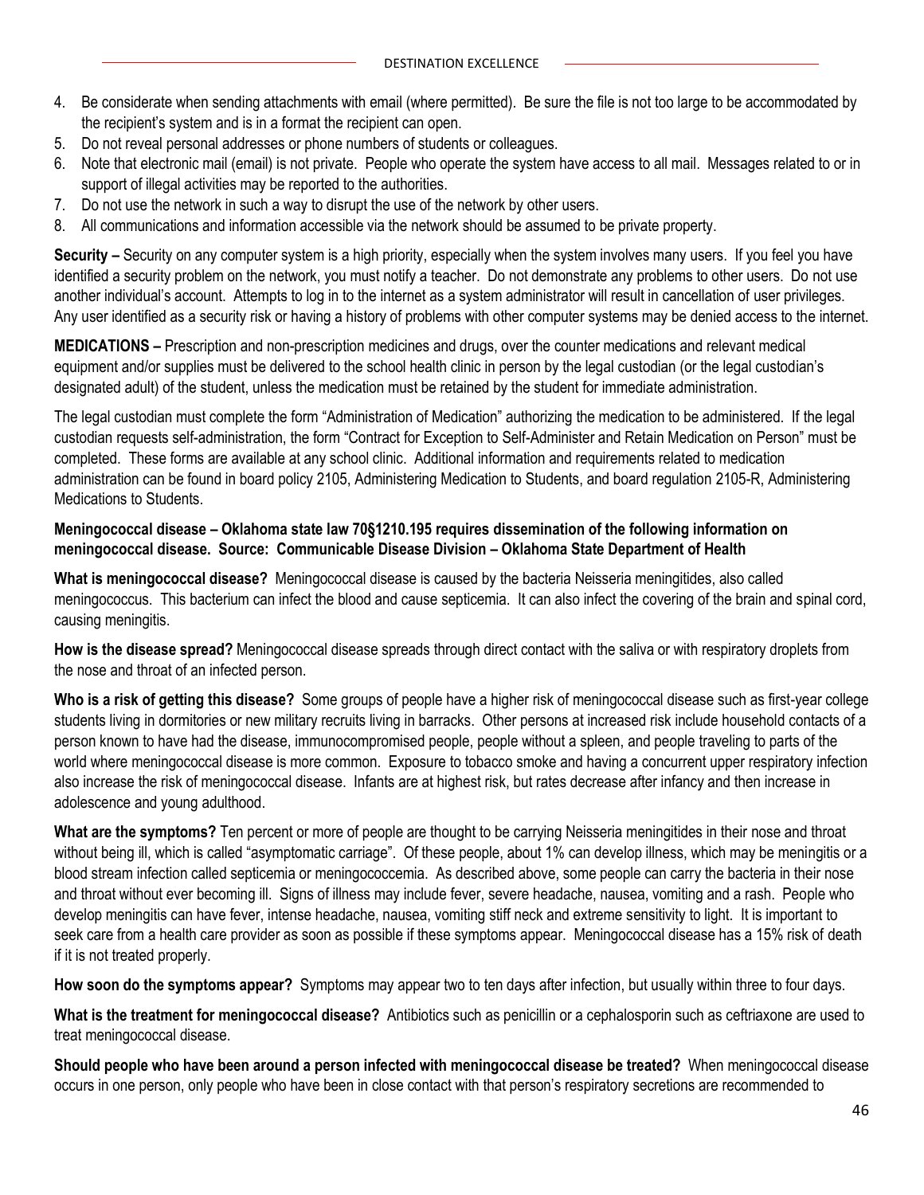4. Be considerate when sending attachments with email (where permitted). Be sure the file is not too large to be accommodated by the recipient's system and is in a format the recipient can open.
5. Do not reveal personal addresses or phone numbers of students or colleagues.
6. Note that electronic mail (email) is not private. People who operate the system have access to all mail. Messages related to or in support of illegal activities may be reported to the authorities.
7. Do not use the network in such a way to disrupt the use of the network by other users.
8. All communications and information accessible via the network should be assumed to be private property.

**Security –** Security on any computer system is a high priority, especially when the system involves many users. If you feel you have identified a security problem on the network, you must notify a teacher. Do not demonstrate any problems to other users. Do not use another individual's account. Attempts to log in to the internet as a system administrator will result in cancellation of user privileges. Any user identified as a security risk or having a history of problems with other computer systems may be denied access to the internet.

**MEDICATIONS –** Prescription and non-prescription medicines and drugs, over the counter medications and relevant medical equipment and/or supplies must be delivered to the school health clinic in person by the legal custodian (or the legal custodian's designated adult) of the student, unless the medication must be retained by the student for immediate administration.

The legal custodian must complete the form "Administration of Medication" authorizing the medication to be administered. If the legal custodian requests self-administration, the form "Contract for Exception to Self-Administer and Retain Medication on Person" must be completed. These forms are available at any school clinic. Additional information and requirements related to medication administration can be found in board policy 2105, Administering Medication to Students, and board regulation 2105-R, Administering Medications to Students.

**Meningococcal disease – Oklahoma state law 70§1210.195 requires dissemination of the following information on meningococcal disease. Source: Communicable Disease Division – Oklahoma State Department of Health**

**What is meningococcal disease?** Meningococcal disease is caused by the bacteria Neisseria meningitides, also called meningococcus. This bacterium can infect the blood and cause septicemia. It can also infect the covering of the brain and spinal cord, causing meningitis.

**How is the disease spread?** Meningococcal disease spreads through direct contact with the saliva or with respiratory droplets from the nose and throat of an infected person.

**Who is a risk of getting this disease?** Some groups of people have a higher risk of meningococcal disease such as first-year college students living in dormitories or new military recruits living in barracks. Other persons at increased risk include household contacts of a person known to have had the disease, immunocompromised people, people without a spleen, and people traveling to parts of the world where meningococcal disease is more common. Exposure to tobacco smoke and having a concurrent upper respiratory infection also increase the risk of meningococcal disease. Infants are at highest risk, but rates decrease after infancy and then increase in adolescence and young adulthood.

**What are the symptoms?** Ten percent or more of people are thought to be carrying Neisseria meningitides in their nose and throat without being ill, which is called "asymptomatic carriage". Of these people, about 1% can develop illness, which may be meningitis or a blood stream infection called septicemia or meningococcemia. As described above, some people can carry the bacteria in their nose and throat without ever becoming ill. Signs of illness may include fever, severe headache, nausea, vomiting and a rash. People who develop meningitis can have fever, intense headache, nausea, vomiting stiff neck and extreme sensitivity to light. It is important to seek care from a health care provider as soon as possible if these symptoms appear. Meningococcal disease has a 15% risk of death if it is not treated properly.

**How soon do the symptoms appear?** Symptoms may appear two to ten days after infection, but usually within three to four days.

**What is the treatment for meningococcal disease?** Antibiotics such as penicillin or a cephalosporin such as ceftriaxone are used to treat meningococcal disease.

**Should people who have been around a person infected with meningococcal disease be treated?** When meningococcal disease occurs in one person, only people who have been in close contact with that person's respiratory secretions are recommended to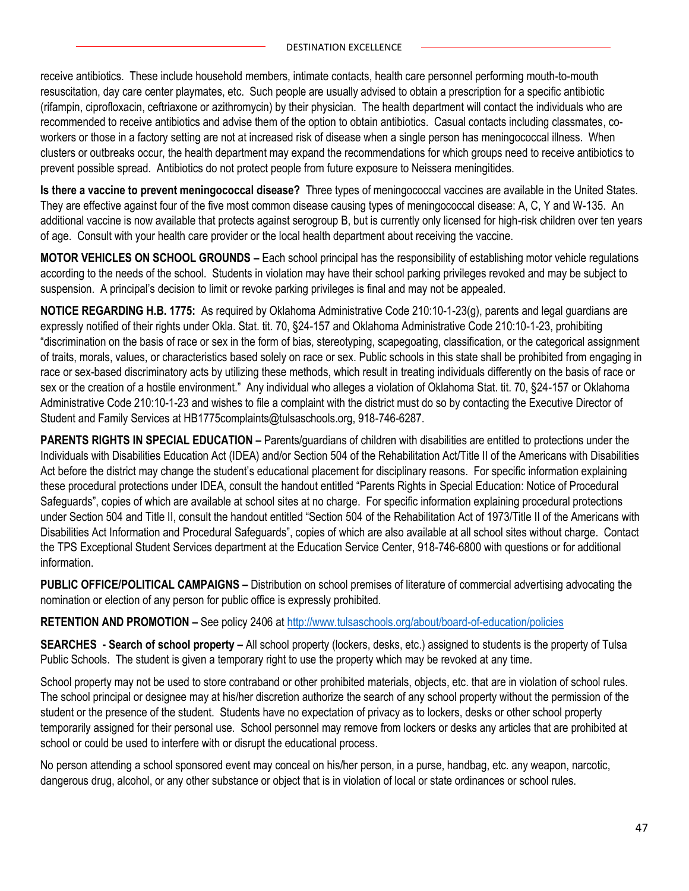receive antibiotics. These include household members, intimate contacts, health care personnel performing mouth-to-mouth resuscitation, day care center playmates, etc. Such people are usually advised to obtain a prescription for a specific antibiotic (rifampin, ciprofloxacin, ceftriaxone or azithromycin) by their physician. The health department will contact the individuals who are recommended to receive antibiotics and advise them of the option to obtain antibiotics. Casual contacts including classmates, co-workers or those in a factory setting are not at increased risk of disease when a single person has meningococcal illness. When clusters or outbreaks occur, the health department may expand the recommendations for which groups need to receive antibiotics to prevent possible spread. Antibiotics do not protect people from future exposure to Neissera meningitides.

**Is there a vaccine to prevent meningococcal disease?** Three types of meningococcal vaccines are available in the United States. They are effective against four of the five most common disease causing types of meningococcal disease: A, C, Y and W-135. An additional vaccine is now available that protects against serogroup B, but is currently only licensed for high-risk children over ten years of age. Consult with your health care provider or the local health department about receiving the vaccine.

**MOTOR VEHICLES ON SCHOOL GROUNDS –** Each school principal has the responsibility of establishing motor vehicle regulations according to the needs of the school. Students in violation may have their school parking privileges revoked and may be subject to suspension. A principal's decision to limit or revoke parking privileges is final and may not be appealed.

**NOTICE REGARDING H.B. 1775:** As required by Oklahoma Administrative Code 210:10-1-23(g), parents and legal guardians are expressly notified of their rights under Okla. Stat. tit. 70, §24-157 and Oklahoma Administrative Code 210:10-1-23, prohibiting "discrimination on the basis of race or sex in the form of bias, stereotyping, scapegoating, classification, or the categorical assignment of traits, morals, values, or characteristics based solely on race or sex. Public schools in this state shall be prohibited from engaging in race or sex-based discriminatory acts by utilizing these methods, which result in treating individuals differently on the basis of race or sex or the creation of a hostile environment." Any individual who alleges a violation of Oklahoma Stat. tit. 70, §24-157 or Oklahoma Administrative Code 210:10-1-23 and wishes to file a complaint with the district must do so by contacting the Executive Director of Student and Family Services at HB1775complaints@tulsaschools.org, 918-746-6287.

**PARENTS RIGHTS IN SPECIAL EDUCATION –** Parents/guardians of children with disabilities are entitled to protections under the Individuals with Disabilities Education Act (IDEA) and/or Section 504 of the Rehabilitation Act/Title II of the Americans with Disabilities Act before the district may change the student's educational placement for disciplinary reasons. For specific information explaining these procedural protections under IDEA, consult the handout entitled "Parents Rights in Special Education: Notice of Procedural Safeguards", copies of which are available at school sites at no charge. For specific information explaining procedural protections under Section 504 and Title II, consult the handout entitled "Section 504 of the Rehabilitation Act of 1973/Title II of the Americans with Disabilities Act Information and Procedural Safeguards", copies of which are also available at all school sites without charge. Contact the TPS Exceptional Student Services department at the Education Service Center, 918-746-6800 with questions or for additional information.

**PUBLIC OFFICE/POLITICAL CAMPAIGNS –** Distribution on school premises of literature of commercial advertising advocating the nomination or election of any person for public office is expressly prohibited.

**RETENTION AND PROMOTION –** See policy 2406 at http://www.tulsaschools.org/about/board-of-education/policies

**SEARCHES - Search of school property –** All school property (lockers, desks, etc.) assigned to students is the property of Tulsa Public Schools. The student is given a temporary right to use the property which may be revoked at any time.

School property may not be used to store contraband or other prohibited materials, objects, etc. that are in violation of school rules. The school principal or designee may at his/her discretion authorize the search of any school property without the permission of the student or the presence of the student. Students have no expectation of privacy as to lockers, desks or other school property temporarily assigned for their personal use. School personnel may remove from lockers or desks any articles that are prohibited at school or could be used to interfere with or disrupt the educational process.

No person attending a school sponsored event may conceal on his/her person, in a purse, handbag, etc. any weapon, narcotic, dangerous drug, alcohol, or any other substance or object that is in violation of local or state ordinances or school rules.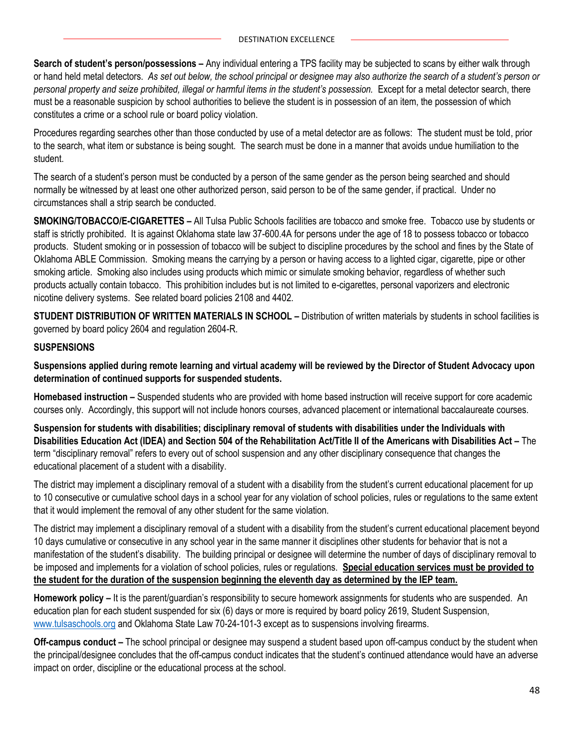**Search of student's person/possessions –** Any individual entering a TPS facility may be subjected to scans by either walk through or hand held metal detectors. *As set out below, the school principal or designee may also authorize the search of a student's person or personal property and seize prohibited, illegal or harmful items in the student's possession.* Except for a metal detector search, there must be a reasonable suspicion by school authorities to believe the student is in possession of an item, the possession of which constitutes a crime or a school rule or board policy violation.

Procedures regarding searches other than those conducted by use of a metal detector are as follows: The student must be told, prior to the search, what item or substance is being sought. The search must be done in a manner that avoids undue humiliation to the student.

The search of a student's person must be conducted by a person of the same gender as the person being searched and should normally be witnessed by at least one other authorized person, said person to be of the same gender, if practical. Under no circumstances shall a strip search be conducted.

**SMOKING/TOBACCO/E-CIGARETTES –** All Tulsa Public Schools facilities are tobacco and smoke free. Tobacco use by students or staff is strictly prohibited. It is against Oklahoma state law 37-600.4A for persons under the age of 18 to possess tobacco or tobacco products. Student smoking or in possession of tobacco will be subject to discipline procedures by the school and fines by the State of Oklahoma ABLE Commission. Smoking means the carrying by a person or having access to a lighted cigar, cigarette, pipe or other smoking article. Smoking also includes using products which mimic or simulate smoking behavior, regardless of whether such products actually contain tobacco. This prohibition includes but is not limited to e-cigarettes, personal vaporizers and electronic nicotine delivery systems. See related board policies 2108 and 4402.

**STUDENT DISTRIBUTION OF WRITTEN MATERIALS IN SCHOOL –** Distribution of written materials by students in school facilities is governed by board policy 2604 and regulation 2604-R.

**SUSPENSIONS**

**Suspensions applied during remote learning and virtual academy will be reviewed by the Director of Student Advocacy upon determination of continued supports for suspended students.**

**Homebased instruction –** Suspended students who are provided with home based instruction will receive support for core academic courses only. Accordingly, this support will not include honors courses, advanced placement or international baccalaureate courses.

**Suspension for students with disabilities; disciplinary removal of students with disabilities under the Individuals with Disabilities Education Act (IDEA) and Section 504 of the Rehabilitation Act/Title II of the Americans with Disabilities Act –** The term "disciplinary removal" refers to every out of school suspension and any other disciplinary consequence that changes the educational placement of a student with a disability.

The district may implement a disciplinary removal of a student with a disability from the student's current educational placement for up to 10 consecutive or cumulative school days in a school year for any violation of school policies, rules or regulations to the same extent that it would implement the removal of any other student for the same violation.

The district may implement a disciplinary removal of a student with a disability from the student's current educational placement beyond 10 days cumulative or consecutive in any school year in the same manner it disciplines other students for behavior that is not a manifestation of the student's disability. The building principal or designee will determine the number of days of disciplinary removal to be imposed and implements for a violation of school policies, rules or regulations. **<u>Special education services must be provided to the student for the duration of the suspension beginning the eleventh day as determined by the IEP team.</u>**

**Homework policy –** It is the parent/guardian's responsibility to secure homework assignments for students who are suspended. An education plan for each student suspended for six (6) days or more is required by board policy 2619, Student Suspension, [www.tulsaschools.org](http://www.tulsaschools.org) and Oklahoma State Law 70-24-101-3 except as to suspensions involving firearms.

**Off-campus conduct –** The school principal or designee may suspend a student based upon off-campus conduct by the student when the principal/designee concludes that the off-campus conduct indicates that the student's continued attendance would have an adverse impact on order, discipline or the educational process at the school.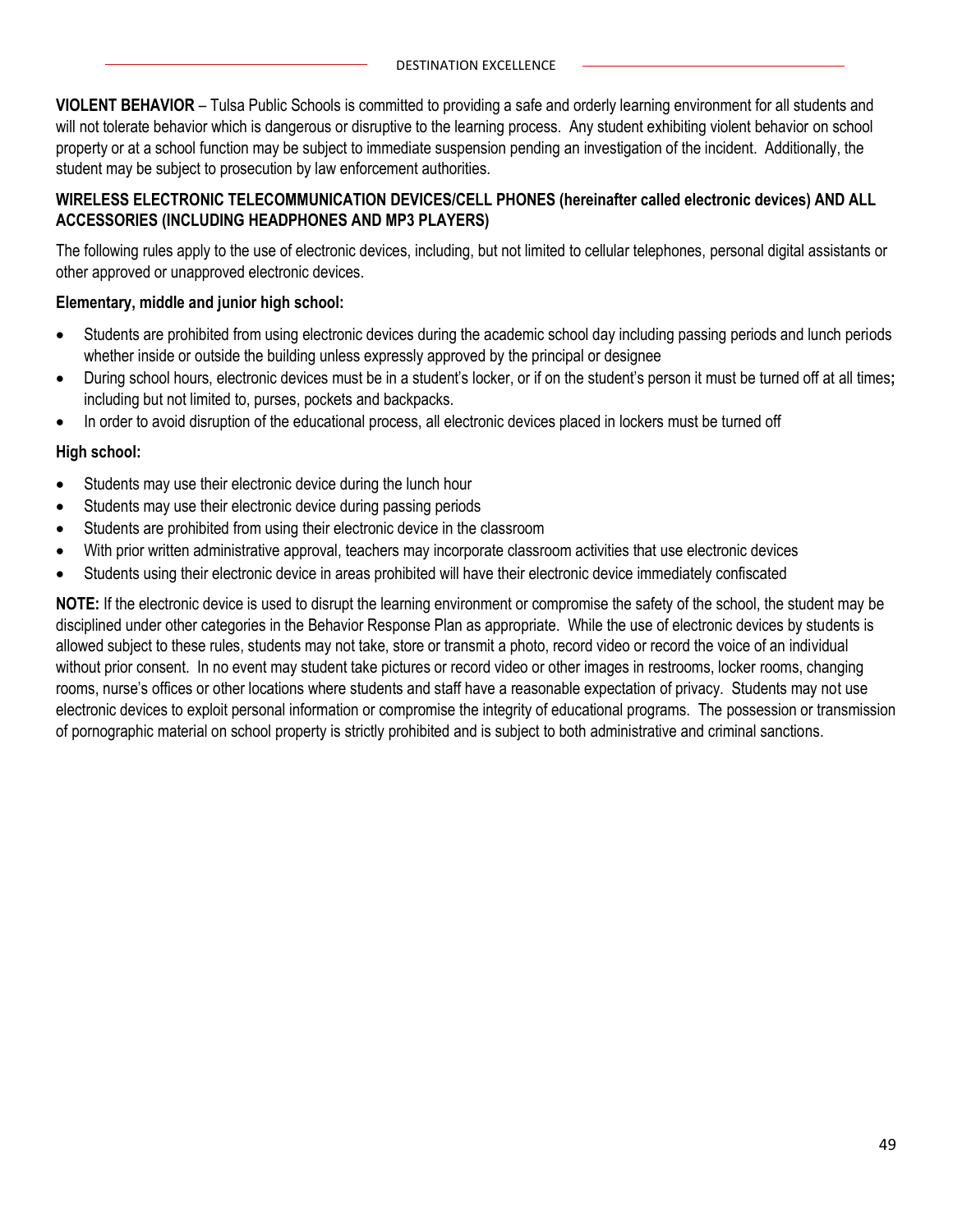**VIOLENT BEHAVIOR** – Tulsa Public Schools is committed to providing a safe and orderly learning environment for all students and will not tolerate behavior which is dangerous or disruptive to the learning process. Any student exhibiting violent behavior on school property or at a school function may be subject to immediate suspension pending an investigation of the incident. Additionally, the student may be subject to prosecution by law enforcement authorities.

**WIRELESS ELECTRONIC TELECOMMUNICATION DEVICES/CELL PHONES (hereinafter called electronic devices) AND ALL ACCESSORIES (INCLUDING HEADPHONES AND MP3 PLAYERS)**

The following rules apply to the use of electronic devices, including, but not limited to cellular telephones, personal digital assistants or other approved or unapproved electronic devices.

**Elementary, middle and junior high school:**

- Students are prohibited from using electronic devices during the academic school day including passing periods and lunch periods whether inside or outside the building unless expressly approved by the principal or designee
- During school hours, electronic devices must be in a student's locker, or if on the student's person it must be turned off at all times**;** including but not limited to, purses, pockets and backpacks.
- In order to avoid disruption of the educational process, all electronic devices placed in lockers must be turned off

**High school:**

- Students may use their electronic device during the lunch hour
- Students may use their electronic device during passing periods
- Students are prohibited from using their electronic device in the classroom
- With prior written administrative approval, teachers may incorporate classroom activities that use electronic devices
- Students using their electronic device in areas prohibited will have their electronic device immediately confiscated

**NOTE:** If the electronic device is used to disrupt the learning environment or compromise the safety of the school, the student may be disciplined under other categories in the Behavior Response Plan as appropriate. While the use of electronic devices by students is allowed subject to these rules, students may not take, store or transmit a photo, record video or record the voice of an individual without prior consent. In no event may student take pictures or record video or other images in restrooms, locker rooms, changing rooms, nurse's offices or other locations where students and staff have a reasonable expectation of privacy. Students may not use electronic devices to exploit personal information or compromise the integrity of educational programs. The possession or transmission of pornographic material on school property is strictly prohibited and is subject to both administrative and criminal sanctions.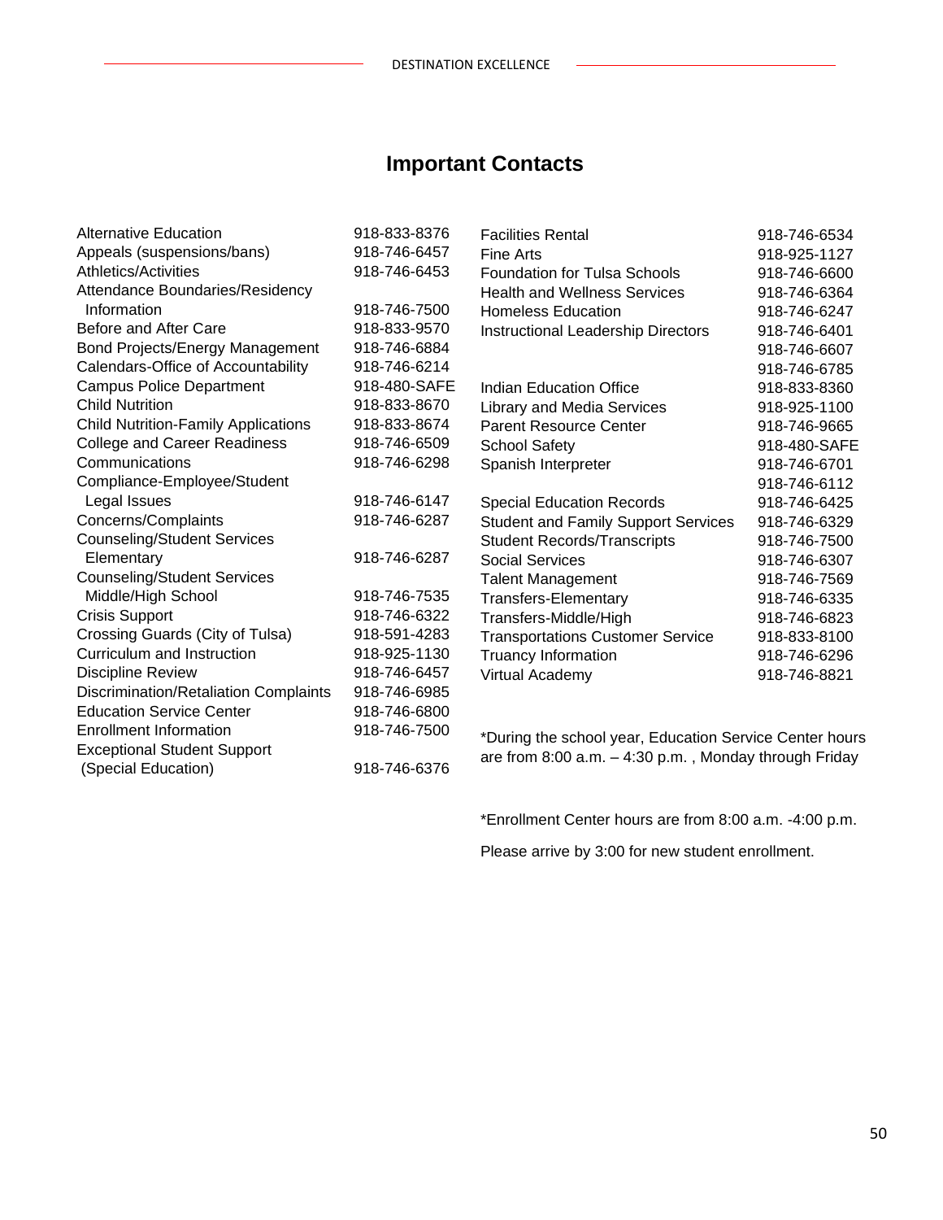# Important Contacts

| Contact | Phone |
| --- | --- |
| Alternative Education | 918-833-8376 |
| Appeals (suspensions/bans) | 918-746-6457 |
| Athletics/Activities | 918-746-6453 |
| Attendance Boundaries/Residency Information | 918-746-7500 |
| Before and After Care | 918-833-9570 |
| Bond Projects/Energy Management | 918-746-6884 |
| Calendars-Office of Accountability | 918-746-6214 |
| Campus Police Department | 918-480-SAFE |
| Child Nutrition | 918-833-8670 |
| Child Nutrition-Family Applications | 918-833-8674 |
| College and Career Readiness | 918-746-6509 |
| Communications | 918-746-6298 |
| Compliance-Employee/Student Legal Issues | 918-746-6147 |
| Concerns/Complaints | 918-746-6287 |
| Counseling/Student Services Elementary | 918-746-6287 |
| Counseling/Student Services Middle/High School | 918-746-7535 |
| Crisis Support | 918-746-6322 |
| Crossing Guards (City of Tulsa) | 918-591-4283 |
| Curriculum and Instruction | 918-925-1130 |
| Discipline Review | 918-746-6457 |
| Discrimination/Retaliation Complaints | 918-746-6985 |
| Education Service Center | 918-746-6800 |
| Enrollment Information | 918-746-7500 |
| Exceptional Student Support (Special Education) | 918-746-6376 |
| Facilities Rental | 918-746-6534 |
| Fine Arts | 918-925-1127 |
| Foundation for Tulsa Schools | 918-746-6600 |
| Health and Wellness Services | 918-746-6364 |
| Homeless Education | 918-746-6247 |
| Instructional Leadership Directors | 918-746-6401<br>918-746-6607<br>918-746-6785 |
| Indian Education Office | 918-833-8360 |
| Library and Media Services | 918-925-1100 |
| Parent Resource Center | 918-746-9665 |
| School Safety | 918-480-SAFE |
| Spanish Interpreter | 918-746-6701<br>918-746-6112 |
| Special Education Records | 918-746-6425 |
| Student and Family Support Services | 918-746-6329 |
| Student Records/Transcripts | 918-746-7500 |
| Social Services | 918-746-6307 |
| Talent Management | 918-746-7569 |
| Transfers-Elementary | 918-746-6335 |
| Transfers-Middle/High | 918-746-6823 |
| Transportations Customer Service | 918-833-8100 |
| Truancy Information | 918-746-6296 |
| Virtual Academy | 918-746-8821 |

*During the school year, Education Service Center hours are from 8:00 a.m. – 4:30 p.m. , Monday through Friday

*Enrollment Center hours are from 8:00 a.m. -4:00 p.m.

Please arrive by 3:00 for new student enrollment.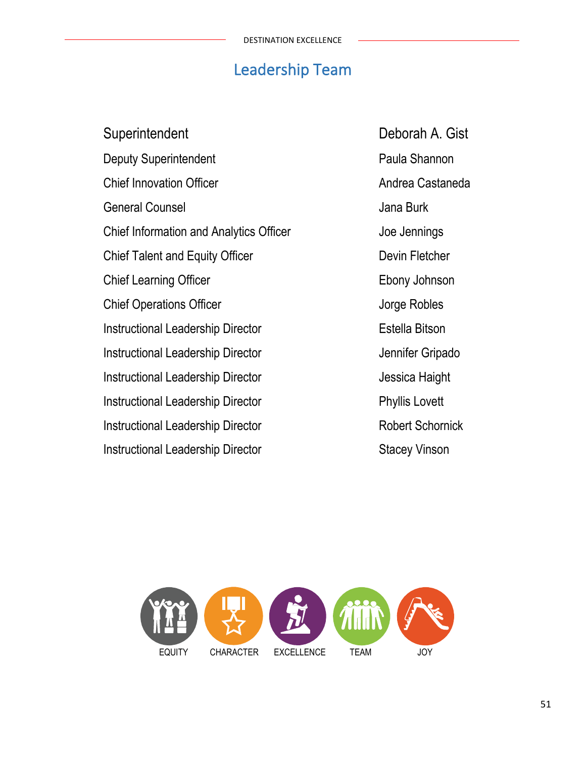# Leadership Team

| Position | Name |
|---|---|
| Superintendent | Deborah A. Gist |
| Deputy Superintendent | Paula Shannon |
| Chief Innovation Officer | Andrea Castaneda |
| General Counsel | Jana Burk |
| Chief Information and Analytics Officer | Joe Jennings |
| Chief Talent and Equity Officer | Devin Fletcher |
| Chief Learning Officer | Ebony Johnson |
| Chief Operations Officer | Jorge Robles |
| Instructional Leadership Director | Estella Bitson |
| Instructional Leadership Director | Jennifer Gripado |
| Instructional Leadership Director | Jessica Haight |
| Instructional Leadership Director | Phyllis Lovett |
| Instructional Leadership Director | Robert Schornick |
| Instructional Leadership Director | Stacey Vinson |

EQUITY CHARACTER EXCELLENCE TEAM JOY